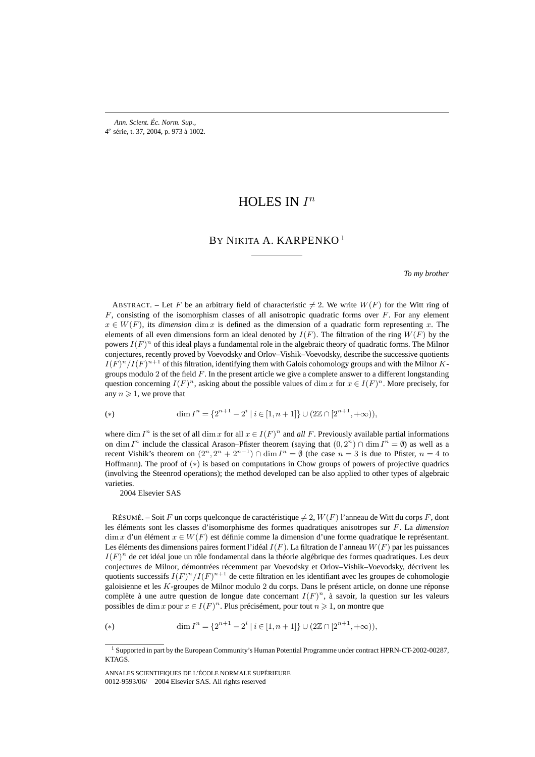# HOLES IN $I^n$

## BY NIKITA A. KARPENKO [1]

*To my brother*

ABSTRACT. – Let $F$ be an arbitrary field of characteristic $\neq 2$. We write $W(F)$ for the Witt ring of $F$, consisting of the isomorphism classes of all anisotropic quadratic forms over $F$. For any element $x \in W(F)$, its *dimension* $\dim x$ is defined as the dimension of a quadratic form representing $x$. The elements of all even dimensions form an ideal denoted by $I(F)$. The filtration of the ring $W(F)$ by the powers $I(F)^n$ of this ideal plays a fundamental role in the algebraic theory of quadratic forms. The Milnor conjectures, recently proved by Voevodsky and Orlov–Vishik–Voevodsky, describe the successive quotients $I(F)^n/I(F)^{n+1}$ of this filtration, identifying them with Galois cohomology groups and with the Milnor $K$-groups modulo 2 of the field $F$. In the present article we give a complete answer to a different longstanding question concerning $I(F)^n$, asking about the possible values of $\dim x$ for $x \in I(F)^n$. More precisely, for any $n \geqslant 1$, we prove that

$$(*) \qquad \dim I^n = \{2^{n+1} - 2^i \mid i \in [1, n+1]\} \cup (2\mathbb{Z} \cap [2^{n+1}, +\infty)),$$

where $\dim I^n$ is the set of all $\dim x$ for all $x \in I(F)^n$ and *all* $F$. Previously available partial informations on $\dim I^n$ include the classical Arason–Pfister theorem (saying that $(0, 2^n) \cap \dim I^n = \emptyset$) as well as a recent Vishik's theorem on $(2^n, 2^n + 2^{n-1}) \cap \dim I^n = \emptyset$ (the case $n = 3$ is due to Pfister, $n = 4$ to Hoffmann). The proof of $(*)$ is based on computations in Chow groups of powers of projective quadrics (involving the Steenrod operations); the method developed can be also applied to other types of algebraic varieties.

2004 Elsevier SAS

RÉSUMÉ. – Soit $F$ un corps quelconque de caractéristique $\neq 2$, $W(F)$ l'anneau de Witt du corps $F$, dont les éléments sont les classes d'isomorphisme des formes quadratiques anisotropes sur $F$. La *dimension* $\dim x$ d'un élément $x \in W(F)$ est définie comme la dimension d'une forme quadratique le représentant. Les éléments des dimensions paires forment l'idéal $I(F)$. La filtration de l'anneau $W(F)$ par les puissances $I(F)^n$ de cet idéal joue un rôle fondamental dans la théorie algébrique des formes quadratiques. Les deux conjectures de Milnor, démontrées récemment par Voevodsky et Orlov–Vishik–Voevodsky, décrivent les quotients successifs $I(F)^n/I(F)^{n+1}$ de cette filtration en les identifiant avec les groupes de cohomologie galoisienne et les $K$-groupes de Milnor modulo 2 du corps. Dans le présent article, on donne une réponse complète à une autre question de longue date concernant $I(F)^n$, à savoir, la question sur les valeurs possibles de $\dim x$ pour $x \in I(F)^n$. Plus précisément, pour tout $n \geqslant 1$, on montre que

$$(*) \qquad \dim I^n = \{2^{n+1} - 2^i \mid i \in [1, n+1]\} \cup (2\mathbb{Z} \cap [2^{n+1}, +\infty)),$$

[1] Supported in part by the European Community's Human Potential Programme under contract HPRN-CT-2002-00287, KTAGS.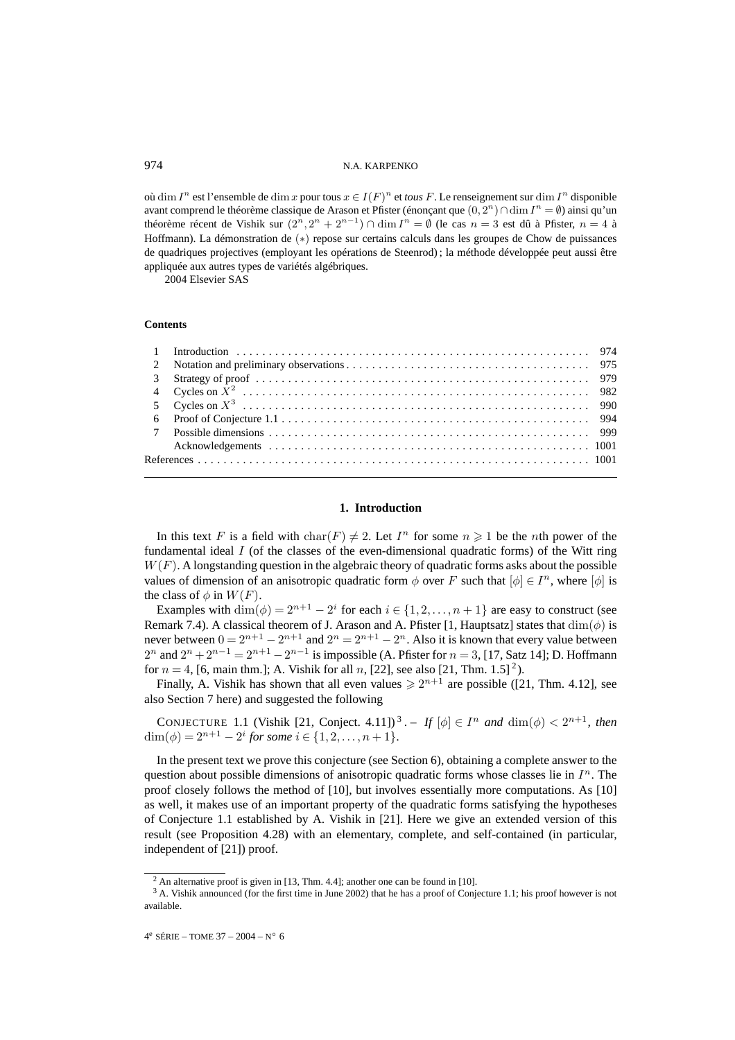où $\dim I^n$ est l'ensemble de $\dim x$ pour tous $x \in I(F)^n$ et *tous* $F$. Le renseignement sur $\dim I^n$ disponible avant comprend le théorème classique de Arason et Pfister (énonçant que $(0, 2^n) \cap \dim I^n = \emptyset$) ainsi qu'un théorème récent de Vishik sur $(2^n, 2^n + 2^{n-1}) \cap \dim I^n = \emptyset$ (le cas $n = 3$ est dû à Pfister, $n = 4$ à Hoffmann). La démonstration de $(*)$ repose sur certains calculs dans les groupes de Chow de puissances de quadriques projectives (employant les opérations de Steenrod) ; la méthode développée peut aussi être appliquée aux autres types de variétés algébriques.

2004 Elsevier SAS

**Contents**

| | | |
|---|---|---|
| 1 | Introduction | 974 |
| 2 | Notation and preliminary observations | 975 |
| 3 | Strategy of proof | 979 |
| 4 | Cycles on $X^2$ | 982 |
| 5 | Cycles on $X^3$ | 990 |
| 6 | Proof of Conjecture 1.1 | 994 |
| 7 | Possible dimensions | 999 |
| | Acknowledgements | 1001 |
| References | | 1001 |

## 1. Introduction

In this text $F$ is a field with $\mathrm{char}(F) \neq 2$. Let $I^n$ for some $n \geqslant 1$ be the $n$th power of the fundamental ideal $I$ (of the classes of the even-dimensional quadratic forms) of the Witt ring $W(F)$. A longstanding question in the algebraic theory of quadratic forms asks about the possible values of dimension of an anisotropic quadratic form $\phi$ over $F$ such that $[\phi] \in I^n$, where $[\phi]$ is the class of $\phi$ in $W(F)$.

Examples with $\dim(\phi) = 2^{n+1} - 2^i$ for each $i \in \{1, 2, \ldots, n+1\}$ are easy to construct (see Remark 7.4). A classical theorem of J. Arason and A. Pfister [1, Hauptsatz] states that $\dim(\phi)$ is never between $0 = 2^{n+1} - 2^{n+1}$ and $2^n = 2^{n+1} - 2^n$. Also it is known that every value between $2^n$ and $2^n + 2^{n-1} = 2^{n+1} - 2^{n-1}$ is impossible (A. Pfister for $n = 3$, [17, Satz 14]; D. Hoffmann for $n = 4$, [6, main thm.]; A. Vishik for all $n$, [22], see also [21, Thm. 1.5] [2]).

Finally, A. Vishik has shown that all even values $\geqslant 2^{n+1}$ are possible ([21, Thm. 4.12], see also Section 7 here) and suggested the following

CONJECTURE 1.1 (Vishik [21, Conject. 4.11]) [3]. – *If* $[\phi] \in I^n$ *and* $\dim(\phi) < 2^{n+1}$, *then* $\dim(\phi) = 2^{n+1} - 2^i$ *for some* $i \in \{1, 2, \ldots, n+1\}$.

In the present text we prove this conjecture (see Section 6), obtaining a complete answer to the question about possible dimensions of anisotropic quadratic forms whose classes lie in $I^n$. The proof closely follows the method of [10], but involves essentially more computations. As [10] as well, it makes use of an important property of the quadratic forms satisfying the hypotheses of Conjecture 1.1 established by A. Vishik in [21]. Here we give an extended version of this result (see Proposition 4.28) with an elementary, complete, and self-contained (in particular, independent of [21]) proof.

[2] An alternative proof is given in [13, Thm. 4.4]; another one can be found in [10].

[3] A. Vishik announced (for the first time in June 2002) that he has a proof of Conjecture 1.1; his proof however is not available.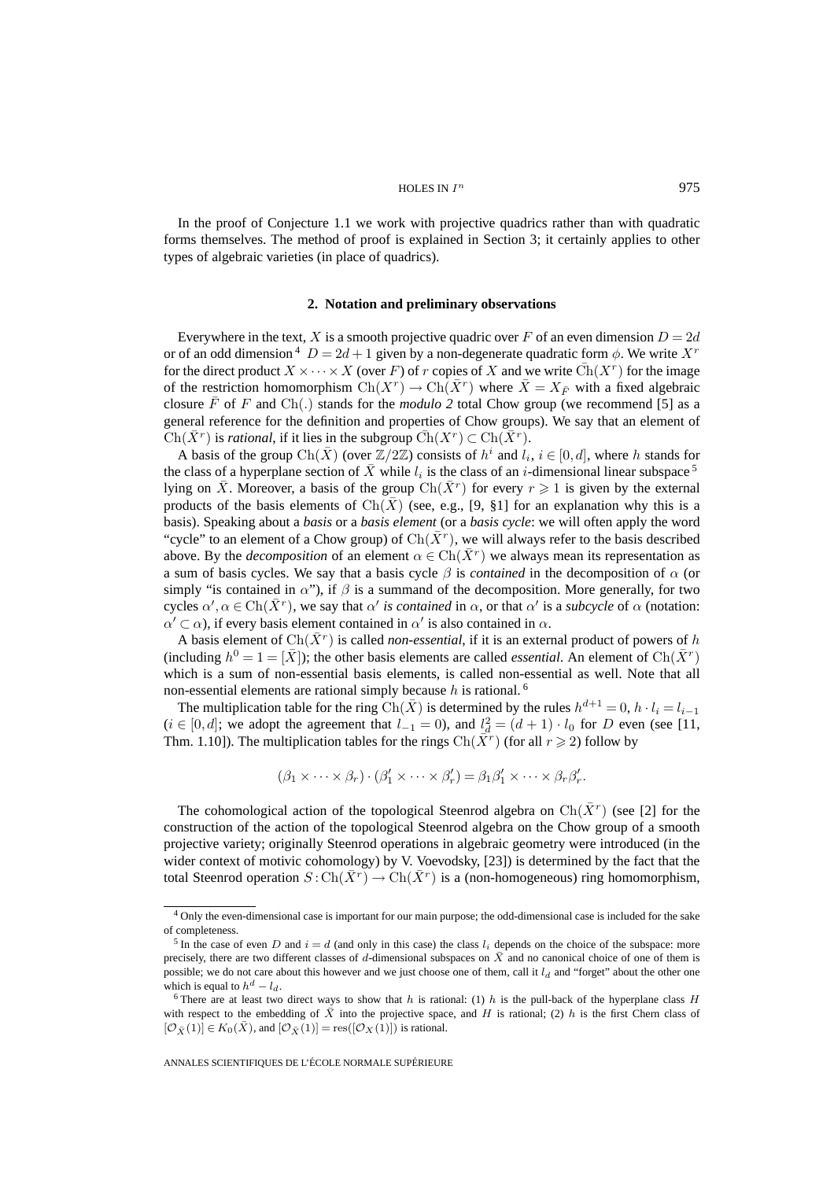In the proof of Conjecture 1.1 we work with projective quadrics rather than with quadratic forms themselves. The method of proof is explained in Section 3; it certainly applies to other types of algebraic varieties (in place of quadrics).

## 2. Notation and preliminary observations

Everywhere in the text, $X$ is a smooth projective quadric over $F$ of an even dimension $D = 2d$ or of an odd dimension [4] $D = 2d + 1$ given by a non-degenerate quadratic form $\phi$. We write $X^r$ for the direct product $X \times \cdots \times X$ (over $F$) of $r$ copies of $X$ and we write $\bar{\mathrm{Ch}}(X^r)$ for the image of the restriction homomorphism $\mathrm{Ch}(X^r) \to \mathrm{Ch}(\bar{X}^r)$ where $\bar{X} = X_{\bar{F}}$ with a fixed algebraic closure $\bar{F}$ of $F$ and $\mathrm{Ch}(.)$ stands for the *modulo 2* total Chow group (we recommend [5] as a general reference for the definition and properties of Chow groups). We say that an element of $\mathrm{Ch}(\bar{X}^r)$ is *rational*, if it lies in the subgroup $\bar{\mathrm{Ch}}(X^r) \subset \mathrm{Ch}(\bar{X}^r)$.

A basis of the group $\mathrm{Ch}(\bar{X})$ (over $\mathbb{Z}/2\mathbb{Z}$) consists of $h^i$ and $l_i$, $i \in [0, d]$, where $h$ stands for the class of a hyperplane section of $\bar{X}$ while $l_i$ is the class of an $i$-dimensional linear subspace [5] lying on $\bar{X}$. Moreover, a basis of the group $\mathrm{Ch}(\bar{X}^r)$ for every $r \geqslant 1$ is given by the external products of the basis elements of $\mathrm{Ch}(\bar{X})$ (see, e.g., [9, §1] for an explanation why this is a basis). Speaking about a *basis* or a *basis element* (or a *basis cycle*: we will often apply the word "cycle" to an element of a Chow group) of $\mathrm{Ch}(\bar{X}^r)$, we will always refer to the basis described above. By the *decomposition* of an element $\alpha \in \mathrm{Ch}(\bar{X}^r)$ we always mean its representation as a sum of basis cycles. We say that a basis cycle $\beta$ is *contained* in the decomposition of $\alpha$ (or simply "is contained in $\alpha$"), if $\beta$ is a summand of the decomposition. More generally, for two cycles $\alpha', \alpha \in \mathrm{Ch}(\bar{X}^r)$, we say that $\alpha'$ *is contained* in $\alpha$, or that $\alpha'$ is a *subcycle* of $\alpha$ (notation: $\alpha' \subset \alpha$), if every basis element contained in $\alpha'$ is also contained in $\alpha$.

A basis element of $\mathrm{Ch}(\bar{X}^r)$ is called *non-essential*, if it is an external product of powers of $h$ (including $h^0 = 1 = [\bar{X}]$); the other basis elements are called *essential*. An element of $\mathrm{Ch}(\bar{X}^r)$ which is a sum of non-essential basis elements, is called non-essential as well. Note that all non-essential elements are rational simply because $h$ is rational. [6]

The multiplication table for the ring $\mathrm{Ch}(\bar{X})$ is determined by the rules $h^{d+1} = 0$, $h \cdot l_i = l_{i-1}$ ($i \in [0, d]$; we adopt the agreement that $l_{-1} = 0$), and $l_d^2 = (d+1) \cdot l_0$ for $D$ even (see [11, Thm. 1.10]). The multiplication tables for the rings $\mathrm{Ch}(\bar{X}^r)$ (for all $r \geqslant 2$) follow by

$$(\beta_1 \times \cdots \times \beta_r) \cdot (\beta'_1 \times \cdots \times \beta'_r) = \beta_1\beta'_1 \times \cdots \times \beta_r\beta'_r.$$

The cohomological action of the topological Steenrod algebra on $\mathrm{Ch}(\bar{X}^r)$ (see [2] for the construction of the action of the topological Steenrod algebra on the Chow group of a smooth projective variety; originally Steenrod operations in algebraic geometry were introduced (in the wider context of motivic cohomology) by V. Voevodsky, [23]) is determined by the fact that the total Steenrod operation $S : \mathrm{Ch}(\bar{X}^r) \to \mathrm{Ch}(\bar{X}^r)$ is a (non-homogeneous) ring homomorphism,

---

[4] Only the even-dimensional case is important for our main purpose; the odd-dimensional case is included for the sake of completeness.

[5] In the case of even $D$ and $i = d$ (and only in this case) the class $l_i$ depends on the choice of the subspace: more precisely, there are two different classes of $d$-dimensional subspaces on $\bar{X}$ and no canonical choice of one of them is possible; we do not care about this however and we just choose one of them, call it $l_d$ and "forget" about the other one which is equal to $h^d - l_d$.

[6] There are at least two direct ways to show that $h$ is rational: (1) $h$ is the pull-back of the hyperplane class $H$ with respect to the embedding of $\bar{X}$ into the projective space, and $H$ is rational; (2) $h$ is the first Chern class of $[\mathcal{O}_{\bar{X}}(1)] \in K_0(\bar{X})$, and $[\mathcal{O}_{\bar{X}}(1)] = \mathrm{res}([\mathcal{O}_X(1)])$ is rational.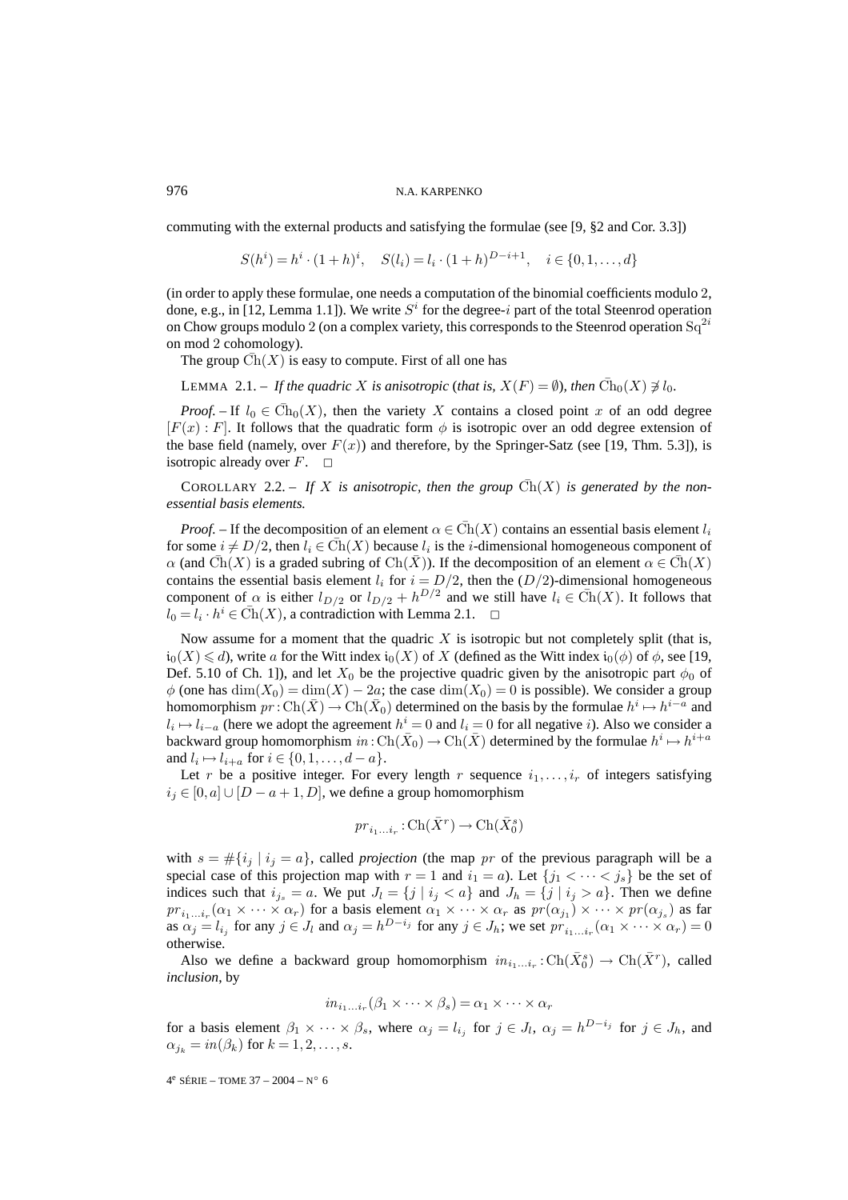commuting with the external products and satisfying the formulae (see [9, §2 and Cor. 3.3])

$$S(h^i) = h^i \cdot (1+h)^i, \quad S(l_i) = l_i \cdot (1+h)^{D-i+1}, \quad i \in \{0,1,\ldots,d\}$$

(in order to apply these formulae, one needs a computation of the binomial coefficients modulo 2, done, e.g., in [12, Lemma 1.1]). We write $S^i$ for the degree-$i$ part of the total Steenrod operation on Chow groups modulo 2 (on a complex variety, this corresponds to the Steenrod operation $\mathrm{Sq}^{2i}$ on mod 2 cohomology).

The group $\bar{\mathrm{Ch}}(X)$ is easy to compute. First of all one has

LEMMA 2.1. – *If the quadric $X$ is anisotropic* (*that is, $X(F) = \emptyset$*)*, then $\bar{\mathrm{Ch}}_0(X) \not\ni l_0$.*

*Proof.* – If $l_0 \in \bar{\mathrm{Ch}}_0(X)$, then the variety $X$ contains a closed point $x$ of an odd degree $[F(x) : F]$. It follows that the quadratic form $\phi$ is isotropic over an odd degree extension of the base field (namely, over $F(x)$) and therefore, by the Springer-Satz (see [19, Thm. 5.3]), is isotropic already over $F$. $\square$

COROLLARY 2.2. – *If $X$ is anisotropic, then the group $\bar{\mathrm{Ch}}(X)$ is generated by the non-essential basis elements.*

*Proof.* – If the decomposition of an element $\alpha \in \bar{\mathrm{Ch}}(X)$ contains an essential basis element $l_i$ for some $i \neq D/2$, then $l_i \in \bar{\mathrm{Ch}}(X)$ because $l_i$ is the $i$-dimensional homogeneous component of $\alpha$ (and $\bar{\mathrm{Ch}}(X)$ is a graded subring of $\mathrm{Ch}(\bar{X})$). If the decomposition of an element $\alpha \in \bar{\mathrm{Ch}}(X)$ contains the essential basis element $l_i$ for $i = D/2$, then the $(D/2)$-dimensional homogeneous component of $\alpha$ is either $l_{D/2}$ or $l_{D/2} + h^{D/2}$ and we still have $l_i \in \bar{\mathrm{Ch}}(X)$. It follows that $l_0 = l_i \cdot h^i \in \bar{\mathrm{Ch}}(X)$, a contradiction with Lemma 2.1. $\square$

Now assume for a moment that the quadric $X$ is isotropic but not completely split (that is, $\mathfrak{i}_0(X) \leqslant d$), write $a$ for the Witt index $\mathfrak{i}_0(X)$ of $X$ (defined as the Witt index $\mathfrak{i}_0(\phi)$ of $\phi$, see [19, Def. 5.10 of Ch. 1]), and let $X_0$ be the projective quadric given by the anisotropic part $\phi_0$ of $\phi$ (one has $\dim(X_0) = \dim(X) - 2a$; the case $\dim(X_0) = 0$ is possible). We consider a group homomorphism $pr : \mathrm{Ch}(\bar{X}) \to \mathrm{Ch}(\bar{X}_0)$ determined on the basis by the formulae $h^i \mapsto h^{i-a}$ and $l_i \mapsto l_{i-a}$ (here we adopt the agreement $h^i = 0$ and $l_i = 0$ for all negative $i$). Also we consider a backward group homomorphism $in : \mathrm{Ch}(\bar{X}_0) \to \mathrm{Ch}(\bar{X})$ determined by the formulae $h^i \mapsto h^{i+a}$ and $l_i \mapsto l_{i+a}$ for $i \in \{0,1,\ldots,d-a\}$.

Let $r$ be a positive integer. For every length $r$ sequence $i_1,\ldots,i_r$ of integers satisfying $i_j \in [0,a] \cup [D-a+1, D]$, we define a group homomorphism

$$pr_{i_1\ldots i_r} : \mathrm{Ch}(\bar{X}^r) \to \mathrm{Ch}(\bar{X}_0^s)$$

with $s = \#\{i_j \mid i_j = a\}$, called *projection* (the map $pr$ of the previous paragraph will be a special case of this projection map with $r = 1$ and $i_1 = a$). Let $\{j_1 < \cdots < j_s\}$ be the set of indices such that $i_{j_s} = a$. We put $J_l = \{j \mid i_j < a\}$ and $J_h = \{j \mid i_j > a\}$. Then we define $pr_{i_1\ldots i_r}(\alpha_1 \times \cdots \times \alpha_r)$ for a basis element $\alpha_1 \times \cdots \times \alpha_r$ as $pr(\alpha_{j_1}) \times \cdots \times pr(\alpha_{j_s})$ as far as $\alpha_j = l_{i_j}$ for any $j \in J_l$ and $\alpha_j = h^{D-i_j}$ for any $j \in J_h$; we set $pr_{i_1\ldots i_r}(\alpha_1 \times \cdots \times \alpha_r) = 0$ otherwise.

Also we define a backward group homomorphism $in_{i_1\ldots i_r} : \mathrm{Ch}(\bar{X}_0^s) \to \mathrm{Ch}(\bar{X}^r)$, called *inclusion*, by

$$in_{i_1\ldots i_r}(\beta_1 \times \cdots \times \beta_s) = \alpha_1 \times \cdots \times \alpha_r$$

for a basis element $\beta_1 \times \cdots \times \beta_s$, where $\alpha_j = l_{i_j}$ for $j \in J_l$, $\alpha_j = h^{D-i_j}$ for $j \in J_h$, and $\alpha_{j_k} = in(\beta_k)$ for $k = 1,2,\ldots,s$.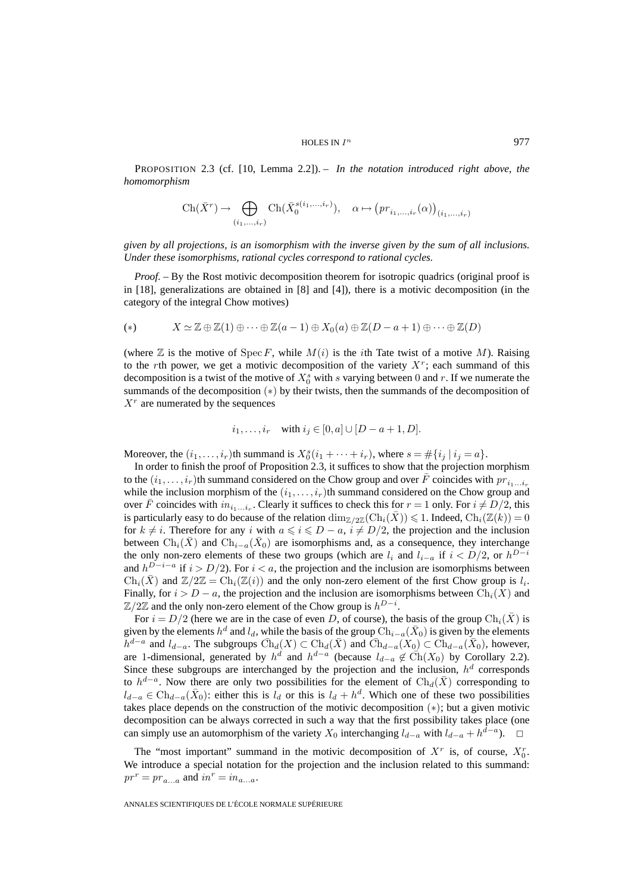PROPOSITION 2.3 (cf. [10, Lemma 2.2]). – *In the notation introduced right above, the homomorphism*

$$\mathrm{Ch}(\bar{X}^r) \to \bigoplus_{(i_1,\ldots,i_r)} \mathrm{Ch}(\bar{X}_0^{s(i_1,\ldots,i_r)}), \quad \alpha \mapsto \big(pr_{i_1,\ldots,i_r}(\alpha)\big)_{(i_1,\ldots,i_r)}$$

*given by all projections, is an isomorphism with the inverse given by the sum of all inclusions. Under these isomorphisms, rational cycles correspond to rational cycles.*

*Proof.* – By the Rost motivic decomposition theorem for isotropic quadrics (original proof is in [18], generalizations are obtained in [8] and [4]), there is a motivic decomposition (in the category of the integral Chow motives)

$$(*) \qquad X \simeq \mathbb{Z} \oplus \mathbb{Z}(1) \oplus \cdots \oplus \mathbb{Z}(a-1) \oplus X_0(a) \oplus \mathbb{Z}(D-a+1) \oplus \cdots \oplus \mathbb{Z}(D)$$

(where $\mathbb{Z}$ is the motive of $\operatorname{Spec} F$, while $M(i)$ is the $i$th Tate twist of a motive $M$). Raising to the $r$th power, we get a motivic decomposition of the variety $X^r$; each summand of this decomposition is a twist of the motive of $X_0^s$ with $s$ varying between $0$ and $r$. If we numerate the summands of the decomposition $(*)$ by their twists, then the summands of the decomposition of $X^r$ are numerated by the sequences

$$i_1,\ldots,i_r \quad \text{with } i_j \in [0,a] \cup [D-a+1, D].$$

Moreover, the $(i_1,\ldots,i_r)$th summand is $X_0^s(i_1+\cdots+i_r)$, where $s = \#\{i_j \mid i_j = a\}$.

In order to finish the proof of Proposition 2.3, it suffices to show that the projection morphism to the $(i_1,\ldots,i_r)$th summand considered on the Chow group and over $\bar{F}$ coincides with $pr_{i_1\ldots i_r}$ while the inclusion morphism of the $(i_1,\ldots,i_r)$th summand considered on the Chow group and over $\bar{F}$ coincides with $in_{i_1\ldots i_r}$. Clearly it suffices to check this for $r=1$ only. For $i \neq D/2$, this is particularly easy to do because of the relation $\dim_{\mathbb{Z}/2\mathbb{Z}}(\mathrm{Ch}_i(\bar{X})) \leqslant 1$. Indeed, $\mathrm{Ch}_i(\mathbb{Z}(k)) = 0$ for $k \neq i$. Therefore for any $i$ with $a \leqslant i \leqslant D-a$, $i \neq D/2$, the projection and the inclusion between $\mathrm{Ch}_i(\bar{X})$ and $\mathrm{Ch}_{i-a}(\bar{X}_0)$ are isomorphisms and, as a consequence, they interchange the only non-zero elements of these two groups (which are $l_i$ and $l_{i-a}$ if $i < D/2$, or $h^{D-i}$ and $h^{D-i-a}$ if $i > D/2$). For $i < a$, the projection and the inclusion are isomorphisms between $\mathrm{Ch}_i(\bar{X})$ and $\mathbb{Z}/2\mathbb{Z} = \mathrm{Ch}_i(\mathbb{Z}(i))$ and the only non-zero element of the first Chow group is $l_i$. Finally, for $i > D-a$, the projection and the inclusion are isomorphisms between $\mathrm{Ch}_i(X)$ and $\mathbb{Z}/2\mathbb{Z}$ and the only non-zero element of the Chow group is $h^{D-i}$.

For $i = D/2$ (here we are in the case of even $D$, of course), the basis of the group $\mathrm{Ch}_i(\bar{X})$ is given by the elements $h^d$ and $l_d$, while the basis of the group $\mathrm{Ch}_{i-a}(\bar{X}_0)$ is given by the elements $h^{d-a}$ and $l_{d-a}$. The subgroups $\bar{\mathrm{Ch}}_d(X) \subset \mathrm{Ch}_d(\bar{X})$ and $\bar{\mathrm{Ch}}_{d-a}(X_0) \subset \mathrm{Ch}_{d-a}(\bar{X}_0)$, however, are 1-dimensional, generated by $h^d$ and $h^{d-a}$ (because $l_{d-a} \notin \bar{\mathrm{Ch}}(X_0)$ by Corollary 2.2). Since these subgroups are interchanged by the projection and the inclusion, $h^d$ corresponds to $h^{d-a}$. Now there are only two possibilities for the element of $\mathrm{Ch}_d(\bar{X})$ corresponding to $l_{d-a} \in \mathrm{Ch}_{d-a}(\bar{X}_0)$: either this is $l_d$ or this is $l_d + h^d$. Which one of these two possibilities takes place depends on the construction of the motivic decomposition $(*)$; but a given motivic decomposition can be always corrected in such a way that the first possibility takes place (one can simply use an automorphism of the variety $X_0$ interchanging $l_{d-a}$ with $l_{d-a} + h^{d-a}$). $\square$

The "most important" summand in the motivic decomposition of $X^r$ is, of course, $X_0^r$. We introduce a special notation for the projection and the inclusion related to this summand: $pr^r = pr_{a\ldots a}$ and $in^r = in_{a\ldots a}$.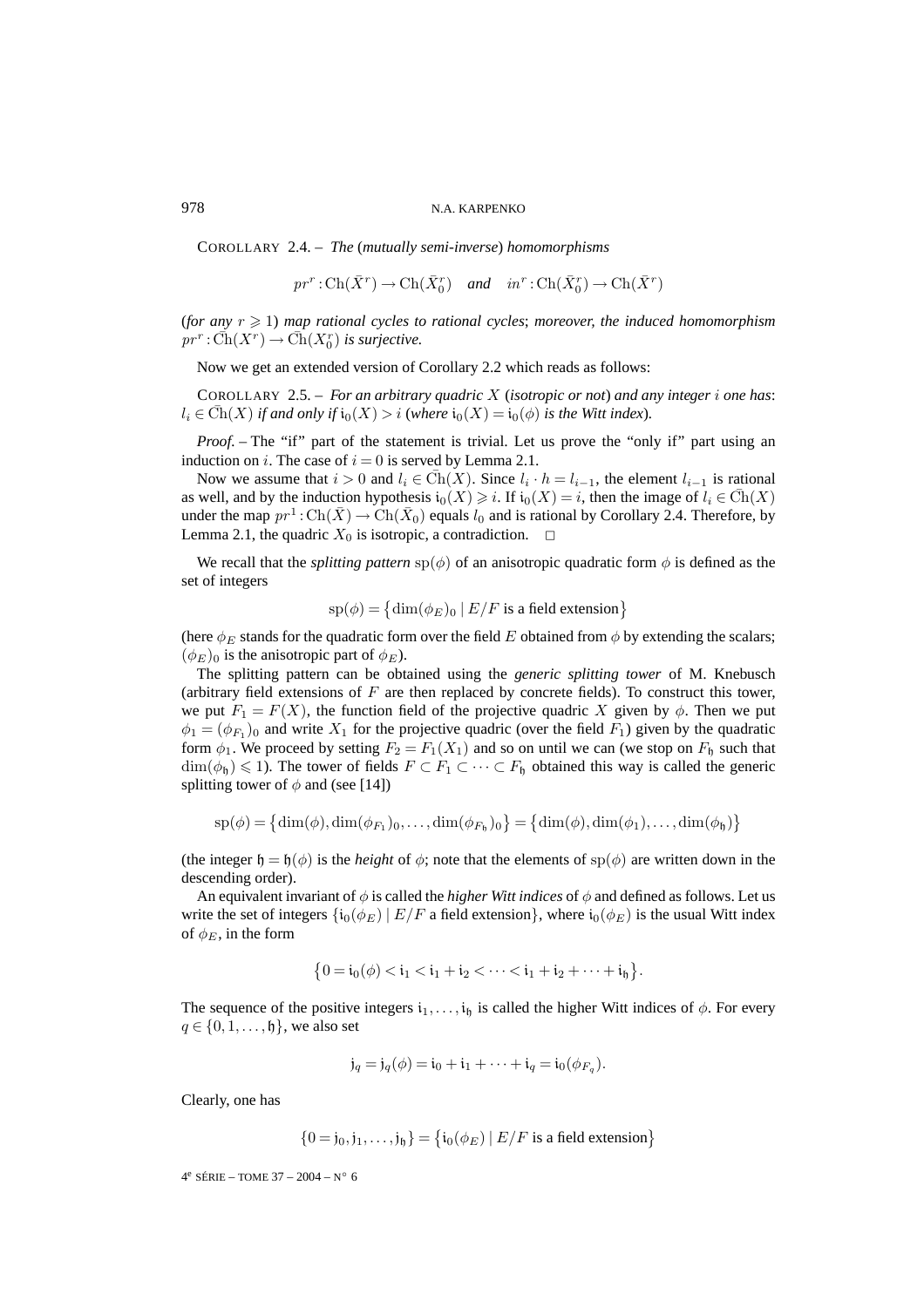COROLLARY 2.4. – *The* (*mutually semi-inverse*) *homomorphisms*

$$pr^r : \mathrm{Ch}(\bar{X}^r) \to \mathrm{Ch}(\bar{X}_0^r) \quad \textit{and} \quad in^r : \mathrm{Ch}(\bar{X}_0^r) \to \mathrm{Ch}(\bar{X}^r)$$

(*for any* $r \geqslant 1$) *map rational cycles to rational cycles*; *moreover, the induced homomorphism* $pr^r : \bar{\mathrm{C}}\mathrm{h}(X^r) \to \bar{\mathrm{C}}\mathrm{h}(X_0^r)$ *is surjective.*

Now we get an extended version of Corollary 2.2 which reads as follows:

COROLLARY 2.5. – *For an arbitrary quadric* $X$ (*isotropic or not*) *and any integer* $i$ *one has*: $l_i \in \bar{\mathrm{C}}\mathrm{h}(X)$ *if and only if* $\mathfrak{i}_0(X) > i$ (*where* $\mathfrak{i}_0(X) = \mathfrak{i}_0(\phi)$ *is the Witt index*).

*Proof.* – The "if" part of the statement is trivial. Let us prove the "only if" part using an induction on $i$. The case of $i = 0$ is served by Lemma 2.1.

Now we assume that $i > 0$ and $l_i \in \bar{\mathrm{C}}\mathrm{h}(X)$. Since $l_i \cdot h = l_{i-1}$, the element $l_{i-1}$ is rational as well, and by the induction hypothesis $\mathfrak{i}_0(X) \geqslant i$. If $\mathfrak{i}_0(X) = i$, then the image of $l_i \in \bar{\mathrm{C}}\mathrm{h}(X)$ under the map $pr^1 : \mathrm{Ch}(\bar{X}) \to \mathrm{Ch}(\bar{X}_0)$ equals $l_0$ and is rational by Corollary 2.4. Therefore, by Lemma 2.1, the quadric $X_0$ is isotropic, a contradiction. □

We recall that the *splitting pattern* $\mathrm{sp}(\phi)$ of an anisotropic quadratic form $\phi$ is defined as the set of integers

$$\mathrm{sp}(\phi) = \{\dim(\phi_E)_0 \mid E/F \text{ is a field extension}\}$$

(here $\phi_E$ stands for the quadratic form over the field $E$ obtained from $\phi$ by extending the scalars; $(\phi_E)_0$ is the anisotropic part of $\phi_E$).

The splitting pattern can be obtained using the *generic splitting tower* of M. Knebusch (arbitrary field extensions of $F$ are then replaced by concrete fields). To construct this tower, we put $F_1 = F(X)$, the function field of the projective quadric $X$ given by $\phi$. Then we put $\phi_1 = (\phi_{F_1})_0$ and write $X_1$ for the projective quadric (over the field $F_1$) given by the quadratic form $\phi_1$. We proceed by setting $F_2 = F_1(X_1)$ and so on until we can (we stop on $F_\mathfrak{h}$ such that $\dim(\phi_\mathfrak{h}) \leqslant 1$). The tower of fields $F \subset F_1 \subset \cdots \subset F_\mathfrak{h}$ obtained this way is called the generic splitting tower of $\phi$ and (see [14])

$$\mathrm{sp}(\phi) = \{\dim(\phi), \dim(\phi_{F_1})_0, \ldots, \dim(\phi_{F_\mathfrak{h}})_0\} = \{\dim(\phi), \dim(\phi_1), \ldots, \dim(\phi_\mathfrak{h})\}$$

(the integer $\mathfrak{h} = \mathfrak{h}(\phi)$ is the *height* of $\phi$; note that the elements of $\mathrm{sp}(\phi)$ are written down in the descending order).

An equivalent invariant of $\phi$ is called the *higher Witt indices* of $\phi$ and defined as follows. Let us write the set of integers $\{\mathfrak{i}_0(\phi_E) \mid E/F \text{ a field extension}\}$, where $\mathfrak{i}_0(\phi_E)$ is the usual Witt index of $\phi_E$, in the form

$$\{0 = \mathfrak{i}_0(\phi) < \mathfrak{i}_1 < \mathfrak{i}_1 + \mathfrak{i}_2 < \cdots < \mathfrak{i}_1 + \mathfrak{i}_2 + \cdots + \mathfrak{i}_\mathfrak{h}\}.$$

The sequence of the positive integers $\mathfrak{i}_1, \ldots, \mathfrak{i}_\mathfrak{h}$ is called the higher Witt indices of $\phi$. For every $q \in \{0, 1, \ldots, \mathfrak{h}\}$, we also set

$$\mathfrak{j}_q = \mathfrak{j}_q(\phi) = \mathfrak{i}_0 + \mathfrak{i}_1 + \cdots + \mathfrak{i}_q = \mathfrak{i}_0(\phi_{F_q}).$$

Clearly, one has

$$\{0 = \mathfrak{j}_0, \mathfrak{j}_1, \ldots, \mathfrak{j}_\mathfrak{h}\} = \{\mathfrak{i}_0(\phi_E) \mid E/F \text{ is a field extension}\}$$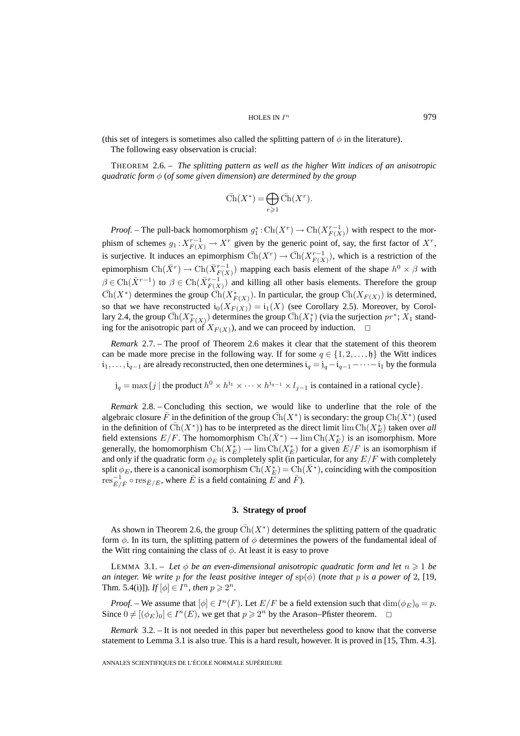(this set of integers is sometimes also called the splitting pattern of $\phi$ in the literature).

The following easy observation is crucial:

THEOREM 2.6. – *The splitting pattern as well as the higher Witt indices of an anisotropic quadratic form $\phi$ (of some given dimension) are determined by the group*

$$\bar{\mathrm{Ch}}(X^*) = \bigoplus_{r\geqslant 1} \bar{\mathrm{Ch}}(X^r).$$

*Proof.* – The pull-back homomorphism $g_1^* : \mathrm{Ch}(X^r) \to \mathrm{Ch}(X^{r-1}_{F(X)})$ with respect to the morphism of schemes $g_1 : X^{r-1}_{F(X)} \to X^r$ given by the generic point of, say, the first factor of $X^r$, is surjective. It induces an epimorphism $\bar{\mathrm{Ch}}(X^r) \to \bar{\mathrm{Ch}}(X^{r-1}_{F(X)})$, which is a restriction of the epimorphism $\mathrm{Ch}(\bar{X}^r) \to \mathrm{Ch}(\bar{X}^{r-1}_{F(X)})$ mapping each basis element of the shape $h^0 \times \beta$ with $\beta \in \mathrm{Ch}(\bar{X}^{r-1})$ to $\beta \in \mathrm{Ch}(\bar{X}^{r-1}_{F(X)})$ and killing all other basis elements. Therefore the group $\bar{\mathrm{Ch}}(X^*)$ determines the group $\bar{\mathrm{Ch}}(X^*_{F(X)})$. In particular, the group $\bar{\mathrm{Ch}}(X_{F(X)})$ is determined, so that we have reconstructed $\mathfrak{i}_0(X_{F(X)}) = \mathfrak{i}_1(X)$ (see Corollary 2.5). Moreover, by Corollary 2.4, the group $\bar{\mathrm{Ch}}(X^*_{F(X)})$ determines the group $\bar{\mathrm{Ch}}(X^*_1)$ (via the surjection $pr^*$; $X_1$ standing for the anisotropic part of $X_{F(X)}$), and we can proceed by induction. □

*Remark* 2.7. – The proof of Theorem 2.6 makes it clear that the statement of this theorem can be made more precise in the following way. If for some $q \in \{1, 2, \dots, \mathfrak{h}\}$ the Witt indices $\mathfrak{i}_1, \dots, \mathfrak{i}_{q-1}$ are already reconstructed, then one determines $\mathfrak{i}_q = \mathfrak{j}_q - \mathfrak{i}_{q-1} - \cdots - \mathfrak{i}_1$ by the formula

$$\mathfrak{j}_q = \max\{j \mid \text{the product } h^0 \times h^{\mathfrak{j}_1} \times \cdots \times h^{\mathfrak{j}_{q-1}} \times l_{j-1} \text{ is contained in a rational cycle}\}.$$

*Remark* 2.8. – Concluding this section, we would like to underline that the role of the algebraic closure $\bar{F}$ in the definition of the group $\bar{\mathrm{Ch}}(X^*)$ is secondary: the group $\mathrm{Ch}(\bar{X}^*)$ (used in the definition of $\bar{\mathrm{Ch}}(X^*)$) has to be interpreted as the direct limit $\lim \mathrm{Ch}(X^*_E)$ taken over *all* field extensions $E/F$. The homomorphism $\mathrm{Ch}(\bar{X}^*) \to \lim \mathrm{Ch}(X^*_E)$ is an isomorphism. More generally, the homomorphism $\mathrm{Ch}(X^*_E) \to \lim \mathrm{Ch}(X^*_E)$ for a given $E/F$ is an isomorphism if and only if the quadratic form $\phi_E$ is completely split (in particular, for any $E/F$ with completely split $\phi_E$, there is a canonical isomorphism $\mathrm{Ch}(X^*_E) = \mathrm{Ch}(\bar{X}^*)$, coinciding with the composition $\mathrm{res}^{-1}_{\bar{E}/\bar{F}} \circ \mathrm{res}_{\bar{E}/E}$, where $\bar{E}$ is a field containing $E$ and $\bar{F}$).

## 3. Strategy of proof

As shown in Theorem 2.6, the group $\bar{\mathrm{Ch}}(X^*)$ determines the splitting pattern of the quadratic form $\phi$. In its turn, the splitting pattern of $\phi$ determines the powers of the fundamental ideal of the Witt ring containing the class of $\phi$. At least it is easy to prove

LEMMA 3.1. – *Let $\phi$ be an even-dimensional anisotropic quadratic form and let $n \geqslant 1$ be an integer. We write $p$ for the least positive integer of $\mathrm{sp}(\phi)$ (note that $p$ is a power of 2, [19, Thm. 5.4(i)]). If $[\phi] \in I^n$, then $p \geqslant 2^n$.*

*Proof.* – We assume that $[\phi] \in I^n(F)$. Let $E/F$ be a field extension such that $\dim(\phi_E)_0 = p$. Since $0 \neq [(\phi_E)_0] \in I^n(E)$, we get that $p \geqslant 2^n$ by the Arason–Pfister theorem. □

*Remark* 3.2. – It is not needed in this paper but nevertheless good to know that the converse statement to Lemma 3.1 is also true. This is a hard result, however. It is proved in [15, Thm. 4.3].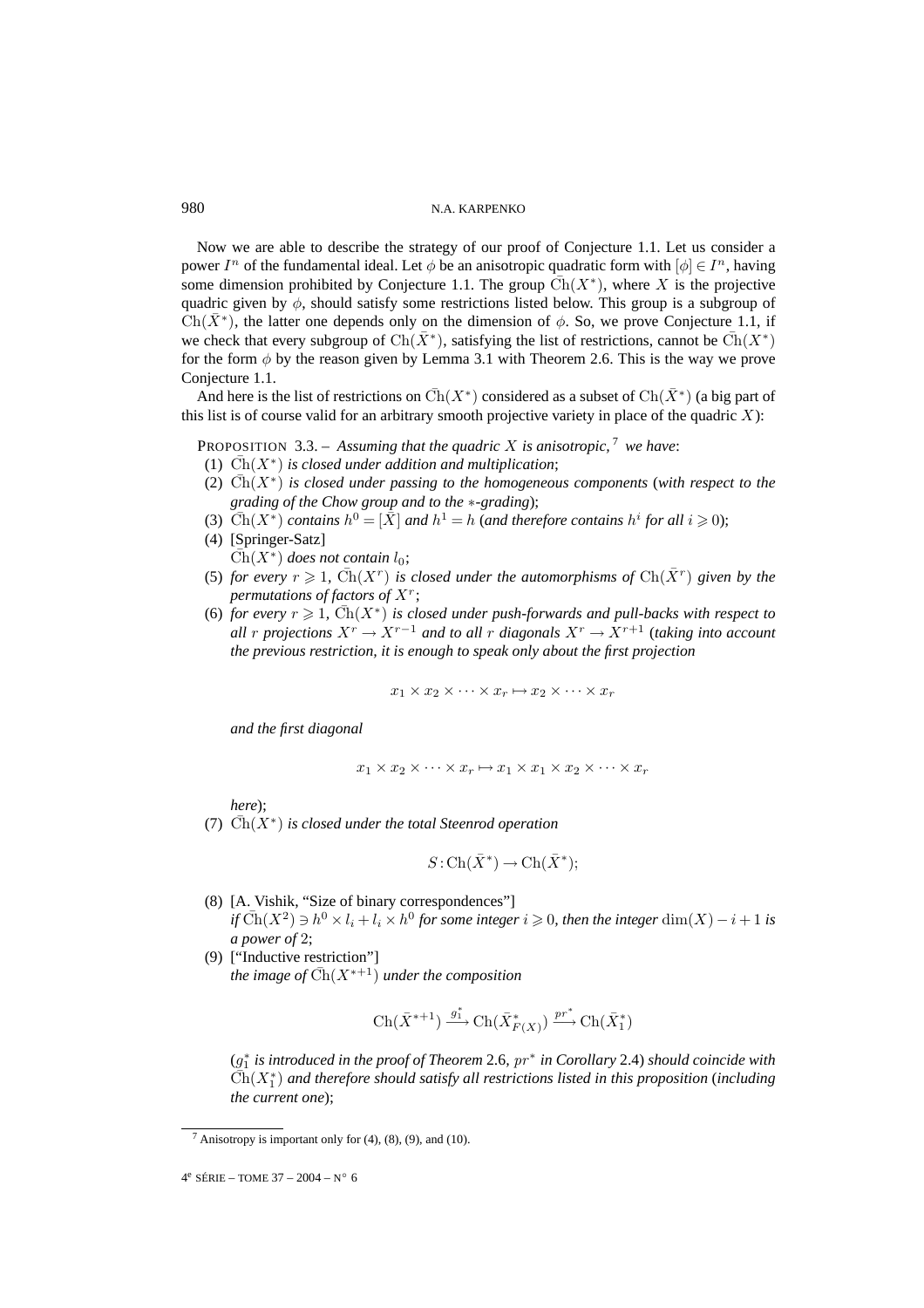Now we are able to describe the strategy of our proof of Conjecture 1.1. Let us consider a power $I^n$ of the fundamental ideal. Let $\phi$ be an anisotropic quadratic form with $[\phi] \in I^n$, having some dimension prohibited by Conjecture 1.1. The group $\bar{\mathrm{Ch}}(X^*)$, where $X$ is the projective quadric given by $\phi$, should satisfy some restrictions listed below. This group is a subgroup of $\mathrm{Ch}(\bar{X}^*)$, the latter one depends only on the dimension of $\phi$. So, we prove Conjecture 1.1, if we check that every subgroup of $\mathrm{Ch}(\bar{X}^*)$, satisfying the list of restrictions, cannot be $\bar{\mathrm{Ch}}(X^*)$ for the form $\phi$ by the reason given by Lemma 3.1 with Theorem 2.6. This is the way we prove Conjecture 1.1.

And here is the list of restrictions on $\bar{\mathrm{Ch}}(X^*)$ considered as a subset of $\mathrm{Ch}(\bar{X}^*)$ (a big part of this list is of course valid for an arbitrary smooth projective variety in place of the quadric $X$):

PROPOSITION 3.3. – *Assuming that the quadric $X$ is anisotropic,*[7] *we have*:

(1) $\bar{\mathrm{Ch}}(X^*)$ *is closed under addition and multiplication*;

(2) $\bar{\mathrm{Ch}}(X^*)$ *is closed under passing to the homogeneous components* (*with respect to the grading of the Chow group and to the $*$-grading*);

(3) $\bar{\mathrm{Ch}}(X^*)$ *contains $h^0 = [\bar{X}]$ and $h^1 = h$* (*and therefore contains $h^i$ for all $i \geqslant 0$*);

(4) [Springer-Satz]
$\bar{\mathrm{Ch}}(X^*)$ *does not contain $l_0$*;

(5) *for every $r \geqslant 1$, $\bar{\mathrm{Ch}}(X^r)$ is closed under the automorphisms of $\mathrm{Ch}(\bar{X}^r)$ given by the permutations of factors of $X^r$*;

(6) *for every $r \geqslant 1$, $\bar{\mathrm{Ch}}(X^*)$ is closed under push-forwards and pull-backs with respect to all $r$ projections $X^r \to X^{r-1}$ and to all $r$ diagonals $X^r \to X^{r+1}$* (*taking into account the previous restriction, it is enough to speak only about the first projection*

$$x_1 \times x_2 \times \cdots \times x_r \mapsto x_2 \times \cdots \times x_r$$

*and the first diagonal*

$$x_1 \times x_2 \times \cdots \times x_r \mapsto x_1 \times x_1 \times x_2 \times \cdots \times x_r$$

*here*);

(7) $\bar{\mathrm{Ch}}(X^*)$ *is closed under the total Steenrod operation*

$$S : \mathrm{Ch}(\bar{X}^*) \to \mathrm{Ch}(\bar{X}^*);$$

(8) [A. Vishik, "Size of binary correspondences"]
*if $\bar{\mathrm{Ch}}(X^2) \ni h^0 \times l_i + l_i \times h^0$ for some integer $i \geqslant 0$, then the integer $\dim(X) - i + 1$ is a power of 2*;

(9) ["Inductive restriction"]
*the image of $\bar{\mathrm{Ch}}(X^{*+1})$ under the composition*

$$\mathrm{Ch}(\bar{X}^{*+1}) \xrightarrow{g_1^*} \mathrm{Ch}(\bar{X}^*_{F(X)}) \xrightarrow{pr^*} \mathrm{Ch}(\bar{X}^*_1)$$

(*$g_1^*$ is introduced in the proof of Theorem 2.6, $pr^*$ in Corollary 2.4*) *should coincide with $\bar{\mathrm{Ch}}(X_1^*)$ and therefore should satisfy all restrictions listed in this proposition* (*including the current one*);

[7] Anisotropy is important only for (4), (8), (9), and (10).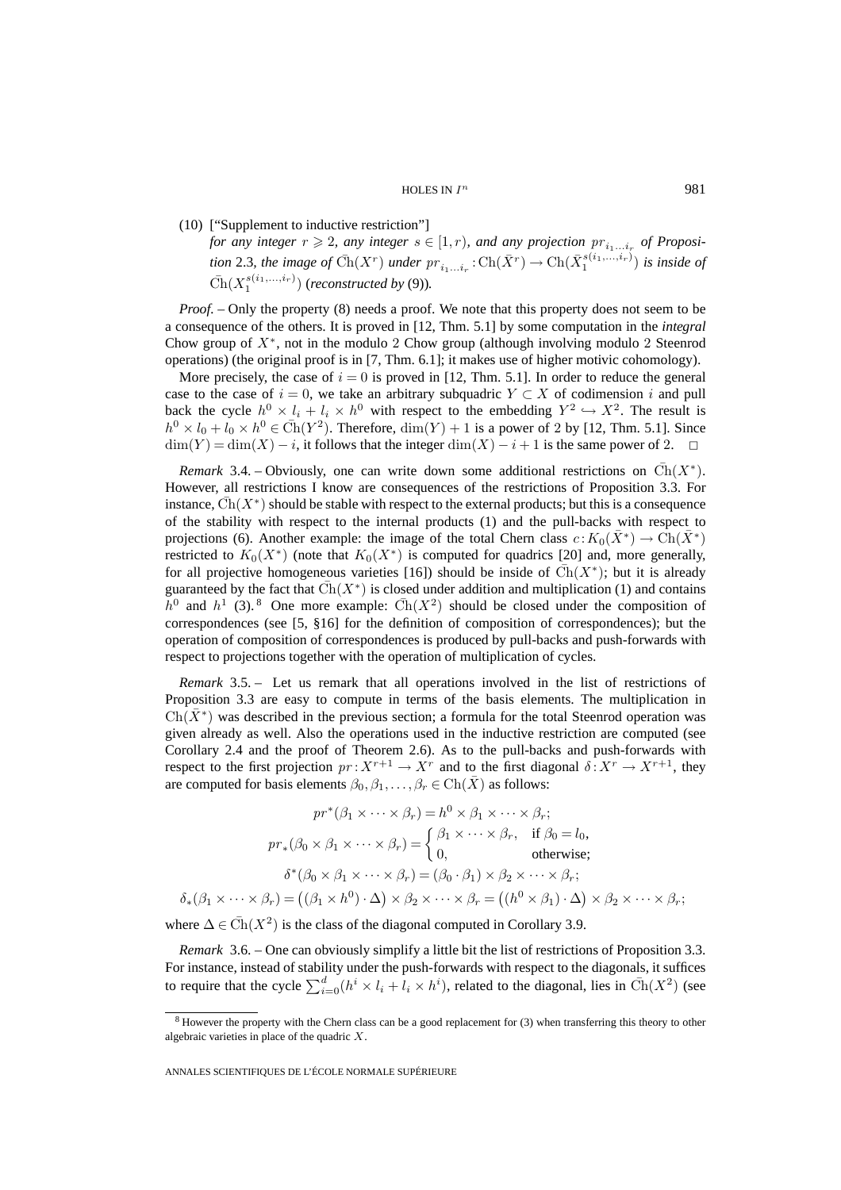(10) ["Supplement to inductive restriction"]
*for any integer $r \geqslant 2$, any integer $s \in [1, r)$, and any projection $pr_{i_1 \dots i_r}$ of Proposition* 2.3*, the image of $\bar{\mathrm{Ch}}(X^r)$ under $pr_{i_1 \dots i_r} : \mathrm{Ch}(\bar{X}^r) \to \mathrm{Ch}(\bar{X}_1^{s(i_1,\dots,i_r)})$ is inside of $\bar{\mathrm{Ch}}(X_1^{s(i_1,\dots,i_r)})$ (reconstructed by* (9)*).*

*Proof.* – Only the property (8) needs a proof. We note that this property does not seem to be a consequence of the others. It is proved in [12, Thm. 5.1] by some computation in the *integral* Chow group of $X^*$, not in the modulo 2 Chow group (although involving modulo 2 Steenrod operations) (the original proof is in [7, Thm. 6.1]; it makes use of higher motivic cohomology).

More precisely, the case of $i = 0$ is proved in [12, Thm. 5.1]. In order to reduce the general case to the case of $i = 0$, we take an arbitrary subquadric $Y \subset X$ of codimension $i$ and pull back the cycle $h^0 \times l_i + l_i \times h^0$ with respect to the embedding $Y^2 \hookrightarrow X^2$. The result is $h^0 \times l_0 + l_0 \times h^0 \in \bar{\mathrm{Ch}}(Y^2)$. Therefore, $\dim(Y) + 1$ is a power of 2 by [12, Thm. 5.1]. Since $\dim(Y) = \dim(X) - i$, it follows that the integer $\dim(X) - i + 1$ is the same power of 2. $\square$

*Remark* 3.4. – Obviously, one can write down some additional restrictions on $\bar{\mathrm{Ch}}(X^*)$. However, all restrictions I know are consequences of the restrictions of Proposition 3.3. For instance, $\bar{\mathrm{Ch}}(X^*)$ should be stable with respect to the external products; but this is a consequence of the stability with respect to the internal products (1) and the pull-backs with respect to projections (6). Another example: the image of the total Chern class $c : K_0(\bar{X}^*) \to \mathrm{Ch}(\bar{X}^*)$ restricted to $K_0(X^*)$ (note that $K_0(X^*)$ is computed for quadrics [20] and, more generally, for all projective homogeneous varieties [16]) should be inside of $\bar{\mathrm{Ch}}(X^*)$; but it is already guaranteed by the fact that $\bar{\mathrm{Ch}}(X^*)$ is closed under addition and multiplication (1) and contains $h^0$ and $h^1$ (3).[8] One more example: $\bar{\mathrm{Ch}}(X^2)$ should be closed under the composition of correspondences (see [5, §16] for the definition of composition of correspondences); but the operation of composition of correspondences is produced by pull-backs and push-forwards with respect to projections together with the operation of multiplication of cycles.

*Remark* 3.5. – Let us remark that all operations involved in the list of restrictions of Proposition 3.3 are easy to compute in terms of the basis elements. The multiplication in $\mathrm{Ch}(\bar{X}^*)$ was described in the previous section; a formula for the total Steenrod operation was given already as well. Also the operations used in the inductive restriction are computed (see Corollary 2.4 and the proof of Theorem 2.6). As to the pull-backs and push-forwards with respect to the first projection $pr : X^{r+1} \to X^r$ and to the first diagonal $\delta : X^r \to X^{r+1}$, they are computed for basis elements $\beta_0, \beta_1, \dots, \beta_r \in \mathrm{Ch}(\bar{X})$ as follows:

$$pr^*(\beta_1 \times \dots \times \beta_r) = h^0 \times \beta_1 \times \dots \times \beta_r;$$

$$pr_*(\beta_0 \times \beta_1 \times \dots \times \beta_r) = \begin{cases} \beta_1 \times \dots \times \beta_r, & \text{if } \beta_0 = l_0, \\ 0, & \text{otherwise;} \end{cases}$$

$$\delta^*(\beta_0 \times \beta_1 \times \dots \times \beta_r) = (\beta_0 \cdot \beta_1) \times \beta_2 \times \dots \times \beta_r;$$

$$\delta_*(\beta_1 \times \dots \times \beta_r) = \big((\beta_1 \times h^0) \cdot \Delta\big) \times \beta_2 \times \dots \times \beta_r = \big((h^0 \times \beta_1) \cdot \Delta\big) \times \beta_2 \times \dots \times \beta_r;$$

where $\Delta \in \bar{\mathrm{Ch}}(X^2)$ is the class of the diagonal computed in Corollary 3.9.

*Remark* 3.6. – One can obviously simplify a little bit the list of restrictions of Proposition 3.3. For instance, instead of stability under the push-forwards with respect to the diagonals, it suffices to require that the cycle $\sum_{i=0}^{d} (h^i \times l_i + l_i \times h^i)$, related to the diagonal, lies in $\bar{\mathrm{Ch}}(X^2)$ (see

---

[8] However the property with the Chern class can be a good replacement for (3) when transferring this theory to other algebraic varieties in place of the quadric $X$.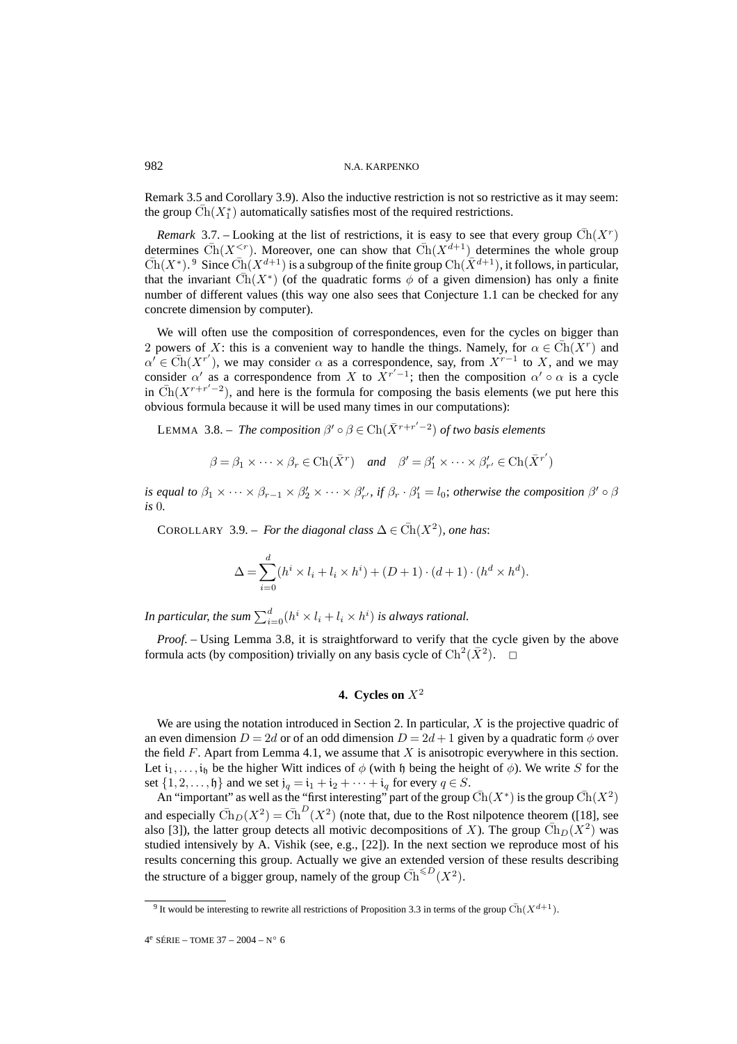Remark 3.5 and Corollary 3.9). Also the inductive restriction is not so restrictive as it may seem: the group $\bar{\mathrm{Ch}}(X_1^*)$ automatically satisfies most of the required restrictions.

*Remark* 3.7. – Looking at the list of restrictions, it is easy to see that every group $\bar{\mathrm{Ch}}(X^r)$ determines $\bar{\mathrm{Ch}}(X^{<r})$. Moreover, one can show that $\bar{\mathrm{Ch}}(X^{d+1})$ determines the whole group $\bar{\mathrm{Ch}}(X^*)$.[9] Since $\bar{\mathrm{Ch}}(X^{d+1})$ is a subgroup of the finite group $\mathrm{Ch}(\bar{X}^{d+1})$, it follows, in particular, that the invariant $\bar{\mathrm{Ch}}(X^*)$ (of the quadratic forms $\phi$ of a given dimension) has only a finite number of different values (this way one also sees that Conjecture 1.1 can be checked for any concrete dimension by computer).

We will often use the composition of correspondences, even for the cycles on bigger than 2 powers of $X$: this is a convenient way to handle the things. Namely, for $\alpha \in \bar{\mathrm{Ch}}(X^r)$ and $\alpha' \in \bar{\mathrm{Ch}}(X^{r'})$, we may consider $\alpha$ as a correspondence, say, from $X^{r-1}$ to $X$, and we may consider $\alpha'$ as a correspondence from $X$ to $X^{r'-1}$; then the composition $\alpha' \circ \alpha$ is a cycle in $\bar{\mathrm{Ch}}(X^{r+r'-2})$, and here is the formula for composing the basis elements (we put here this obvious formula because it will be used many times in our computations):

LEMMA 3.8. – *The composition $\beta' \circ \beta \in \mathrm{Ch}(\bar{X}^{r+r'-2})$ of two basis elements*

$$\beta = \beta_1 \times \cdots \times \beta_r \in \mathrm{Ch}(\bar{X}^r) \quad \textit{and} \quad \beta' = \beta'_1 \times \cdots \times \beta'_{r'} \in \mathrm{Ch}(\bar{X}^{r'})$$

*is equal to $\beta_1 \times \cdots \times \beta_{r-1} \times \beta'_2 \times \cdots \times \beta'_{r'}$, if $\beta_r \cdot \beta'_1 = l_0$; otherwise the composition $\beta' \circ \beta$ is $0$.*

COROLLARY 3.9. – *For the diagonal class $\Delta \in \bar{\mathrm{Ch}}(X^2)$, one has*:

$$\Delta = \sum_{i=0}^{d} (h^i \times l_i + l_i \times h^i) + (D+1) \cdot (d+1) \cdot (h^d \times h^d).$$

*In particular, the sum $\sum_{i=0}^{d} (h^i \times l_i + l_i \times h^i)$ is always rational.*

*Proof.* – Using Lemma 3.8, it is straightforward to verify that the cycle given by the above formula acts (by composition) trivially on any basis cycle of $\mathrm{Ch}^2(\bar{X}^2)$. $\square$

## 4. Cycles on $X^2$

We are using the notation introduced in Section 2. In particular, $X$ is the projective quadric of an even dimension $D = 2d$ or of an odd dimension $D = 2d + 1$ given by a quadratic form $\phi$ over the field $F$. Apart from Lemma 4.1, we assume that $X$ is anisotropic everywhere in this section. Let $\mathfrak{i}_1, \ldots, \mathfrak{i}_\mathfrak{h}$ be the higher Witt indices of $\phi$ (with $\mathfrak{h}$ being the height of $\phi$). We write $S$ for the set $\{1, 2, \ldots, \mathfrak{h}\}$ and we set $\mathfrak{j}_q = \mathfrak{i}_1 + \mathfrak{i}_2 + \cdots + \mathfrak{i}_q$ for every $q \in S$.

An "important" as well as the "first interesting" part of the group $\bar{\mathrm{Ch}}(X^*)$ is the group $\bar{\mathrm{Ch}}(X^2)$ and especially $\bar{\mathrm{Ch}}_D(X^2) = \bar{\mathrm{Ch}}^D(X^2)$ (note that, due to the Rost nilpotence theorem ([18], see also [3]), the latter group detects all motivic decompositions of $X$). The group $\bar{\mathrm{Ch}}_D(X^2)$ was studied intensively by A. Vishik (see, e.g., [22]). In the next section we reproduce most of his results concerning this group. Actually we give an extended version of these results describing the structure of a bigger group, namely of the group $\bar{\mathrm{Ch}}^{\leqslant D}(X^2)$.

[9] It would be interesting to rewrite all restrictions of Proposition 3.3 in terms of the group $\bar{\mathrm{Ch}}(X^{d+1})$.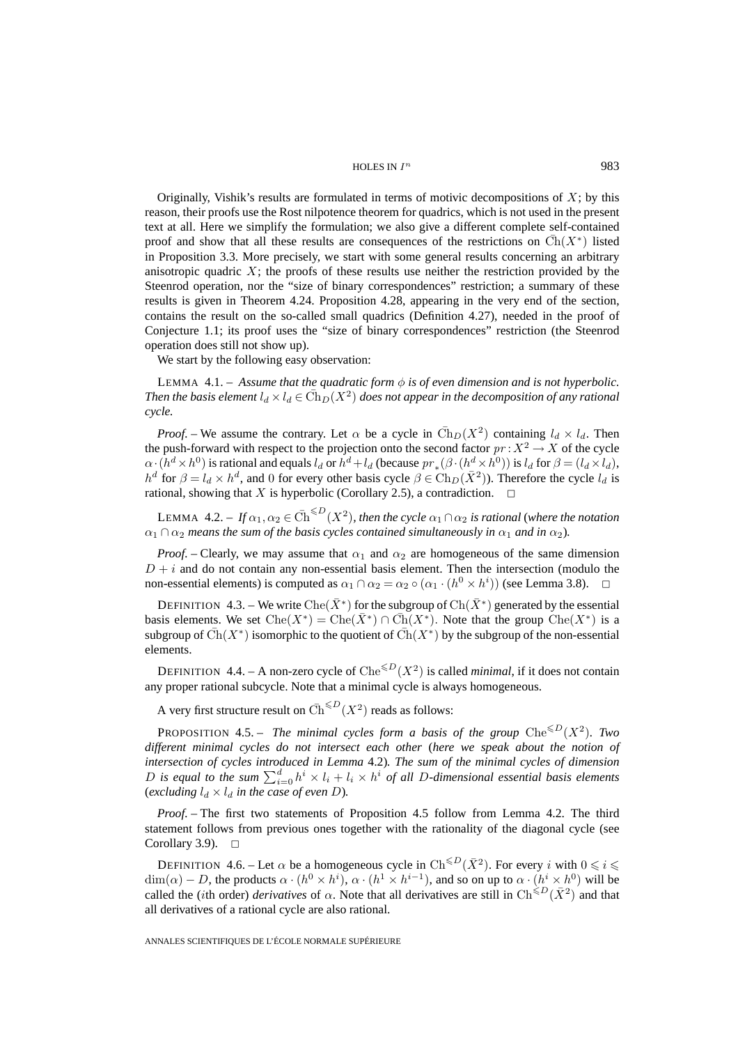Originally, Vishik's results are formulated in terms of motivic decompositions of $X$; by this reason, their proofs use the Rost nilpotence theorem for quadrics, which is not used in the present text at all. Here we simplify the formulation; we also give a different complete self-contained proof and show that all these results are consequences of the restrictions on $\bar{\mathrm{Ch}}(X^*)$ listed in Proposition 3.3. More precisely, we start with some general results concerning an arbitrary anisotropic quadric $X$; the proofs of these results use neither the restriction provided by the Steenrod operation, nor the "size of binary correspondences" restriction; a summary of these results is given in Theorem 4.24. Proposition 4.28, appearing in the very end of the section, contains the result on the so-called small quadrics (Definition 4.27), needed in the proof of Conjecture 1.1; its proof uses the "size of binary correspondences" restriction (the Steenrod operation does still not show up).

We start by the following easy observation:

LEMMA 4.1. – *Assume that the quadratic form $\phi$ is of even dimension and is not hyperbolic. Then the basis element $l_d \times l_d \in \bar{\mathrm{Ch}}_D(X^2)$ does not appear in the decomposition of any rational cycle.*

*Proof.* – We assume the contrary. Let $\alpha$ be a cycle in $\bar{\mathrm{Ch}}_D(X^2)$ containing $l_d \times l_d$. Then the push-forward with respect to the projection onto the second factor $pr: X^2 \to X$ of the cycle $\alpha \cdot (h^d \times h^0)$ is rational and equals $l_d$ or $h^d + l_d$ (because $pr_*(\beta \cdot (h^d \times h^0))$ is $l_d$ for $\beta = (l_d \times l_d)$, $h^d$ for $\beta = l_d \times h^d$, and $0$ for every other basis cycle $\beta \in \mathrm{Ch}_D(\bar{X}^2)$). Therefore the cycle $l_d$ is rational, showing that $X$ is hyperbolic (Corollary 2.5), a contradiction. $\square$

LEMMA 4.2. – *If $\alpha_1, \alpha_2 \in \bar{\mathrm{Ch}}^{\leqslant D}(X^2)$, then the cycle $\alpha_1 \cap \alpha_2$ is rational* (*where the notation $\alpha_1 \cap \alpha_2$ means the sum of the basis cycles contained simultaneously in $\alpha_1$ and in $\alpha_2$*)*.*

*Proof.* – Clearly, we may assume that $\alpha_1$ and $\alpha_2$ are homogeneous of the same dimension $D + i$ and do not contain any non-essential basis element. Then the intersection (modulo the non-essential elements) is computed as $\alpha_1 \cap \alpha_2 = \alpha_2 \circ (\alpha_1 \cdot (h^0 \times h^i))$ (see Lemma 3.8). $\square$

DEFINITION 4.3. – We write $\mathrm{Che}(\bar{X}^*)$ for the subgroup of $\mathrm{Ch}(\bar{X}^*)$ generated by the essential basis elements. We set $\mathrm{Che}(X^*) = \mathrm{Che}(\bar{X}^*) \cap \bar{\mathrm{Ch}}(X^*)$. Note that the group $\mathrm{Che}(X^*)$ is a subgroup of $\bar{\mathrm{Ch}}(X^*)$ isomorphic to the quotient of $\bar{\mathrm{Ch}}(X^*)$ by the subgroup of the non-essential elements.

DEFINITION 4.4. – A non-zero cycle of $\mathrm{Che}^{\leqslant D}(X^2)$ is called *minimal*, if it does not contain any proper rational subcycle. Note that a minimal cycle is always homogeneous.

A very first structure result on $\bar{\mathrm{Ch}}^{\leqslant D}(X^2)$ reads as follows:

PROPOSITION 4.5. – *The minimal cycles form a basis of the group $\mathrm{Che}^{\leqslant D}(X^2)$. Two different minimal cycles do not intersect each other* (*here we speak about the notion of intersection of cycles introduced in Lemma* 4.2)*. The sum of the minimal cycles of dimension $D$ is equal to the sum $\sum_{i=0}^{d} h^i \times l_i + l_i \times h^i$ of all $D$-dimensional essential basis elements* (*excluding $l_d \times l_d$ in the case of even $D$*)*.*

*Proof.* – The first two statements of Proposition 4.5 follow from Lemma 4.2. The third statement follows from previous ones together with the rationality of the diagonal cycle (see Corollary 3.9). $\square$

DEFINITION 4.6. – Let $\alpha$ be a homogeneous cycle in $\mathrm{Ch}^{\leqslant D}(\bar{X}^2)$. For every $i$ with $0 \leqslant i \leqslant \dim(\alpha) - D$, the products $\alpha \cdot (h^0 \times h^i)$, $\alpha \cdot (h^1 \times h^{i-1})$, and so on up to $\alpha \cdot (h^i \times h^0)$ will be called the ($i$th order) *derivatives* of $\alpha$. Note that all derivatives are still in $\mathrm{Ch}^{\leqslant D}(\bar{X}^2)$ and that all derivatives of a rational cycle are also rational.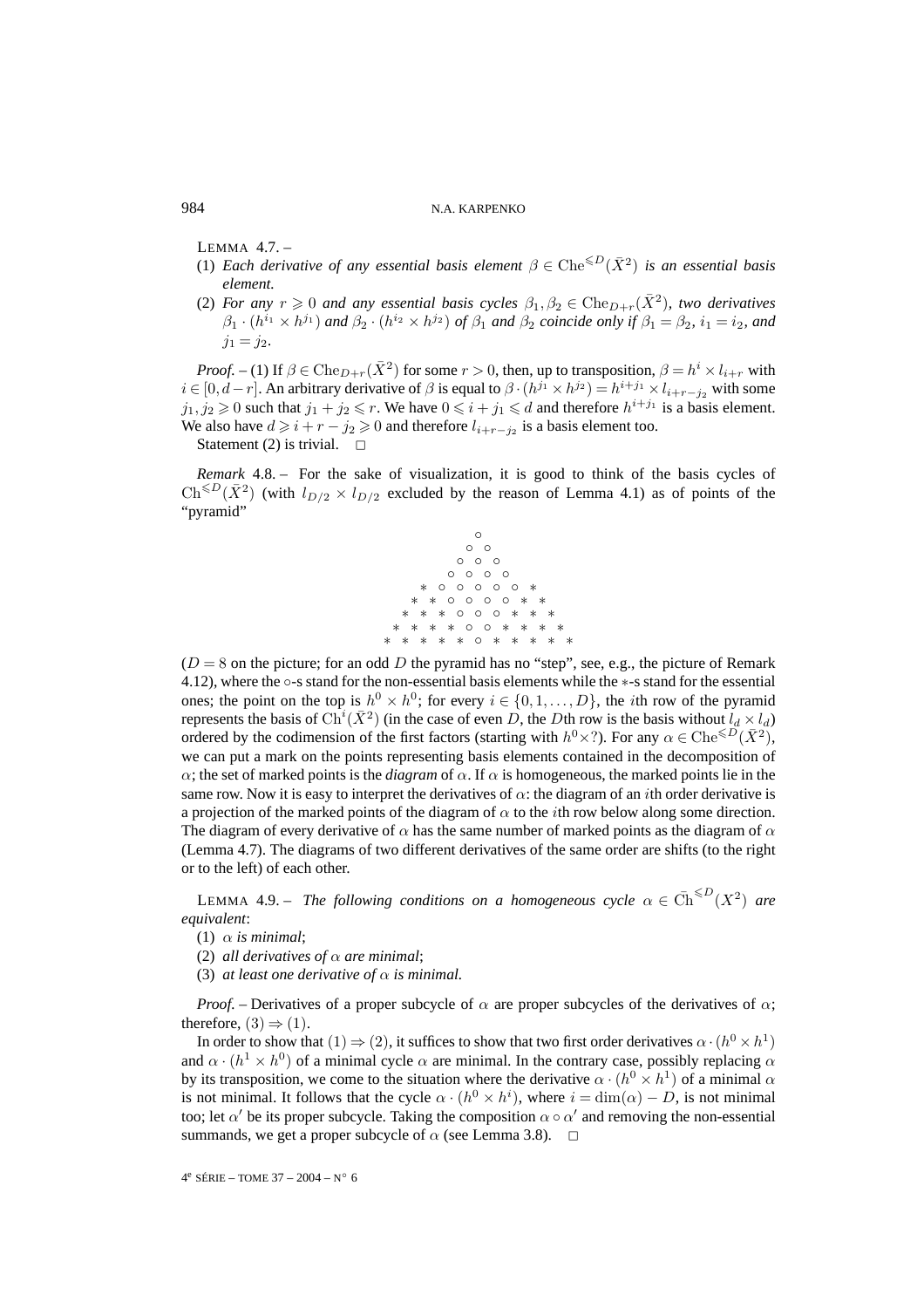LEMMA 4.7. –

(1) *Each derivative of any essential basis element* $\beta \in \mathrm{Che}^{\leqslant D}(\bar{X}^2)$ *is an essential basis element.*

(2) *For any* $r \geqslant 0$ *and any essential basis cycles* $\beta_1, \beta_2 \in \mathrm{Che}_{D+r}(\bar{X}^2)$, *two derivatives* $\beta_1 \cdot (h^{i_1} \times h^{j_1})$ *and* $\beta_2 \cdot (h^{i_2} \times h^{j_2})$ *of* $\beta_1$ *and* $\beta_2$ *coincide only if* $\beta_1 = \beta_2$, $i_1 = i_2$, *and* $j_1 = j_2$.

*Proof.* – (1) If $\beta \in \mathrm{Che}_{D+r}(\bar{X}^2)$ for some $r > 0$, then, up to transposition, $\beta = h^i \times l_{i+r}$ with $i \in [0, d-r]$. An arbitrary derivative of $\beta$ is equal to $\beta \cdot (h^{j_1} \times h^{j_2}) = h^{i+j_1} \times l_{i+r-j_2}$ with some $j_1, j_2 \geqslant 0$ such that $j_1 + j_2 \leqslant r$. We have $0 \leqslant i + j_1 \leqslant d$ and therefore $h^{i+j_1}$ is a basis element. We also have $d \geqslant i + r - j_2 \geqslant 0$ and therefore $l_{i+r-j_2}$ is a basis element too.

Statement (2) is trivial. □

*Remark* 4.8. – For the sake of visualization, it is good to think of the basis cycles of $\mathrm{Ch}^{\leqslant D}(\bar{X}^2)$ (with $l_{D/2} \times l_{D/2}$ excluded by the reason of Lemma 4.1) as of points of the "pyramid"

```
                ○
              ○   ○
            ○   ○   ○
          ○   ○   ○   ○
      *   ○   ○   ○   ○   ○   *
    *   *   ○   ○   ○   ○   *   *
  *   *   *   ○   ○   ○   *   *   *
*   *   *   *   ○   ○   *   *   *   *
*   *   *   *   *   ○   *   *   *   *   *
```

($D = 8$ on the picture; for an odd $D$ the pyramid has no "step", see, e.g., the picture of Remark 4.12), where the ○-s stand for the non-essential basis elements while the $*$-s stand for the essential ones; the point on the top is $h^0 \times h^0$; for every $i \in \{0, 1, \ldots, D\}$, the $i$th row of the pyramid represents the basis of $\mathrm{Ch}^i(\bar{X}^2)$ (in the case of even $D$, the $D$th row is the basis without $l_d \times l_d$) ordered by the codimension of the first factors (starting with $h^0 \times ?$). For any $\alpha \in \mathrm{Che}^{\leqslant D}(\bar{X}^2)$, we can put a mark on the points representing basis elements contained in the decomposition of $\alpha$; the set of marked points is the *diagram* of $\alpha$. If $\alpha$ is homogeneous, the marked points lie in the same row. Now it is easy to interpret the derivatives of $\alpha$: the diagram of an $i$th order derivative is a projection of the marked points of the diagram of $\alpha$ to the $i$th row below along some direction. The diagram of every derivative of $\alpha$ has the same number of marked points as the diagram of $\alpha$ (Lemma 4.7). The diagrams of two different derivatives of the same order are shifts (to the right or to the left) of each other.

LEMMA 4.9. – *The following conditions on a homogeneous cycle* $\alpha \in \bar{\mathrm{Ch}}^{\leqslant D}(X^2)$ *are equivalent*:

(1) $\alpha$ *is minimal*;

(2) *all derivatives of* $\alpha$ *are minimal*;

(3) *at least one derivative of* $\alpha$ *is minimal.*

*Proof.* – Derivatives of a proper subcycle of $\alpha$ are proper subcycles of the derivatives of $\alpha$; therefore, $(3) \Rightarrow (1)$.

In order to show that $(1) \Rightarrow (2)$, it suffices to show that two first order derivatives $\alpha \cdot (h^0 \times h^1)$ and $\alpha \cdot (h^1 \times h^0)$ of a minimal cycle $\alpha$ are minimal. In the contrary case, possibly replacing $\alpha$ by its transposition, we come to the situation where the derivative $\alpha \cdot (h^0 \times h^1)$ of a minimal $\alpha$ is not minimal. It follows that the cycle $\alpha \cdot (h^0 \times h^i)$, where $i = \dim(\alpha) - D$, is not minimal too; let $\alpha'$ be its proper subcycle. Taking the composition $\alpha \circ \alpha'$ and removing the non-essential summands, we get a proper subcycle of $\alpha$ (see Lemma 3.8). □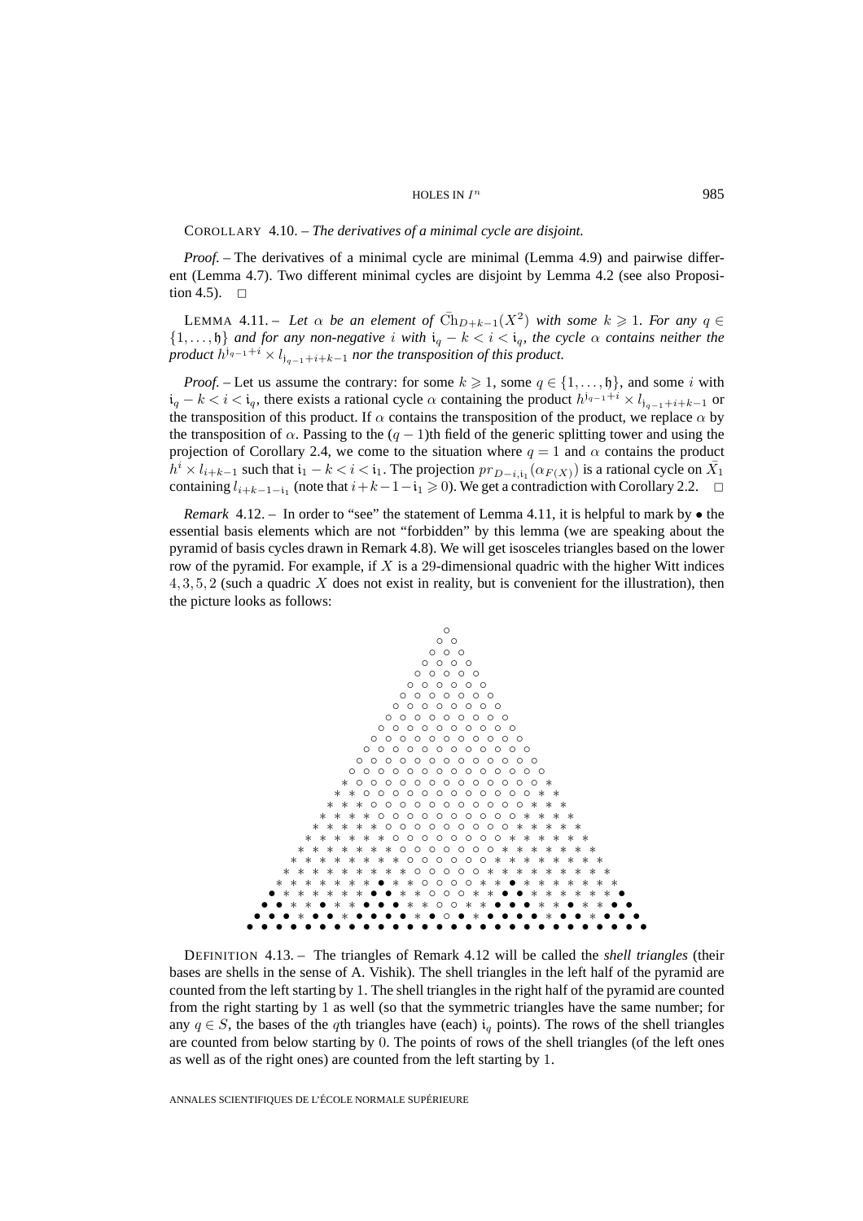COROLLARY 4.10. – *The derivatives of a minimal cycle are disjoint.*

*Proof.* – The derivatives of a minimal cycle are minimal (Lemma 4.9) and pairwise different (Lemma 4.7). Two different minimal cycles are disjoint by Lemma 4.2 (see also Proposition 4.5). $\square$

LEMMA 4.11. – *Let $\alpha$ be an element of $\bar{\mathrm{Ch}}_{D+k-1}(X^2)$ with some $k \geqslant 1$. For any $q \in \{1, \ldots, \mathfrak{h}\}$ and for any non-negative $i$ with $\mathfrak{i}_q - k < i < \mathfrak{i}_q$, the cycle $\alpha$ contains neither the product $h^{\mathfrak{j}_{q-1}+i} \times l_{\mathfrak{j}_{q-1}+i+k-1}$ nor the transposition of this product.*

*Proof.* – Let us assume the contrary: for some $k \geqslant 1$, some $q \in \{1, \ldots, \mathfrak{h}\}$, and some $i$ with $\mathfrak{i}_q - k < i < \mathfrak{i}_q$, there exists a rational cycle $\alpha$ containing the product $h^{\mathfrak{j}_{q-1}+i} \times l_{\mathfrak{j}_{q-1}+i+k-1}$ or the transposition of this product. If $\alpha$ contains the transposition of the product, we replace $\alpha$ by the transposition of $\alpha$. Passing to the $(q-1)$th field of the generic splitting tower and using the projection of Corollary 2.4, we come to the situation where $q = 1$ and $\alpha$ contains the product $h^i \times l_{i+k-1}$ such that $\mathfrak{i}_1 - k < i < \mathfrak{i}_1$. The projection $pr_{D-i,\mathfrak{i}_1}(\alpha_{F(X)})$ is a rational cycle on $\bar{X}_1$ containing $l_{i+k-1-\mathfrak{i}_1}$ (note that $i+k-1-\mathfrak{i}_1 \geqslant 0$). We get a contradiction with Corollary 2.2. $\square$

*Remark* 4.12. – In order to "see" the statement of Lemma 4.11, it is helpful to mark by • the essential basis elements which are not "forbidden" by this lemma (we are speaking about the pyramid of basis cycles drawn in Remark 4.8). We will get isosceles triangles based on the lower row of the pyramid. For example, if $X$ is a 29-dimensional quadric with the higher Witt indices $4, 3, 5, 2$ (such a quadric $X$ does not exist in reality, but is convenient for the illustration), then the picture looks as follows:

```
                             ○
                            ○ ○
                           ○ ○ ○
                          ○ ○ ○ ○
                         ○ ○ ○ ○ ○
                        ○ ○ ○ ○ ○ ○
                       ○ ○ ○ ○ ○ ○ ○
                      ○ ○ ○ ○ ○ ○ ○ ○
                     ○ ○ ○ ○ ○ ○ ○ ○ ○
                    ○ ○ ○ ○ ○ ○ ○ ○ ○ ○
                   ○ ○ ○ ○ ○ ○ ○ ○ ○ ○ ○
                  ○ ○ ○ ○ ○ ○ ○ ○ ○ ○ ○ ○
                 ○ ○ ○ ○ ○ ○ ○ ○ ○ ○ ○ ○ ○
                ○ ○ ○ ○ ○ ○ ○ ○ ○ ○ ○ ○ ○ ○
               ○ ○ ○ ○ ○ ○ ○ ○ ○ ○ ○ ○ ○ ○ ○
              * ○ ○ ○ ○ ○ ○ ○ ○ ○ ○ ○ ○ ○ ○ *
             * * ○ ○ ○ ○ ○ ○ ○ ○ ○ ○ ○ ○ ○ * *
            * * * ○ ○ ○ ○ ○ ○ ○ ○ ○ ○ ○ ○ * * *
           * * * * ○ ○ ○ ○ ○ ○ ○ ○ ○ ○ ○ * * * *
          * * * * * ○ ○ ○ ○ ○ ○ ○ ○ ○ ○ * * * * *
         * * * * * * ○ ○ ○ ○ ○ ○ ○ ○ ○ * * * * * *
        * * * * * * * ○ ○ ○ ○ ○ ○ ○ ○ * * * * * * *
       * * * * * * * * ○ ○ ○ ○ ○ ○ ○ * * * * * * * *
      * * * * * * * * * ○ ○ ○ ○ ○ ○ * * * * * * * * *
     * * * * * * * * * * ○ ○ ○ ○ ○ * * * * * * * * * *
    * * * * * * * ● * * * ○ ○ ○ ○ * * * ● * * * * * * *
   ● * * * * * * ● ● * * * ○ ○ ○ * * * ● ● * * * * * * ●
  ● ● * * ● * * ● ● ● * * * ○ ○ * * * ● ● ● * * ● * * ● ●
 ● ● ● * ● ● * ● ● ● ● * ● * ○ * ● * ● ● ● ● * ● ● * ● ● ●
● ● ● ● ● ● ● ● ● ● ● ● ● ● ● ● ● ● ● ● ● ● ● ● ● ● ● ● ● ●
```

DEFINITION 4.13. – The triangles of Remark 4.12 will be called the *shell triangles* (their bases are shells in the sense of A. Vishik). The shell triangles in the left half of the pyramid are counted from the left starting by 1. The shell triangles in the right half of the pyramid are counted from the right starting by 1 as well (so that the symmetric triangles have the same number; for any $q \in S$, the bases of the $q$th triangles have (each) $\mathfrak{i}_q$ points). The rows of the shell triangles are counted from below starting by 0. The points of rows of the shell triangles (of the left ones as well as of the right ones) are counted from the left starting by 1.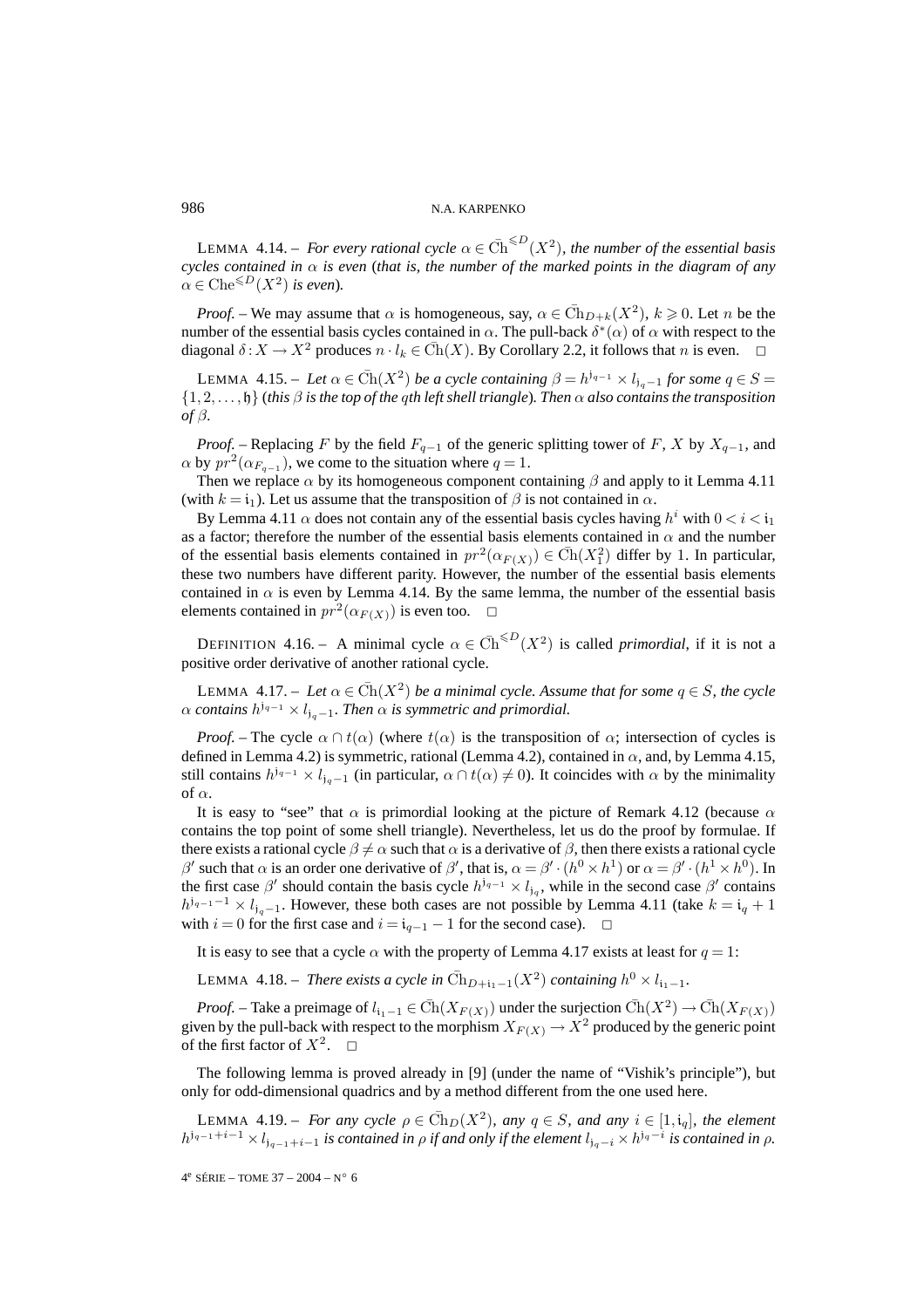LEMMA 4.14. – *For every rational cycle $\alpha \in \bar{\mathrm{Ch}}^{\leqslant D}(X^2)$, the number of the essential basis cycles contained in $\alpha$ is even* (*that is, the number of the marked points in the diagram of any $\alpha \in \mathrm{Che}^{\leqslant D}(X^2)$ is even*).

*Proof.* – We may assume that $\alpha$ is homogeneous, say, $\alpha \in \bar{\mathrm{Ch}}_{D+k}(X^2)$, $k \geqslant 0$. Let $n$ be the number of the essential basis cycles contained in $\alpha$. The pull-back $\delta^*(\alpha)$ of $\alpha$ with respect to the diagonal $\delta : X \to X^2$ produces $n \cdot l_k \in \bar{\mathrm{Ch}}(X)$. By Corollary 2.2, it follows that $n$ is even. $\square$

LEMMA 4.15. – *Let $\alpha \in \bar{\mathrm{Ch}}(X^2)$ be a cycle containing $\beta = h^{\mathfrak{j}_{q-1}} \times l_{\mathfrak{j}_q - 1}$ for some $q \in S = \{1, 2, \ldots, \mathfrak{h}\}$* (*this $\beta$ is the top of the $q$th left shell triangle*). *Then $\alpha$ also contains the transposition of $\beta$.*

*Proof.* – Replacing $F$ by the field $F_{q-1}$ of the generic splitting tower of $F$, $X$ by $X_{q-1}$, and $\alpha$ by $pr^2(\alpha_{F_{q-1}})$, we come to the situation where $q = 1$.

Then we replace $\alpha$ by its homogeneous component containing $\beta$ and apply to it Lemma 4.11 (with $k = \mathfrak{i}_1$). Let us assume that the transposition of $\beta$ is not contained in $\alpha$.

By Lemma 4.11 $\alpha$ does not contain any of the essential basis cycles having $h^i$ with $0 < i < \mathfrak{i}_1$ as a factor; therefore the number of the essential basis elements contained in $\alpha$ and the number of the essential basis elements contained in $pr^2(\alpha_{F(X)}) \in \bar{\mathrm{Ch}}(X_1^2)$ differ by 1. In particular, these two numbers have different parity. However, the number of the essential basis elements contained in $\alpha$ is even by Lemma 4.14. By the same lemma, the number of the essential basis elements contained in $pr^2(\alpha_{F(X)})$ is even too. $\square$

DEFINITION 4.16. – A minimal cycle $\alpha \in \bar{\mathrm{Ch}}^{\leqslant D}(X^2)$ is called *primordial*, if it is not a positive order derivative of another rational cycle.

LEMMA 4.17. – *Let $\alpha \in \bar{\mathrm{Ch}}(X^2)$ be a minimal cycle. Assume that for some $q \in S$, the cycle $\alpha$ contains $h^{\mathfrak{j}_{q-1}} \times l_{\mathfrak{j}_q - 1}$. Then $\alpha$ is symmetric and primordial.*

*Proof.* – The cycle $\alpha \cap t(\alpha)$ (where $t(\alpha)$ is the transposition of $\alpha$; intersection of cycles is defined in Lemma 4.2) is symmetric, rational (Lemma 4.2), contained in $\alpha$, and, by Lemma 4.15, still contains $h^{\mathfrak{j}_{q-1}} \times l_{\mathfrak{j}_q - 1}$ (in particular, $\alpha \cap t(\alpha) \neq 0$). It coincides with $\alpha$ by the minimality of $\alpha$.

It is easy to "see" that $\alpha$ is primordial looking at the picture of Remark 4.12 (because $\alpha$ contains the top point of some shell triangle). Nevertheless, let us do the proof by formulae. If there exists a rational cycle $\beta \neq \alpha$ such that $\alpha$ is a derivative of $\beta$, then there exists a rational cycle $\beta'$ such that $\alpha$ is an order one derivative of $\beta'$, that is, $\alpha = \beta' \cdot (h^0 \times h^1)$ or $\alpha = \beta' \cdot (h^1 \times h^0)$. In the first case $\beta'$ should contain the basis cycle $h^{\mathfrak{j}_{q-1}} \times l_{\mathfrak{j}_q}$, while in the second case $\beta'$ contains $h^{\mathfrak{j}_{q-1} - 1} \times l_{\mathfrak{j}_q - 1}$. However, these both cases are not possible by Lemma 4.11 (take $k = \mathfrak{i}_q + 1$ with $i = 0$ for the first case and $i = \mathfrak{i}_{q-1} - 1$ for the second case). $\square$

It is easy to see that a cycle $\alpha$ with the property of Lemma 4.17 exists at least for $q = 1$:

LEMMA 4.18. – *There exists a cycle in $\bar{\mathrm{Ch}}_{D + \mathfrak{i}_1 - 1}(X^2)$ containing $h^0 \times l_{\mathfrak{i}_1 - 1}$.*

*Proof.* – Take a preimage of $l_{\mathfrak{i}_1 - 1} \in \bar{\mathrm{Ch}}(X_{F(X)})$ under the surjection $\bar{\mathrm{Ch}}(X^2) \to \bar{\mathrm{Ch}}(X_{F(X)})$ given by the pull-back with respect to the morphism $X_{F(X)} \to X^2$ produced by the generic point of the first factor of $X^2$. $\square$

The following lemma is proved already in [9] (under the name of "Vishik's principle"), but only for odd-dimensional quadrics and by a method different from the one used here.

LEMMA 4.19. – *For any cycle $\rho \in \bar{\mathrm{Ch}}_D(X^2)$, any $q \in S$, and any $i \in [1, \mathfrak{i}_q]$, the element $h^{\mathfrak{j}_{q-1} + i - 1} \times l_{\mathfrak{j}_{q-1} + i - 1}$ is contained in $\rho$ if and only if the element $l_{\mathfrak{j}_q - i} \times h^{\mathfrak{j}_q - i}$ is contained in $\rho$.*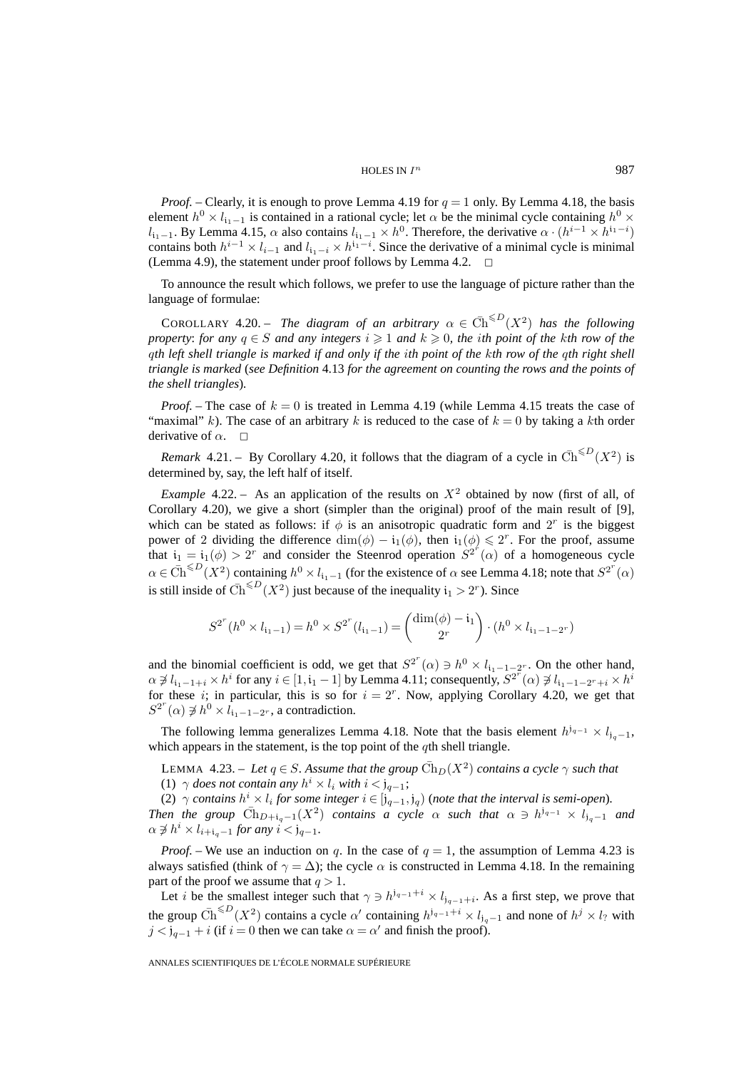*Proof.* – Clearly, it is enough to prove Lemma 4.19 for $q = 1$ only. By Lemma 4.18, the basis element $h^0 \times l_{\mathfrak{i}_1 - 1}$ is contained in a rational cycle; let $\alpha$ be the minimal cycle containing $h^0 \times l_{\mathfrak{i}_1 - 1}$. By Lemma 4.15, $\alpha$ also contains $l_{\mathfrak{i}_1 - 1} \times h^0$. Therefore, the derivative $\alpha \cdot (h^{i-1} \times h^{\mathfrak{i}_1 - i})$ contains both $h^{i-1} \times l_{i-1}$ and $l_{\mathfrak{i}_1 - i} \times h^{\mathfrak{i}_1 - i}$. Since the derivative of a minimal cycle is minimal (Lemma 4.9), the statement under proof follows by Lemma 4.2. □

To announce the result which follows, we prefer to use the language of picture rather than the language of formulae:

COROLLARY 4.20. – *The diagram of an arbitrary $\alpha \in \bar{\mathrm{Ch}}^{\leqslant D}(X^2)$ has the following property: for any $q \in S$ and any integers $i \geqslant 1$ and $k \geqslant 0$, the $i$th point of the $k$th row of the $q$th left shell triangle is marked if and only if the $i$th point of the $k$th row of the $q$th right shell triangle is marked* (*see Definition* 4.13 *for the agreement on counting the rows and the points of the shell triangles*).

*Proof.* – The case of $k = 0$ is treated in Lemma 4.19 (while Lemma 4.15 treats the case of "maximal" $k$). The case of an arbitrary $k$ is reduced to the case of $k = 0$ by taking a $k$th order derivative of $\alpha$. □

*Remark* 4.21. – By Corollary 4.20, it follows that the diagram of a cycle in $\bar{\mathrm{Ch}}^{\leqslant D}(X^2)$ is determined by, say, the left half of itself.

*Example* 4.22. – As an application of the results on $X^2$ obtained by now (first of all, of Corollary 4.20), we give a short (simpler than the original) proof of the main result of [9], which can be stated as follows: if $\phi$ is an anisotropic quadratic form and $2^r$ is the biggest power of 2 dividing the difference $\dim(\phi) - \mathfrak{i}_1(\phi)$, then $\mathfrak{i}_1(\phi) \leqslant 2^r$. For the proof, assume that $\mathfrak{i}_1 = \mathfrak{i}_1(\phi) > 2^r$ and consider the Steenrod operation $S^{2^r}(\alpha)$ of a homogeneous cycle $\alpha \in \bar{\mathrm{Ch}}^{\leqslant D}(X^2)$ containing $h^0 \times l_{\mathfrak{i}_1 - 1}$ (for the existence of $\alpha$ see Lemma 4.18; note that $S^{2^r}(\alpha)$ is still inside of $\bar{\mathrm{Ch}}^{\leqslant D}(X^2)$ just because of the inequality $\mathfrak{i}_1 > 2^r$). Since

$$S^{2^r}(h^0 \times l_{\mathfrak{i}_1 - 1}) = h^0 \times S^{2^r}(l_{\mathfrak{i}_1 - 1}) = \binom{\dim(\phi) - \mathfrak{i}_1}{2^r} \cdot (h^0 \times l_{\mathfrak{i}_1 - 1 - 2^r})$$

and the binomial coefficient is odd, we get that $S^{2^r}(\alpha) \ni h^0 \times l_{\mathfrak{i}_1 - 1 - 2^r}$. On the other hand, $\alpha \not\ni l_{\mathfrak{i}_1 - 1 + i} \times h^i$ for any $i \in [1, \mathfrak{i}_1 - 1]$ by Lemma 4.11; consequently, $S^{2^r}(\alpha) \not\ni l_{\mathfrak{i}_1 - 1 - 2^r + i} \times h^i$ for these $i$; in particular, this is so for $i = 2^r$. Now, applying Corollary 4.20, we get that $S^{2^r}(\alpha) \not\ni h^0 \times l_{\mathfrak{i}_1 - 1 - 2^r}$, a contradiction.

The following lemma generalizes Lemma 4.18. Note that the basis element $h^{\mathfrak{j}_{q-1}} \times l_{\mathfrak{j}_q - 1}$, which appears in the statement, is the top point of the $q$th shell triangle.

LEMMA 4.23. – *Let $q \in S$. Assume that the group $\bar{\mathrm{Ch}}_D(X^2)$ contains a cycle $\gamma$ such that*
(1) *$\gamma$ does not contain any $h^i \times l_i$ with $i < \mathfrak{j}_{q-1}$;*
(2) *$\gamma$ contains $h^i \times l_i$ for some integer $i \in [\mathfrak{j}_{q-1}, \mathfrak{j}_q)$ (note that the interval is semi-open).*
*Then the group $\bar{\mathrm{Ch}}_{D + \mathfrak{i}_q - 1}(X^2)$ contains a cycle $\alpha$ such that $\alpha \ni h^{\mathfrak{j}_{q-1}} \times l_{\mathfrak{j}_q - 1}$ and $\alpha \not\ni h^i \times l_{i + \mathfrak{i}_q - 1}$ for any $i < \mathfrak{j}_{q-1}$.*

*Proof.* – We use an induction on $q$. In the case of $q = 1$, the assumption of Lemma 4.23 is always satisfied (think of $\gamma = \Delta$); the cycle $\alpha$ is constructed in Lemma 4.18. In the remaining part of the proof we assume that $q > 1$.

Let $i$ be the smallest integer such that $\gamma \ni h^{\mathfrak{j}_{q-1} + i} \times l_{\mathfrak{j}_{q-1} + i}$. As a first step, we prove that the group $\bar{\mathrm{Ch}}^{\leqslant D}(X^2)$ contains a cycle $\alpha'$ containing $h^{\mathfrak{j}_{q-1} + i} \times l_{\mathfrak{j}_q - 1}$ and none of $h^j \times l_?$ with $j < \mathfrak{j}_{q-1} + i$ (if $i = 0$ then we can take $\alpha = \alpha'$ and finish the proof).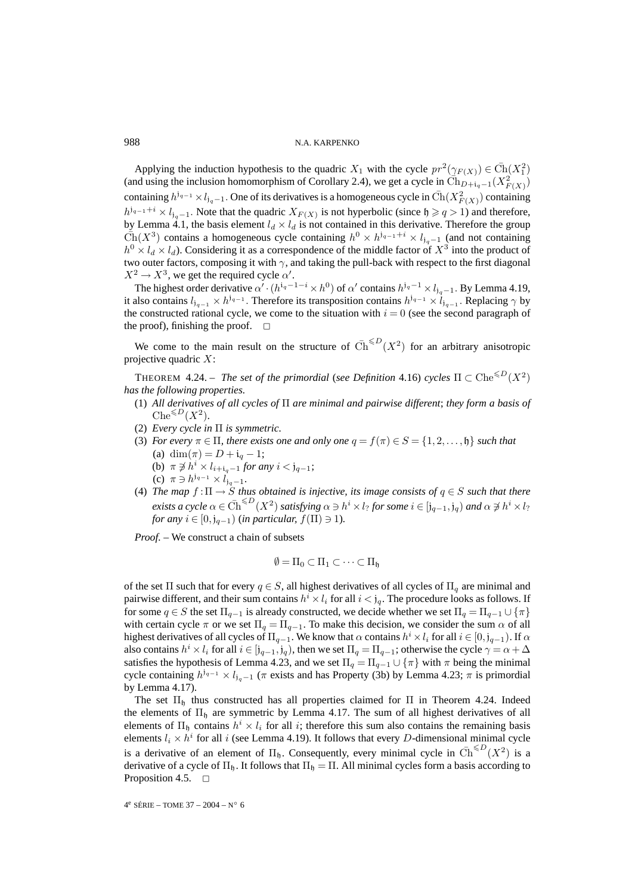Applying the induction hypothesis to the quadric $X_1$ with the cycle $pr^2(\gamma_{F(X)}) \in \bar{\mathrm{Ch}}(X_1^2)$ (and using the inclusion homomorphism of Corollary 2.4), we get a cycle in $\bar{\mathrm{Ch}}_{D+\mathfrak{i}_q-1}(X_{F(X)}^2)$ containing $h^{\mathfrak{j}_{q-1}} \times l_{\mathfrak{j}_q-1}$. One of its derivatives is a homogeneous cycle in $\bar{\mathrm{Ch}}(X_{F(X)}^2)$ containing $h^{\mathfrak{j}_{q-1}+i} \times l_{\mathfrak{j}_q-1}$. Note that the quadric $X_{F(X)}$ is not hyperbolic (since $\mathfrak{h} \geqslant q > 1$) and therefore, by Lemma 4.1, the basis element $l_d \times l_d$ is not contained in this derivative. Therefore the group $\bar{\mathrm{Ch}}(X^3)$ contains a homogeneous cycle containing $h^0 \times h^{\mathfrak{j}_{q-1}+i} \times l_{\mathfrak{j}_q-1}$ (and not containing $h^0 \times l_d \times l_d$). Considering it as a correspondence of the middle factor of $X^3$ into the product of two outer factors, composing it with $\gamma$, and taking the pull-back with respect to the first diagonal $X^2 \to X^3$, we get the required cycle $\alpha'$.

The highest order derivative $\alpha' \cdot (h^{\mathfrak{i}_q-1-i} \times h^0)$ of $\alpha'$ contains $h^{\mathfrak{j}_q-1} \times l_{\mathfrak{j}_q-1}$. By Lemma 4.19, it also contains $l_{\mathfrak{j}_{q-1}} \times h^{\mathfrak{j}_{q-1}}$. Therefore its transposition contains $h^{\mathfrak{j}_{q-1}} \times l_{\mathfrak{j}_{q-1}}$. Replacing $\gamma$ by the constructed rational cycle, we come to the situation with $i = 0$ (see the second paragraph of the proof), finishing the proof. $\square$

We come to the main result on the structure of $\bar{\mathrm{Ch}}^{\leqslant D}(X^2)$ for an arbitrary anisotropic projective quadric $X$:

THEOREM 4.24. – *The set of the primordial (see Definition 4.16) cycles $\Pi \subset \mathrm{Che}^{\leqslant D}(X^2)$ has the following properties.*

1. *All derivatives of all cycles of $\Pi$ are minimal and pairwise different; they form a basis of $\mathrm{Che}^{\leqslant D}(X^2)$.*
2. *Every cycle in $\Pi$ is symmetric.*
3. *For every $\pi \in \Pi$, there exists one and only one $q = f(\pi) \in S = \{1, 2, \ldots, \mathfrak{h}\}$ such that*
   (a) $\dim(\pi) = D + \mathfrak{i}_q - 1$;
   (b) $\pi \not\ni h^i \times l_{i+\mathfrak{i}_q-1}$ *for any* $i < \mathfrak{j}_{q-1}$;
   (c) $\pi \ni h^{\mathfrak{j}_{q-1}} \times l_{\mathfrak{j}_q-1}$.
4. *The map $f : \Pi \to S$ thus obtained is injective, its image consists of $q \in S$ such that there exists a cycle $\alpha \in \bar{\mathrm{Ch}}^{\leqslant D}(X^2)$ satisfying $\alpha \ni h^i \times l_?$ for some $i \in [\mathfrak{j}_{q-1}, \mathfrak{j}_q)$ and $\alpha \not\ni h^i \times l_?$ for any $i \in [0, \mathfrak{j}_{q-1})$ (in particular, $f(\Pi) \ni 1$).*

*Proof.* – We construct a chain of subsets

$$\emptyset = \Pi_0 \subset \Pi_1 \subset \cdots \subset \Pi_{\mathfrak{h}}$$

of the set $\Pi$ such that for every $q \in S$, all highest derivatives of all cycles of $\Pi_q$ are minimal and pairwise different, and their sum contains $h^i \times l_i$ for all $i < \mathfrak{j}_q$. The procedure looks as follows. If for some $q \in S$ the set $\Pi_{q-1}$ is already constructed, we decide whether we set $\Pi_q = \Pi_{q-1} \cup \{\pi\}$ with certain cycle $\pi$ or we set $\Pi_q = \Pi_{q-1}$. To make this decision, we consider the sum $\alpha$ of all highest derivatives of all cycles of $\Pi_{q-1}$. We know that $\alpha$ contains $h^i \times l_i$ for all $i \in [0, \mathfrak{j}_{q-1})$. If $\alpha$ also contains $h^i \times l_i$ for all $i \in [\mathfrak{j}_{q-1}, \mathfrak{j}_q)$, then we set $\Pi_q = \Pi_{q-1}$; otherwise the cycle $\gamma = \alpha + \Delta$ satisfies the hypothesis of Lemma 4.23, and we set $\Pi_q = \Pi_{q-1} \cup \{\pi\}$ with $\pi$ being the minimal cycle containing $h^{\mathfrak{j}_{q-1}} \times l_{\mathfrak{j}_q-1}$ ($\pi$ exists and has Property (3b) by Lemma 4.23; $\pi$ is primordial by Lemma 4.17).

The set $\Pi_{\mathfrak{h}}$ thus constructed has all properties claimed for $\Pi$ in Theorem 4.24. Indeed the elements of $\Pi_{\mathfrak{h}}$ are symmetric by Lemma 4.17. The sum of all highest derivatives of all elements of $\Pi_{\mathfrak{h}}$ contains $h^i \times l_i$ for all $i$; therefore this sum also contains the remaining basis elements $l_i \times h^i$ for all $i$ (see Lemma 4.19). It follows that every $D$-dimensional minimal cycle is a derivative of an element of $\Pi_{\mathfrak{h}}$. Consequently, every minimal cycle in $\bar{\mathrm{Ch}}^{\leqslant D}(X^2)$ is a derivative of a cycle of $\Pi_{\mathfrak{h}}$. It follows that $\Pi_{\mathfrak{h}} = \Pi$. All minimal cycles form a basis according to Proposition 4.5. $\square$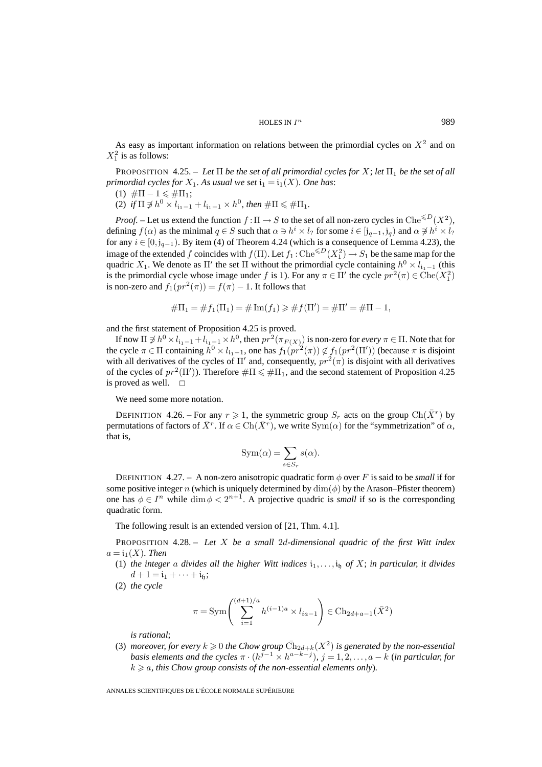As easy as important information on relations between the primordial cycles on $X^2$ and on $X_1^2$ is as follows:

PROPOSITION 4.25. – *Let $\Pi$ be the set of all primordial cycles for $X$; let $\Pi_1$ be the set of all primordial cycles for $X_1$. As usual we set $\mathfrak{i}_1 = \mathfrak{i}_1(X)$. One has*:

(1) $\#\Pi - 1 \leqslant \#\Pi_1$;

(2) *if $\Pi \not\ni h^0 \times l_{\mathfrak{i}_1 - 1} + l_{\mathfrak{i}_1 - 1} \times h^0$, then $\#\Pi \leqslant \#\Pi_1$.*

*Proof.* – Let us extend the function $f : \Pi \to S$ to the set of all non-zero cycles in $\overline{\mathrm{Ch}}^{\leqslant D}(X^2)$, defining $f(\alpha)$ as the minimal $q \in S$ such that $\alpha \ni h^i \times l_?$ for some $i \in [\mathfrak{j}_{q-1}, \mathfrak{j}_q)$ and $\alpha \not\ni h^i \times l_?$ for any $i \in [0, \mathfrak{j}_{q-1})$. By item (4) of Theorem 4.24 (which is a consequence of Lemma 4.23), the image of the extended $f$ coincides with $f(\Pi)$. Let $f_1 : \overline{\mathrm{Ch}}^{\leqslant D}(X_1^2) \to S_1$ be the same map for the quadric $X_1$. We denote as $\Pi'$ the set $\Pi$ without the primordial cycle containing $h^0 \times l_{\mathfrak{i}_1 - 1}$ (this is the primordial cycle whose image under $f$ is 1). For any $\pi \in \Pi'$ the cycle $pr^2(\pi) \in \overline{\mathrm{Ch}}(X_1^2)$ is non-zero and $f_1(pr^2(\pi)) = f(\pi) - 1$. It follows that

$$\#\Pi_1 = \# f_1(\Pi_1) = \# \operatorname{Im}(f_1) \geqslant \# f(\Pi') = \#\Pi' = \#\Pi - 1,$$

and the first statement of Proposition 4.25 is proved.

If now $\Pi \not\ni h^0 \times l_{\mathfrak{i}_1 - 1} + l_{\mathfrak{i}_1 - 1} \times h^0$, then $pr^2(\pi_{F(X)})$ is non-zero for *every* $\pi \in \Pi$. Note that for the cycle $\pi \in \Pi$ containing $h^0 \times l_{\mathfrak{i}_1 - 1}$, one has $f_1(pr^2(\pi)) \notin f_1(pr^2(\Pi'))$ (because $\pi$ is disjoint with all derivatives of the cycles of $\Pi'$ and, consequently, $pr^2(\pi)$ is disjoint with all derivatives of the cycles of $pr^2(\Pi')$). Therefore $\#\Pi \leqslant \#\Pi_1$, and the second statement of Proposition 4.25 is proved as well. $\square$

We need some more notation.

DEFINITION 4.26. – For any $r \geqslant 1$, the symmetric group $S_r$ acts on the group $\mathrm{Ch}(\bar{X}^r)$ by permutations of factors of $\bar{X}^r$. If $\alpha \in \mathrm{Ch}(\bar{X}^r)$, we write $\mathrm{Sym}(\alpha)$ for the "symmetrization" of $\alpha$, that is,

$$\mathrm{Sym}(\alpha) = \sum_{s \in S_r} s(\alpha).$$

DEFINITION 4.27. – A non-zero anisotropic quadratic form $\phi$ over $F$ is said to be *small* if for some positive integer $n$ (which is uniquely determined by $\dim(\phi)$ by the Arason–Pfister theorem) one has $\phi \in I^n$ while $\dim \phi < 2^{n+1}$. A projective quadric is *small* if so is the corresponding quadratic form.

The following result is an extended version of [21, Thm. 4.1].

PROPOSITION 4.28. – *Let $X$ be a small $2d$-dimensional quadric of the first Witt index $a = \mathfrak{i}_1(X)$. Then*

(1) *the integer $a$ divides all the higher Witt indices $\mathfrak{i}_1, \ldots, \mathfrak{i}_{\mathfrak{h}}$ of $X$; in particular, it divides $d + 1 = \mathfrak{i}_1 + \cdots + \mathfrak{i}_{\mathfrak{h}}$;*

(2) *the cycle*

$$\pi = \mathrm{Sym}\left( \sum_{i=1}^{(d+1)/a} h^{(i-1)a} \times l_{ia-1} \right) \in \mathrm{Ch}_{2d+a-1}(\bar{X}^2)$$

*is rational*;

(3) *moreover, for every $k \geqslant 0$ the Chow group $\overline{\mathrm{Ch}}_{2d+k}(X^2)$ is generated by the non-essential basis elements and the cycles $\pi \cdot (h^{j-1} \times h^{a-k-j})$, $j = 1, 2, \ldots, a - k$ (in particular, for $k \geqslant a$, this Chow group consists of the non-essential elements only).*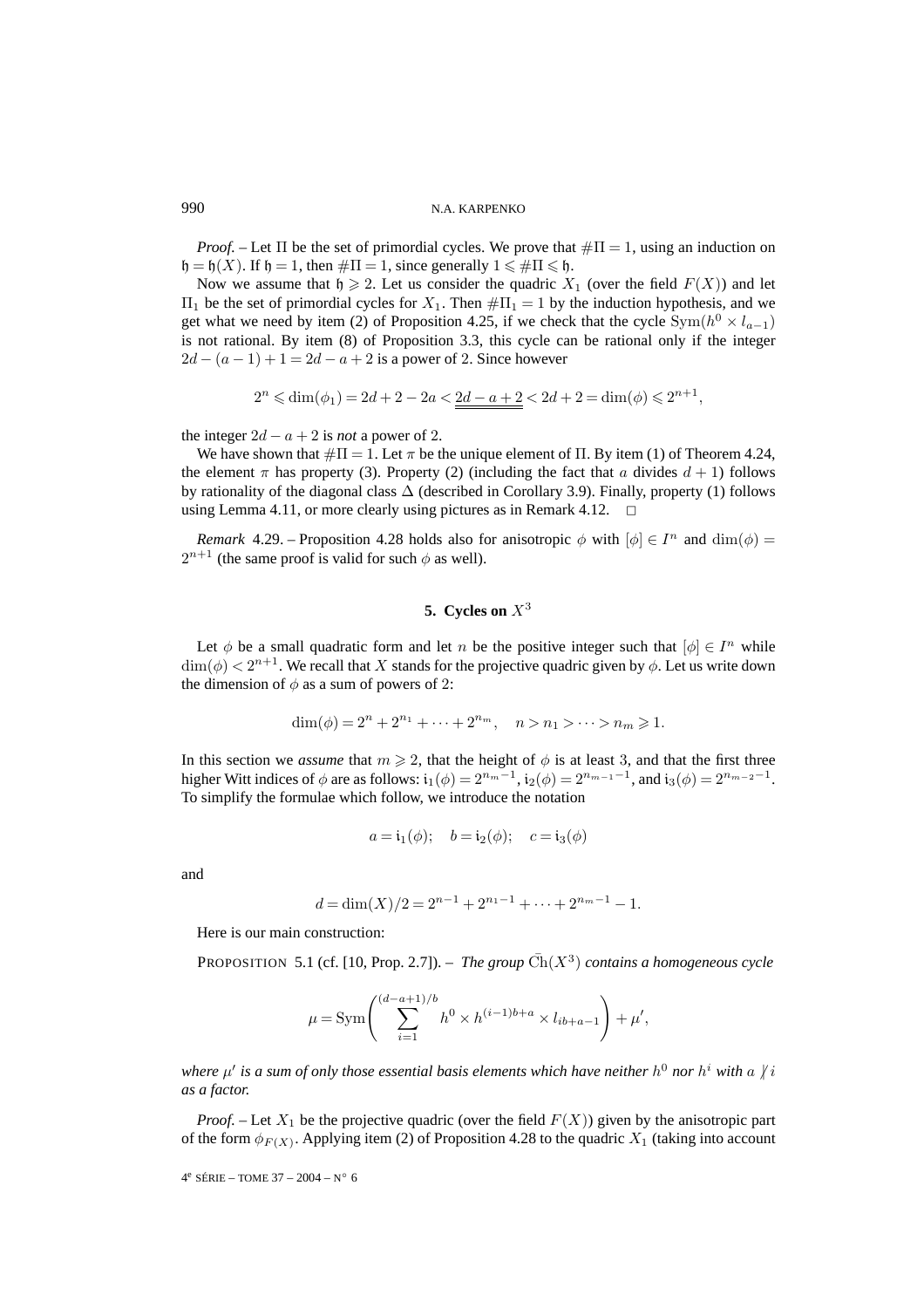*Proof.* – Let $\Pi$ be the set of primordial cycles. We prove that $\#\Pi = 1$, using an induction on $\mathfrak{h} = \mathfrak{h}(X)$. If $\mathfrak{h} = 1$, then $\#\Pi = 1$, since generally $1 \leqslant \#\Pi \leqslant \mathfrak{h}$.

Now we assume that $\mathfrak{h} \geqslant 2$. Let us consider the quadric $X_1$ (over the field $F(X)$) and let $\Pi_1$ be the set of primordial cycles for $X_1$. Then $\#\Pi_1 = 1$ by the induction hypothesis, and we get what we need by item (2) of Proposition 4.25, if we check that the cycle $\mathrm{Sym}(h^0 \times l_{a-1})$ is not rational. By item (8) of Proposition 3.3, this cycle can be rational only if the integer $2d - (a-1) + 1 = 2d - a + 2$ is a power of 2. Since however

$$2^n \leqslant \dim(\phi_1) = 2d + 2 - 2a < \underline{\underline{2d - a + 2}} < 2d + 2 = \dim(\phi) \leqslant 2^{n+1},$$

the integer $2d - a + 2$ is *not* a power of 2.

We have shown that $\#\Pi = 1$. Let $\pi$ be the unique element of $\Pi$. By item (1) of Theorem 4.24, the element $\pi$ has property (3). Property (2) (including the fact that $a$ divides $d+1$) follows by rationality of the diagonal class $\Delta$ (described in Corollary 3.9). Finally, property (1) follows using Lemma 4.11, or more clearly using pictures as in Remark 4.12. $\square$

*Remark* 4.29. – Proposition 4.28 holds also for anisotropic $\phi$ with $[\phi] \in I^n$ and $\dim(\phi) = 2^{n+1}$ (the same proof is valid for such $\phi$ as well).

## 5. Cycles on $X^3$

Let $\phi$ be a small quadratic form and let $n$ be the positive integer such that $[\phi] \in I^n$ while $\dim(\phi) < 2^{n+1}$. We recall that $X$ stands for the projective quadric given by $\phi$. Let us write down the dimension of $\phi$ as a sum of powers of 2:

$$\dim(\phi) = 2^n + 2^{n_1} + \cdots + 2^{n_m}, \quad n > n_1 > \cdots > n_m \geqslant 1.$$

In this section we *assume* that $m \geqslant 2$, that the height of $\phi$ is at least 3, and that the first three higher Witt indices of $\phi$ are as follows: $\mathfrak{i}_1(\phi) = 2^{n_m - 1}$, $\mathfrak{i}_2(\phi) = 2^{n_{m-1} - 1}$, and $\mathfrak{i}_3(\phi) = 2^{n_{m-2} - 1}$. To simplify the formulae which follow, we introduce the notation

$$a = \mathfrak{i}_1(\phi); \quad b = \mathfrak{i}_2(\phi); \quad c = \mathfrak{i}_3(\phi)$$

and

$$d = \dim(X)/2 = 2^{n-1} + 2^{n_1 - 1} + \cdots + 2^{n_m - 1} - 1.$$

Here is our main construction:

PROPOSITION 5.1 (cf. [10, Prop. 2.7]). – *The group* $\bar{\mathrm{Ch}}(X^3)$ *contains a homogeneous cycle*

$$\mu = \mathrm{Sym}\left(\sum_{i=1}^{(d-a+1)/b} h^0 \times h^{(i-1)b+a} \times l_{ib+a-1}\right) + \mu',$$

*where* $\mu'$ *is a sum of only those essential basis elements which have neither* $h^0$ *nor* $h^i$ *with* $a \nmid i$ *as a factor.*

*Proof.* – Let $X_1$ be the projective quadric (over the field $F(X)$) given by the anisotropic part of the form $\phi_{F(X)}$. Applying item (2) of Proposition 4.28 to the quadric $X_1$ (taking into account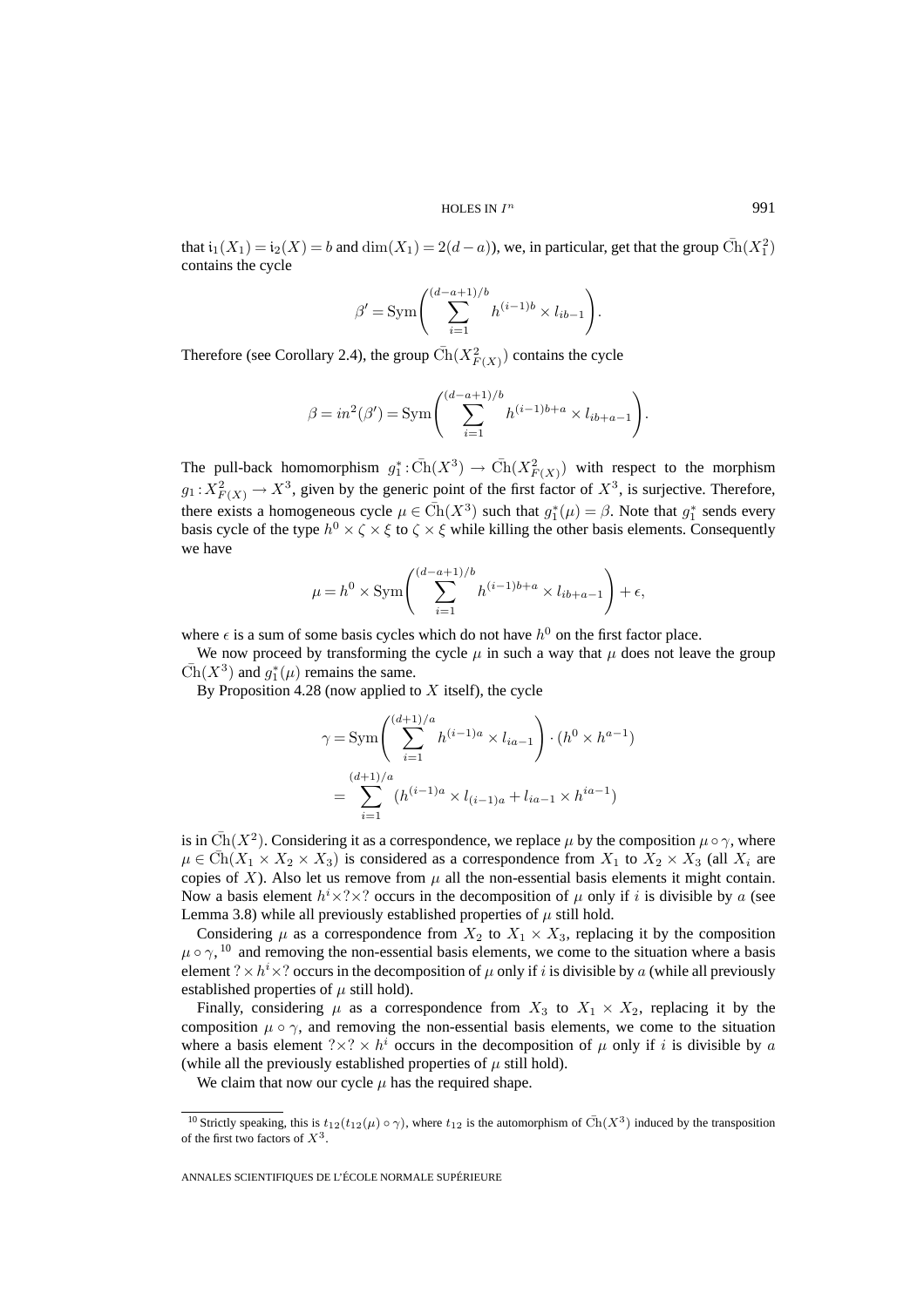that $\mathrm{i}_1(X_1) = \mathrm{i}_2(X) = b$ and $\dim(X_1) = 2(d-a)$), we, in particular, get that the group $\bar{\mathrm{C}}\mathrm{h}(X_1^2)$ contains the cycle

$$\beta' = \mathrm{Sym}\left(\sum_{i=1}^{(d-a+1)/b} h^{(i-1)b} \times l_{ib-1}\right).$$

Therefore (see Corollary 2.4), the group $\bar{\mathrm{C}}\mathrm{h}(X^2_{F(X)})$ contains the cycle

$$\beta = in^2(\beta') = \mathrm{Sym}\left(\sum_{i=1}^{(d-a+1)/b} h^{(i-1)b+a} \times l_{ib+a-1}\right).$$

The pull-back homomorphism $g_1^*: \bar{\mathrm{C}}\mathrm{h}(X^3) \to \bar{\mathrm{C}}\mathrm{h}(X^2_{F(X)})$ with respect to the morphism $g_1: X^2_{F(X)} \to X^3$, given by the generic point of the first factor of $X^3$, is surjective. Therefore, there exists a homogeneous cycle $\mu \in \bar{\mathrm{C}}\mathrm{h}(X^3)$ such that $g_1^*(\mu) = \beta$. Note that $g_1^*$ sends every basis cycle of the type $h^0 \times \zeta \times \xi$ to $\zeta \times \xi$ while killing the other basis elements. Consequently we have

$$\mu = h^0 \times \mathrm{Sym}\left(\sum_{i=1}^{(d-a+1)/b} h^{(i-1)b+a} \times l_{ib+a-1}\right) + \epsilon,$$

where $\epsilon$ is a sum of some basis cycles which do not have $h^0$ on the first factor place.

We now proceed by transforming the cycle $\mu$ in such a way that $\mu$ does not leave the group $\bar{\mathrm{C}}\mathrm{h}(X^3)$ and $g_1^*(\mu)$ remains the same.

By Proposition 4.28 (now applied to $X$ itself), the cycle

$$\begin{aligned}\gamma &= \mathrm{Sym}\left(\sum_{i=1}^{(d+1)/a} h^{(i-1)a} \times l_{ia-1}\right) \cdot (h^0 \times h^{a-1}) \\ &= \sum_{i=1}^{(d+1)/a} (h^{(i-1)a} \times l_{(i-1)a} + l_{ia-1} \times h^{ia-1})\end{aligned}$$

is in $\bar{\mathrm{C}}\mathrm{h}(X^2)$. Considering it as a correspondence, we replace $\mu$ by the composition $\mu \circ \gamma$, where $\mu \in \bar{\mathrm{C}}\mathrm{h}(X_1 \times X_2 \times X_3)$ is considered as a correspondence from $X_1$ to $X_2 \times X_3$ (all $X_i$ are copies of $X$). Also let us remove from $\mu$ all the non-essential basis elements it might contain. Now a basis element $h^i \times ? \times ?$ occurs in the decomposition of $\mu$ only if $i$ is divisible by $a$ (see Lemma 3.8) while all previously established properties of $\mu$ still hold.

Considering $\mu$ as a correspondence from $X_2$ to $X_1 \times X_3$, replacing it by the composition $\mu \circ \gamma$,[10] and removing the non-essential basis elements, we come to the situation where a basis element $? \times h^i \times ?$ occurs in the decomposition of $\mu$ only if $i$ is divisible by $a$ (while all previously established properties of $\mu$ still hold).

Finally, considering $\mu$ as a correspondence from $X_3$ to $X_1 \times X_2$, replacing it by the composition $\mu \circ \gamma$, and removing the non-essential basis elements, we come to the situation where a basis element $? \times ? \times h^i$ occurs in the decomposition of $\mu$ only if $i$ is divisible by $a$ (while all the previously established properties of $\mu$ still hold).

We claim that now our cycle $\mu$ has the required shape.

[10] Strictly speaking, this is $t_{12}(t_{12}(\mu) \circ \gamma)$, where $t_{12}$ is the automorphism of $\bar{\mathrm{C}}\mathrm{h}(X^3)$ induced by the transposition of the first two factors of $X^3$.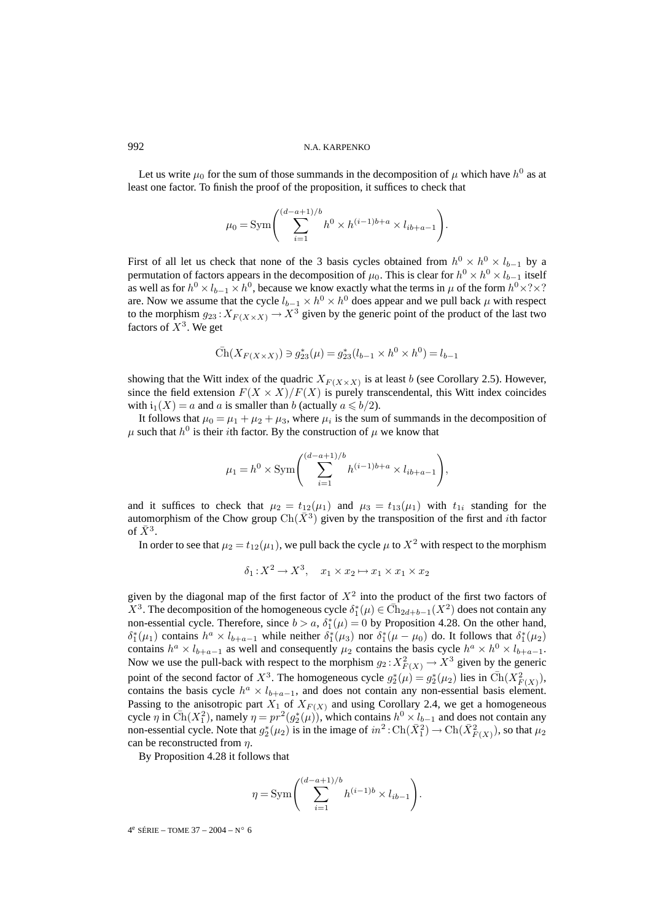Let us write $\mu_0$ for the sum of those summands in the decomposition of $\mu$ which have $h^0$ as at least one factor. To finish the proof of the proposition, it suffices to check that

$$\mu_0 = \mathrm{Sym}\left( \sum_{i=1}^{(d-a+1)/b} h^0 \times h^{(i-1)b+a} \times l_{ib+a-1} \right).$$

First of all let us check that none of the 3 basis cycles obtained from $h^0 \times h^0 \times l_{b-1}$ by a permutation of factors appears in the decomposition of $\mu_0$. This is clear for $h^0 \times h^0 \times l_{b-1}$ itself as well as for $h^0 \times l_{b-1} \times h^0$, because we know exactly what the terms in $\mu$ of the form $h^0 \times ? \times ?$ are. Now we assume that the cycle $l_{b-1} \times h^0 \times h^0$ does appear and we pull back $\mu$ with respect to the morphism $g_{23} : X_{F(X \times X)} \to X^3$ given by the generic point of the product of the last two factors of $X^3$. We get

$$\bar{\mathrm{C}}\mathrm{h}(X_{F(X\times X)}) \ni g_{23}^*(\mu) = g_{23}^*(l_{b-1} \times h^0 \times h^0) = l_{b-1}$$

showing that the Witt index of the quadric $X_{F(X\times X)}$ is at least $b$ (see Corollary 2.5). However, since the field extension $F(X \times X)/F(X)$ is purely transcendental, this Witt index coincides with $\mathfrak{i}_1(X) = a$ and $a$ is smaller than $b$ (actually $a \leqslant b/2$).

It follows that $\mu_0 = \mu_1 + \mu_2 + \mu_3$, where $\mu_i$ is the sum of summands in the decomposition of $\mu$ such that $h^0$ is their $i$th factor. By the construction of $\mu$ we know that

$$\mu_1 = h^0 \times \mathrm{Sym}\left( \sum_{i=1}^{(d-a+1)/b} h^{(i-1)b+a} \times l_{ib+a-1} \right),$$

and it suffices to check that $\mu_2 = t_{12}(\mu_1)$ and $\mu_3 = t_{13}(\mu_1)$ with $t_{1i}$ standing for the automorphism of the Chow group $\mathrm{Ch}(\bar{X}^3)$ given by the transposition of the first and $i$th factor of $\bar{X}^3$.

In order to see that $\mu_2 = t_{12}(\mu_1)$, we pull back the cycle $\mu$ to $X^2$ with respect to the morphism

$$\delta_1 : X^2 \to X^3, \quad x_1 \times x_2 \mapsto x_1 \times x_1 \times x_2$$

given by the diagonal map of the first factor of $X^2$ into the product of the first two factors of $X^3$. The decomposition of the homogeneous cycle $\delta_1^*(\mu) \in \bar{\mathrm{C}}\mathrm{h}_{2d+b-1}(X^2)$ does not contain any non-essential cycle. Therefore, since $b > a$, $\delta_1^*(\mu) = 0$ by Proposition 4.28. On the other hand, $\delta_1^*(\mu_1)$ contains $h^a \times l_{b+a-1}$ while neither $\delta_1^*(\mu_3)$ nor $\delta_1^*(\mu - \mu_0)$ do. It follows that $\delta_1^*(\mu_2)$ contains $h^a \times l_{b+a-1}$ as well and consequently $\mu_2$ contains the basis cycle $h^a \times h^0 \times l_{b+a-1}$. Now we use the pull-back with respect to the morphism $g_2 : X^2_{F(X)} \to X^3$ given by the generic point of the second factor of $X^3$. The homogeneous cycle $g_2^*(\mu) = g_2^*(\mu_2)$ lies in $\bar{\mathrm{C}}\mathrm{h}(X^2_{F(X)})$, contains the basis cycle $h^a \times l_{b+a-1}$, and does not contain any non-essential basis element. Passing to the anisotropic part $X_1$ of $X_{F(X)}$ and using Corollary 2.4, we get a homogeneous cycle $\eta$ in $\bar{\mathrm{C}}\mathrm{h}(X_1^2)$, namely $\eta = pr^2(g_2^*(\mu))$, which contains $h^0 \times l_{b-1}$ and does not contain any non-essential cycle. Note that $g_2^*(\mu_2)$ is in the image of $in^2 : \mathrm{Ch}(\bar{X}_1^2) \to \mathrm{Ch}(\bar{X}^2_{F(X)})$, so that $\mu_2$ can be reconstructed from $\eta$.

By Proposition 4.28 it follows that

$$\eta = \mathrm{Sym}\left( \sum_{i=1}^{(d-a+1)/b} h^{(i-1)b} \times l_{ib-1} \right).$$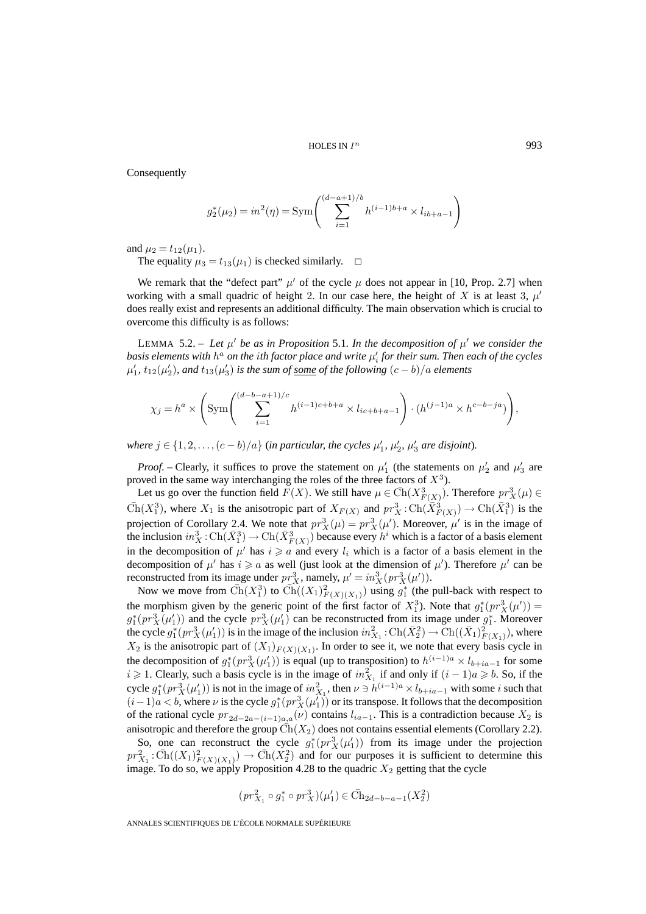Consequently

$$g_2^*(\mu_2) = in^2(\eta) = \mathrm{Sym}\left(\sum_{i=1}^{(d-a+1)/b} h^{(i-1)b+a} \times l_{ib+a-1}\right)$$

and $\mu_2 = t_{12}(\mu_1)$.

The equality $\mu_3 = t_{13}(\mu_1)$ is checked similarly. $\square$

We remark that the "defect part" $\mu'$ of the cycle $\mu$ does not appear in [10, Prop. 2.7] when working with a small quadric of height 2. In our case here, the height of $X$ is at least 3, $\mu'$ does really exist and represents an additional difficulty. The main observation which is crucial to overcome this difficulty is as follows:

LEMMA 5.2. – *Let $\mu'$ be as in Proposition* 5.1. *In the decomposition of $\mu'$ we consider the basis elements with $h^a$ on the $i$th factor place and write $\mu'_i$ for their sum. Then each of the cycles $\mu'_1$, $t_{12}(\mu'_2)$, and $t_{13}(\mu'_3)$ is the sum of <u>some</u> of the following $(c-b)/a$ elements*

$$\chi_j = h^a \times \left(\mathrm{Sym}\left(\sum_{i=1}^{(d-b-a+1)/c} h^{(i-1)c+b+a} \times l_{ic+b+a-1}\right) \cdot (h^{(j-1)a} \times h^{c-b-ja})\right),$$

*where $j \in \{1, 2, \ldots, (c-b)/a\}$ (in particular, the cycles $\mu'_1$, $\mu'_2$, $\mu'_3$ are disjoint).*

*Proof.* – Clearly, it suffices to prove the statement on $\mu'_1$ (the statements on $\mu'_2$ and $\mu'_3$ are proved in the same way interchanging the roles of the three factors of $X^3$).

Let us go over the function field $F(X)$. We still have $\mu \in \bar{\mathrm{Ch}}(X^3_{F(X)})$. Therefore $pr^3_X(\mu) \in \bar{\mathrm{Ch}}(X^3_1)$, where $X_1$ is the anisotropic part of $X_{F(X)}$ and $pr^3_X : \mathrm{Ch}(\bar{X}^3_{F(X)}) \to \mathrm{Ch}(\bar{X}^3_1)$ is the projection of Corollary 2.4. We note that $pr^3_X(\mu) = pr^3_X(\mu')$. Moreover, $\mu'$ is in the image of the inclusion $in^3_X : \mathrm{Ch}(\bar{X}^3_1) \to \mathrm{Ch}(\bar{X}^3_{F(X)})$ because every $h^i$ which is a factor of a basis element in the decomposition of $\mu'$ has $i \geqslant a$ and every $l_i$ which is a factor of a basis element in the decomposition of $\mu'$ has $i \geqslant a$ as well (just look at the dimension of $\mu'$). Therefore $\mu'$ can be reconstructed from its image under $pr^3_X$, namely, $\mu' = in^3_X(pr^3_X(\mu'))$.

Now we move from $\bar{\mathrm{Ch}}(X^3_1)$ to $\bar{\mathrm{Ch}}((X_1)^2_{F(X)(X_1)})$ using $g_1^*$ (the pull-back with respect to the morphism given by the generic point of the first factor of $X^3_1$). Note that $g_1^*(pr^3_X(\mu')) = g_1^*(pr^3_X(\mu'_1))$ and the cycle $pr^3_X(\mu'_1)$ can be reconstructed from its image under $g_1^*$. Moreover the cycle $g_1^*(pr^3_X(\mu'_1))$ is in the image of the inclusion $in^2_{X_1} : \mathrm{Ch}(\bar{X}^2_2) \to \mathrm{Ch}((\bar{X}_1)^2_{F(X_1)})$, where $X_2$ is the anisotropic part of $(X_1)_{F(X)(X_1)}$. In order to see it, we note that every basis cycle in the decomposition of $g_1^*(pr^3_X(\mu'_1))$ is equal (up to transposition) to $h^{(i-1)a} \times l_{b+ia-1}$ for some $i \geqslant 1$. Clearly, such a basis cycle is in the image of $in^2_{X_1}$ if and only if $(i-1)a \geqslant b$. So, if the cycle $g_1^*(pr^3_X(\mu'_1))$ is not in the image of $in^2_{X_1}$, then $\nu \ni h^{(i-1)a} \times l_{b+ia-1}$ with some $i$ such that $(i-1)a < b$, where $\nu$ is the cycle $g_1^*(pr^3_X(\mu'_1))$ or its transpose. It follows that the decomposition of the rational cycle $pr_{2d-2a-(i-1)a,a}(\nu)$ contains $l_{ia-1}$. This is a contradiction because $X_2$ is anisotropic and therefore the group $\bar{\mathrm{Ch}}(X_2)$ does not contains essential elements (Corollary 2.2).

So, one can reconstruct the cycle $g_1^*(pr^3_X(\mu'_1))$ from its image under the projection $pr^2_{X_1} : \bar{\mathrm{Ch}}((X_1)^2_{F(X)(X_1)}) \to \bar{\mathrm{Ch}}(X^2_2)$ and for our purposes it is sufficient to determine this image. To do so, we apply Proposition 4.28 to the quadric $X_2$ getting that the cycle

$$(pr^2_{X_1} \circ g_1^* \circ pr^3_X)(\mu'_1) \in \bar{\mathrm{Ch}}_{2d-b-a-1}(X^2_2)$$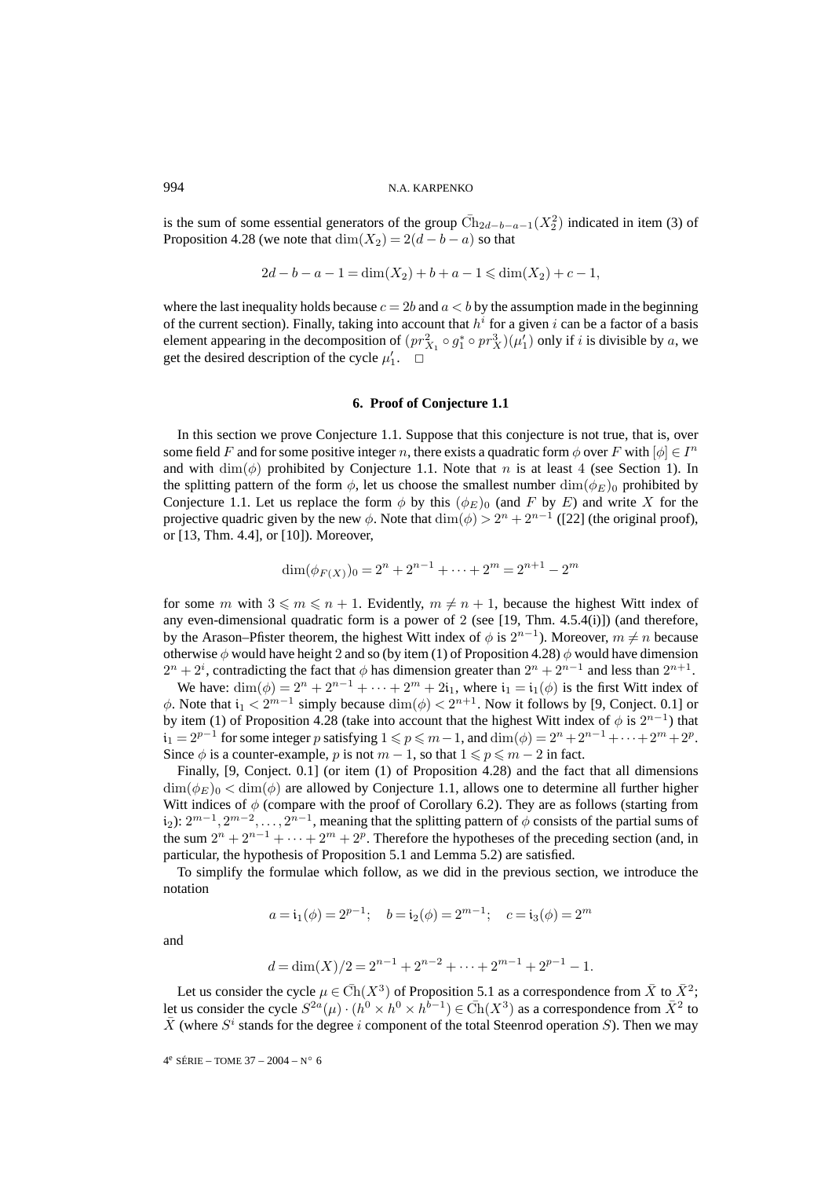is the sum of some essential generators of the group $\bar{\mathrm{Ch}}_{2d-b-a-1}(X_2^2)$ indicated in item (3) of Proposition 4.28 (we note that $\dim(X_2) = 2(d-b-a)$ so that

$$2d - b - a - 1 = \dim(X_2) + b + a - 1 \leqslant \dim(X_2) + c - 1,$$

where the last inequality holds because $c = 2b$ and $a < b$ by the assumption made in the beginning of the current section). Finally, taking into account that $h^i$ for a given $i$ can be a factor of a basis element appearing in the decomposition of $(pr^2_{X_1} \circ g_1^* \circ pr^3_X)(\mu_1')$ only if $i$ is divisible by $a$, we get the desired description of the cycle $\mu_1'$. $\square$

## 6. Proof of Conjecture 1.1

In this section we prove Conjecture 1.1. Suppose that this conjecture is not true, that is, over some field $F$ and for some positive integer $n$, there exists a quadratic form $\phi$ over $F$ with $[\phi] \in I^n$ and with $\dim(\phi)$ prohibited by Conjecture 1.1. Note that $n$ is at least 4 (see Section 1). In the splitting pattern of the form $\phi$, let us choose the smallest number $\dim(\phi_E)_0$ prohibited by Conjecture 1.1. Let us replace the form $\phi$ by this $(\phi_E)_0$ (and $F$ by $E$) and write $X$ for the projective quadric given by the new $\phi$. Note that $\dim(\phi) > 2^n + 2^{n-1}$ ([22] (the original proof), or [13, Thm. 4.4], or [10]). Moreover,

$$\dim(\phi_{F(X)})_0 = 2^n + 2^{n-1} + \cdots + 2^m = 2^{n+1} - 2^m$$

for some $m$ with $3 \leqslant m \leqslant n+1$. Evidently, $m \neq n+1$, because the highest Witt index of any even-dimensional quadratic form is a power of 2 (see [19, Thm. 4.5.4(i)]) (and therefore, by the Arason–Pfister theorem, the highest Witt index of $\phi$ is $2^{n-1}$). Moreover, $m \neq n$ because otherwise $\phi$ would have height 2 and so (by item (1) of Proposition 4.28) $\phi$ would have dimension $2^n + 2^i$, contradicting the fact that $\phi$ has dimension greater than $2^n + 2^{n-1}$ and less than $2^{n+1}$.

We have: $\dim(\phi) = 2^n + 2^{n-1} + \cdots + 2^m + 2\mathfrak{i}_1$, where $\mathfrak{i}_1 = \mathfrak{i}_1(\phi)$ is the first Witt index of $\phi$. Note that $\mathfrak{i}_1 < 2^{m-1}$ simply because $\dim(\phi) < 2^{n+1}$. Now it follows by [9, Conject. 0.1] or by item (1) of Proposition 4.28 (take into account that the highest Witt index of $\phi$ is $2^{n-1}$) that $\mathfrak{i}_1 = 2^{p-1}$ for some integer $p$ satisfying $1 \leqslant p \leqslant m-1$, and $\dim(\phi) = 2^n + 2^{n-1} + \cdots + 2^m + 2^p$. Since $\phi$ is a counter-example, $p$ is not $m-1$, so that $1 \leqslant p \leqslant m-2$ in fact.

Finally, [9, Conject. 0.1] (or item (1) of Proposition 4.28) and the fact that all dimensions $\dim(\phi_E)_0 < \dim(\phi)$ are allowed by Conjecture 1.1, allows one to determine all further higher Witt indices of $\phi$ (compare with the proof of Corollary 6.2). They are as follows (starting from $\mathfrak{i}_2$): $2^{m-1}, 2^{m-2}, \ldots, 2^{n-1}$, meaning that the splitting pattern of $\phi$ consists of the partial sums of the sum $2^n + 2^{n-1} + \cdots + 2^m + 2^p$. Therefore the hypotheses of the preceding section (and, in particular, the hypothesis of Proposition 5.1 and Lemma 5.2) are satisfied.

To simplify the formulae which follow, as we did in the previous section, we introduce the notation

$$a = \mathfrak{i}_1(\phi) = 2^{p-1}; \quad b = \mathfrak{i}_2(\phi) = 2^{m-1}; \quad c = \mathfrak{i}_3(\phi) = 2^m$$

and

$$d = \dim(X)/2 = 2^{n-1} + 2^{n-2} + \cdots + 2^{m-1} + 2^{p-1} - 1.$$

Let us consider the cycle $\mu \in \bar{\mathrm{Ch}}(X^3)$ of Proposition 5.1 as a correspondence from $\bar{X}$ to $\bar{X}^2$; let us consider the cycle $S^{2a}(\mu) \cdot (h^0 \times h^0 \times h^{b-1}) \in \bar{\mathrm{Ch}}(X^3)$ as a correspondence from $\bar{X}^2$ to $\bar{X}$ (where $S^i$ stands for the degree $i$ component of the total Steenrod operation $S$). Then we may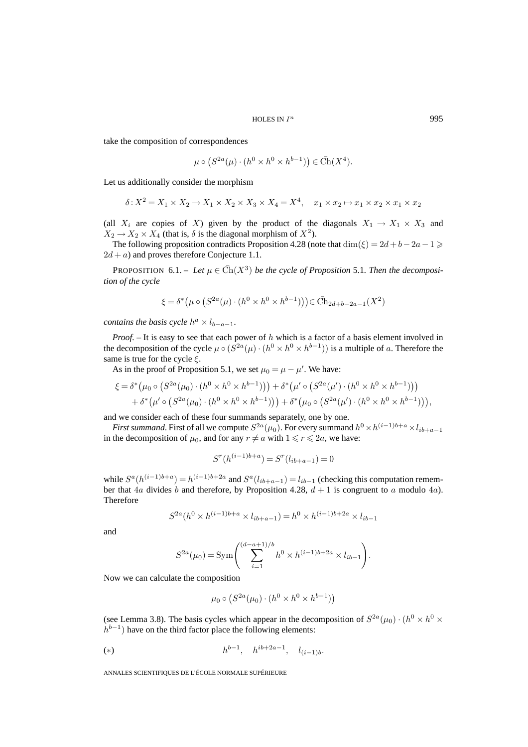take the composition of correspondences

$$\mu \circ \left(S^{2a}(\mu) \cdot (h^0 \times h^0 \times h^{b-1})\right) \in \bar{\mathrm{C}}\mathrm{h}(X^4).$$

Let us additionally consider the morphism

$$\delta : X^2 = X_1 \times X_2 \to X_1 \times X_2 \times X_3 \times X_4 = X^4, \quad x_1 \times x_2 \mapsto x_1 \times x_2 \times x_1 \times x_2$$

(all $X_i$ are copies of $X$) given by the product of the diagonals $X_1 \to X_1 \times X_3$ and $X_2 \to X_2 \times X_4$ (that is, $\delta$ is the diagonal morphism of $X^2$).

The following proposition contradicts Proposition 4.28 (note that $\dim(\xi) = 2d + b - 2a - 1 \geqslant 2d + a$) and proves therefore Conjecture 1.1.

PROPOSITION 6.1. – *Let $\mu \in \bar{\mathrm{C}}\mathrm{h}(X^3)$ be the cycle of Proposition* 5.1. *Then the decomposition of the cycle*

$$\xi = \delta^*\left(\mu \circ \left(S^{2a}(\mu) \cdot (h^0 \times h^0 \times h^{b-1})\right)\right) \in \bar{\mathrm{C}}\mathrm{h}_{2d+b-2a-1}(X^2)$$

*contains the basis cycle $h^a \times l_{b-a-1}$.*

*Proof.* – It is easy to see that each power of $h$ which is a factor of a basis element involved in the decomposition of the cycle $\mu \circ (S^{2a}(\mu) \cdot (h^0 \times h^0 \times h^{b-1}))$ is a multiple of $a$. Therefore the same is true for the cycle $\xi$.

As in the proof of Proposition 5.1, we set $\mu_0 = \mu - \mu'$. We have:

$$\begin{aligned}
\xi = \;& \delta^*\left(\mu_0 \circ \left(S^{2a}(\mu_0) \cdot (h^0 \times h^0 \times h^{b-1})\right)\right) + \delta^*\left(\mu' \circ \left(S^{2a}(\mu') \cdot (h^0 \times h^0 \times h^{b-1})\right)\right) \\
& + \delta^*\left(\mu' \circ \left(S^{2a}(\mu_0) \cdot (h^0 \times h^0 \times h^{b-1})\right)\right) + \delta^*\left(\mu_0 \circ \left(S^{2a}(\mu') \cdot (h^0 \times h^0 \times h^{b-1})\right)\right),
\end{aligned}$$

and we consider each of these four summands separately, one by one.

*First summand*. First of all we compute $S^{2a}(\mu_0)$. For every summand $h^0 \times h^{(i-1)b+a} \times l_{ib+a-1}$ in the decomposition of $\mu_0$, and for any $r \neq a$ with $1 \leqslant r \leqslant 2a$, we have:

$$S^r(h^{(i-1)b+a}) = S^r(l_{ib+a-1}) = 0$$

while $S^a(h^{(i-1)b+a}) = h^{(i-1)b+2a}$ and $S^a(l_{ib+a-1}) = l_{ib-1}$ (checking this computation remember that $4a$ divides $b$ and therefore, by Proposition 4.28, $d+1$ is congruent to $a$ modulo $4a$). Therefore

$$S^{2a}(h^0 \times h^{(i-1)b+a} \times l_{ib+a-1}) = h^0 \times h^{(i-1)b+2a} \times l_{ib-1}$$

and

$$S^{2a}(\mu_0) = \mathrm{Sym}\left(\sum_{i=1}^{(d-a+1)/b} h^0 \times h^{(i-1)b+2a} \times l_{ib-1}\right).$$

Now we can calculate the composition

$$\mu_0 \circ \left(S^{2a}(\mu_0) \cdot (h^0 \times h^0 \times h^{b-1})\right)$$

(see Lemma 3.8). The basis cycles which appear in the decomposition of $S^{2a}(\mu_0) \cdot (h^0 \times h^0 \times h^{b-1})$ have on the third factor place the following elements:

$$(*) \qquad\qquad h^{b-1}, \quad h^{ib+2a-1}, \quad l_{(i-1)b}.$$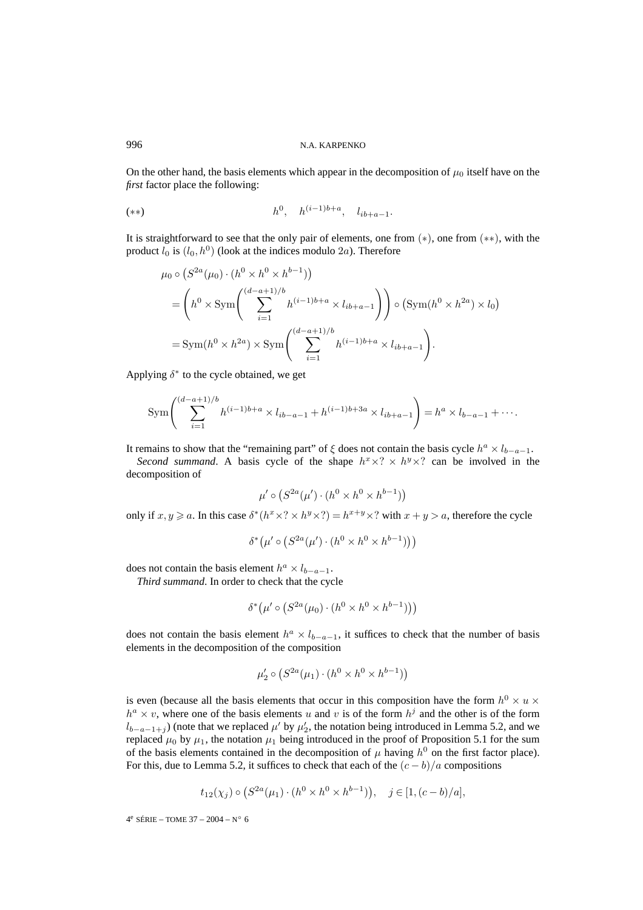On the other hand, the basis elements which appear in the decomposition of $\mu_0$ itself have on the *first* factor place the following:

$$(**) \qquad\qquad h^0, \quad h^{(i-1)b+a}, \quad l_{ib+a-1}.$$

It is straightforward to see that the only pair of elements, one from $(*)$, one from $(**)$, with the product $l_0$ is $(l_0, h^0)$ (look at the indices modulo $2a$). Therefore

$$\begin{aligned}
&\mu_0 \circ \big(S^{2a}(\mu_0) \cdot (h^0 \times h^0 \times h^{b-1})\big) \\
&= \left(h^0 \times \operatorname{Sym}\left(\sum_{i=1}^{(d-a+1)/b} h^{(i-1)b+a} \times l_{ib+a-1}\right)\right) \circ \big(\operatorname{Sym}(h^0 \times h^{2a}) \times l_0\big) \\
&= \operatorname{Sym}(h^0 \times h^{2a}) \times \operatorname{Sym}\left(\sum_{i=1}^{(d-a+1)/b} h^{(i-1)b+a} \times l_{ib+a-1}\right).
\end{aligned}$$

Applying $\delta^*$ to the cycle obtained, we get

$$\operatorname{Sym}\left(\sum_{i=1}^{(d-a+1)/b} h^{(i-1)b+a} \times l_{ib-a-1} + h^{(i-1)b+3a} \times l_{ib+a-1}\right) = h^a \times l_{b-a-1} + \cdots.$$

It remains to show that the "remaining part" of $\xi$ does not contain the basis cycle $h^a \times l_{b-a-1}$.

*Second summand*. A basis cycle of the shape $h^x \times ? \times h^y \times ?$ can be involved in the decomposition of

$$\mu' \circ \big(S^{2a}(\mu') \cdot (h^0 \times h^0 \times h^{b-1})\big)$$

only if $x, y \geqslant a$. In this case $\delta^*(h^x \times ? \times h^y \times ?) = h^{x+y} \times ?$ with $x + y > a$, therefore the cycle

$$\delta^*\big(\mu' \circ \big(S^{2a}(\mu') \cdot (h^0 \times h^0 \times h^{b-1})\big)\big)$$

does not contain the basis element $h^a \times l_{b-a-1}$.

*Third summand*. In order to check that the cycle

$$\delta^*\big(\mu' \circ \big(S^{2a}(\mu_0) \cdot (h^0 \times h^0 \times h^{b-1})\big)\big)$$

does not contain the basis element $h^a \times l_{b-a-1}$, it suffices to check that the number of basis elements in the decomposition of the composition

$$\mu'_2 \circ \big(S^{2a}(\mu_1) \cdot (h^0 \times h^0 \times h^{b-1})\big)$$

is even (because all the basis elements that occur in this composition have the form $h^0 \times u \times h^a \times v$, where one of the basis elements $u$ and $v$ is of the form $h^j$ and the other is of the form $l_{b-a-1+j}$) (note that we replaced $\mu'$ by $\mu'_2$, the notation being introduced in Lemma 5.2, and we replaced $\mu_0$ by $\mu_1$, the notation $\mu_1$ being introduced in the proof of Proposition 5.1 for the sum of the basis elements contained in the decomposition of $\mu$ having $h^0$ on the first factor place). For this, due to Lemma 5.2, it suffices to check that each of the $(c-b)/a$ compositions

$$t_{12}(\chi_j) \circ \big(S^{2a}(\mu_1) \cdot (h^0 \times h^0 \times h^{b-1})\big), \quad j \in [1, (c-b)/a],$$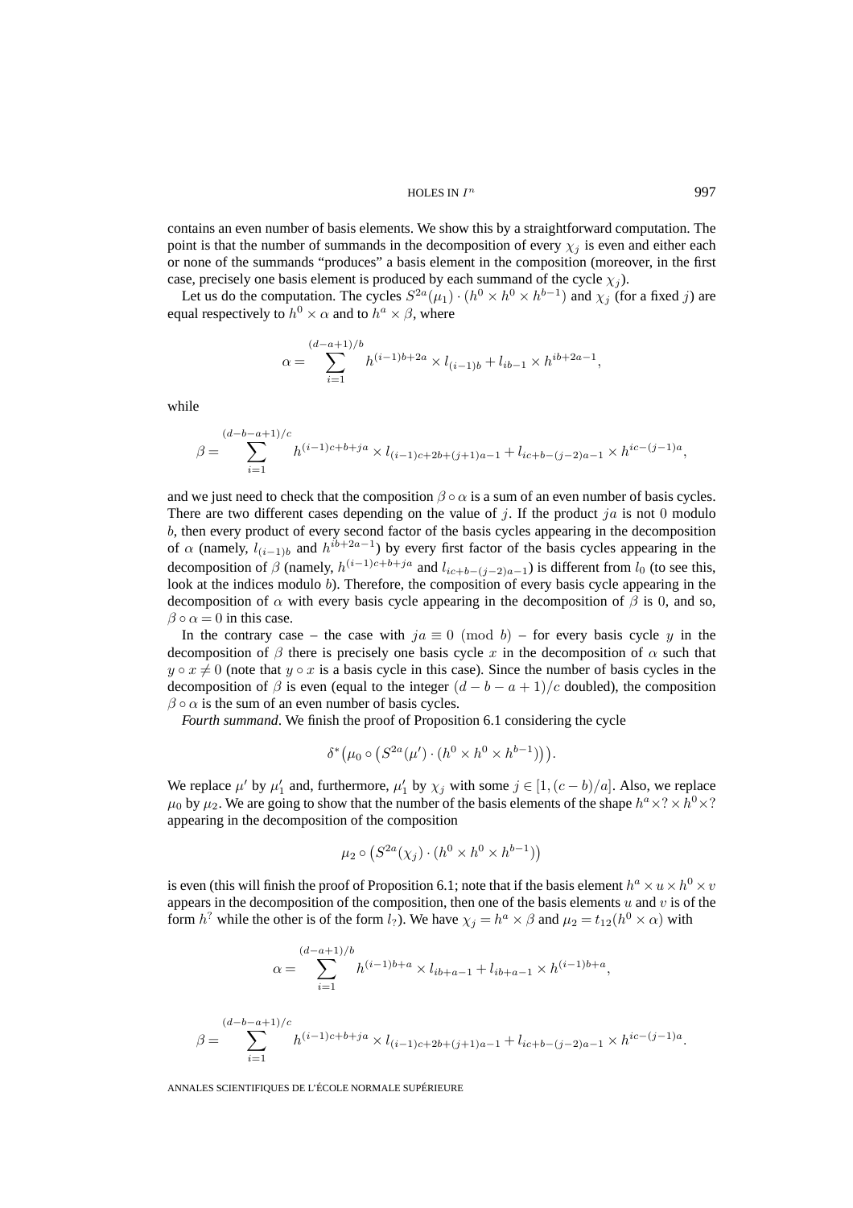contains an even number of basis elements. We show this by a straightforward computation. The point is that the number of summands in the decomposition of every $\chi_j$ is even and either each or none of the summands "produces" a basis element in the composition (moreover, in the first case, precisely one basis element is produced by each summand of the cycle $\chi_j$).

Let us do the computation. The cycles $S^{2a}(\mu_1)\cdot(h^0\times h^0\times h^{b-1})$ and $\chi_j$ (for a fixed $j$) are equal respectively to $h^0\times\alpha$ and to $h^a\times\beta$, where

$$\alpha=\sum_{i=1}^{(d-a+1)/b} h^{(i-1)b+2a}\times l_{(i-1)b}+l_{ib-1}\times h^{ib+2a-1},$$

while

$$\beta=\sum_{i=1}^{(d-b-a+1)/c} h^{(i-1)c+b+ja}\times l_{(i-1)c+2b+(j+1)a-1}+l_{ic+b-(j-2)a-1}\times h^{ic-(j-1)a},$$

and we just need to check that the composition $\beta\circ\alpha$ is a sum of an even number of basis cycles. There are two different cases depending on the value of $j$. If the product $ja$ is not $0$ modulo $b$, then every product of every second factor of the basis cycles appearing in the decomposition of $\alpha$ (namely, $l_{(i-1)b}$ and $h^{ib+2a-1}$) by every first factor of the basis cycles appearing in the decomposition of $\beta$ (namely, $h^{(i-1)c+b+ja}$ and $l_{ic+b-(j-2)a-1}$) is different from $l_0$ (to see this, look at the indices modulo $b$). Therefore, the composition of every basis cycle appearing in the decomposition of $\alpha$ with every basis cycle appearing in the decomposition of $\beta$ is $0$, and so, $\beta\circ\alpha=0$ in this case.

In the contrary case – the case with $ja\equiv 0\pmod b$ – for every basis cycle $y$ in the decomposition of $\beta$ there is precisely one basis cycle $x$ in the decomposition of $\alpha$ such that $y\circ x\neq 0$ (note that $y\circ x$ is a basis cycle in this case). Since the number of basis cycles in the decomposition of $\beta$ is even (equal to the integer $(d-b-a+1)/c$ doubled), the composition $\beta\circ\alpha$ is the sum of an even number of basis cycles.

*Fourth summand*. We finish the proof of Proposition 6.1 considering the cycle

$$\delta^*\big(\mu_0\circ\big(S^{2a}(\mu')\cdot(h^0\times h^0\times h^{b-1})\big)\big).$$

We replace $\mu'$ by $\mu'_1$ and, furthermore, $\mu'_1$ by $\chi_j$ with some $j\in[1,(c-b)/a]$. Also, we replace $\mu_0$ by $\mu_2$. We are going to show that the number of the basis elements of the shape $h^a\times ?\times h^0\times ?$ appearing in the decomposition of the composition

$$\mu_2\circ\big(S^{2a}(\chi_j)\cdot(h^0\times h^0\times h^{b-1})\big)$$

is even (this will finish the proof of Proposition 6.1; note that if the basis element $h^a\times u\times h^0\times v$ appears in the decomposition of the composition, then one of the basis elements $u$ and $v$ is of the form $h^?$ while the other is of the form $l_?$). We have $\chi_j=h^a\times\beta$ and $\mu_2=t_{12}(h^0\times\alpha)$ with

$$\alpha=\sum_{i=1}^{(d-a+1)/b} h^{(i-1)b+a}\times l_{ib+a-1}+l_{ib+a-1}\times h^{(i-1)b+a},$$

$$\beta=\sum_{i=1}^{(d-b-a+1)/c} h^{(i-1)c+b+ja}\times l_{(i-1)c+2b+(j+1)a-1}+l_{ic+b-(j-2)a-1}\times h^{ic-(j-1)a}.$$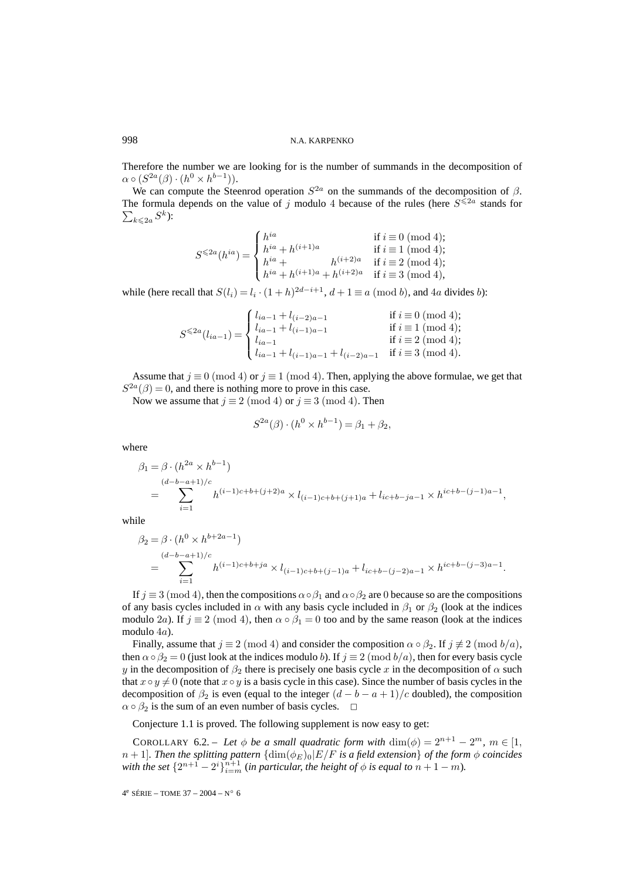Therefore the number we are looking for is the number of summands in the decomposition of $\alpha \circ (S^{2a}(\beta) \cdot (h^0 \times h^{b-1}))$.

We can compute the Steenrod operation $S^{2a}$ on the summands of the decomposition of $\beta$. The formula depends on the value of $j$ modulo 4 because of the rules (here $S^{\leqslant 2a}$ stands for $\sum_{k \leqslant 2a} S^k$):

$$S^{\leqslant 2a}(h^{ia}) = \begin{cases} h^{ia} & \text{if } i \equiv 0 \pmod 4; \\ h^{ia} + h^{(i+1)a} & \text{if } i \equiv 1 \pmod 4; \\ h^{ia} + \qquad\quad h^{(i+2)a} & \text{if } i \equiv 2 \pmod 4; \\ h^{ia} + h^{(i+1)a} + h^{(i+2)a} & \text{if } i \equiv 3 \pmod 4, \end{cases}$$

while (here recall that $S(l_i) = l_i \cdot (1+h)^{2d-i+1}$, $d+1 \equiv a \pmod b$, and $4a$ divides $b$):

$$S^{\leqslant 2a}(l_{ia-1}) = \begin{cases} l_{ia-1} + l_{(i-2)a-1} & \text{if } i \equiv 0 \pmod 4; \\ l_{ia-1} + l_{(i-1)a-1} & \text{if } i \equiv 1 \pmod 4; \\ l_{ia-1} & \text{if } i \equiv 2 \pmod 4; \\ l_{ia-1} + l_{(i-1)a-1} + l_{(i-2)a-1} & \text{if } i \equiv 3 \pmod 4. \end{cases}$$

Assume that $j \equiv 0 \pmod 4$ or $j \equiv 1 \pmod 4$. Then, applying the above formulae, we get that $S^{2a}(\beta) = 0$, and there is nothing more to prove in this case.

Now we assume that $j \equiv 2 \pmod 4$ or $j \equiv 3 \pmod 4$. Then

$$S^{2a}(\beta) \cdot (h^0 \times h^{b-1}) = \beta_1 + \beta_2,$$

where

$$\begin{aligned} \beta_1 &= \beta \cdot (h^{2a} \times h^{b-1}) \\ &= \sum_{i=1}^{(d-b-a+1)/c} h^{(i-1)c+b+(j+2)a} \times l_{(i-1)c+b+(j+1)a} + l_{ic+b-ja-1} \times h^{ic+b-(j-1)a-1}, \end{aligned}$$

while

$$\begin{aligned} \beta_2 &= \beta \cdot (h^0 \times h^{b+2a-1}) \\ &= \sum_{i=1}^{(d-b-a+1)/c} h^{(i-1)c+b+ja} \times l_{(i-1)c+b+(j-1)a} + l_{ic+b-(j-2)a-1} \times h^{ic+b-(j-3)a-1}. \end{aligned}$$

If $j \equiv 3 \pmod 4$, then the compositions $\alpha \circ \beta_1$ and $\alpha \circ \beta_2$ are 0 because so are the compositions of any basis cycles included in $\alpha$ with any basis cycle included in $\beta_1$ or $\beta_2$ (look at the indices modulo $2a$). If $j \equiv 2 \pmod 4$, then $\alpha \circ \beta_1 = 0$ too and by the same reason (look at the indices modulo $4a$).

Finally, assume that $j \equiv 2 \pmod 4$ and consider the composition $\alpha \circ \beta_2$. If $j \not\equiv 2 \pmod{b/a}$, then $\alpha \circ \beta_2 = 0$ (just look at the indices modulo $b$). If $j \equiv 2 \pmod{b/a}$, then for every basis cycle $y$ in the decomposition of $\beta_2$ there is precisely one basis cycle $x$ in the decomposition of $\alpha$ such that $x \circ y \neq 0$ (note that $x \circ y$ is a basis cycle in this case). Since the number of basis cycles in the decomposition of $\beta_2$ is even (equal to the integer $(d-b-a+1)/c$ doubled), the composition $\alpha \circ \beta_2$ is the sum of an even number of basis cycles. $\square$

Conjecture 1.1 is proved. The following supplement is now easy to get:

COROLLARY 6.2. – *Let $\phi$ be a small quadratic form with $\dim(\phi) = 2^{n+1} - 2^m$, $m \in [1, n+1]$. Then the splitting pattern $\{\dim(\phi_E)_0 | E/F \text{ is a field extension}\}$ of the form $\phi$ coincides with the set $\{2^{n+1} - 2^i\}_{i=m}^{n+1}$ (in particular, the height of $\phi$ is equal to $n+1-m$).*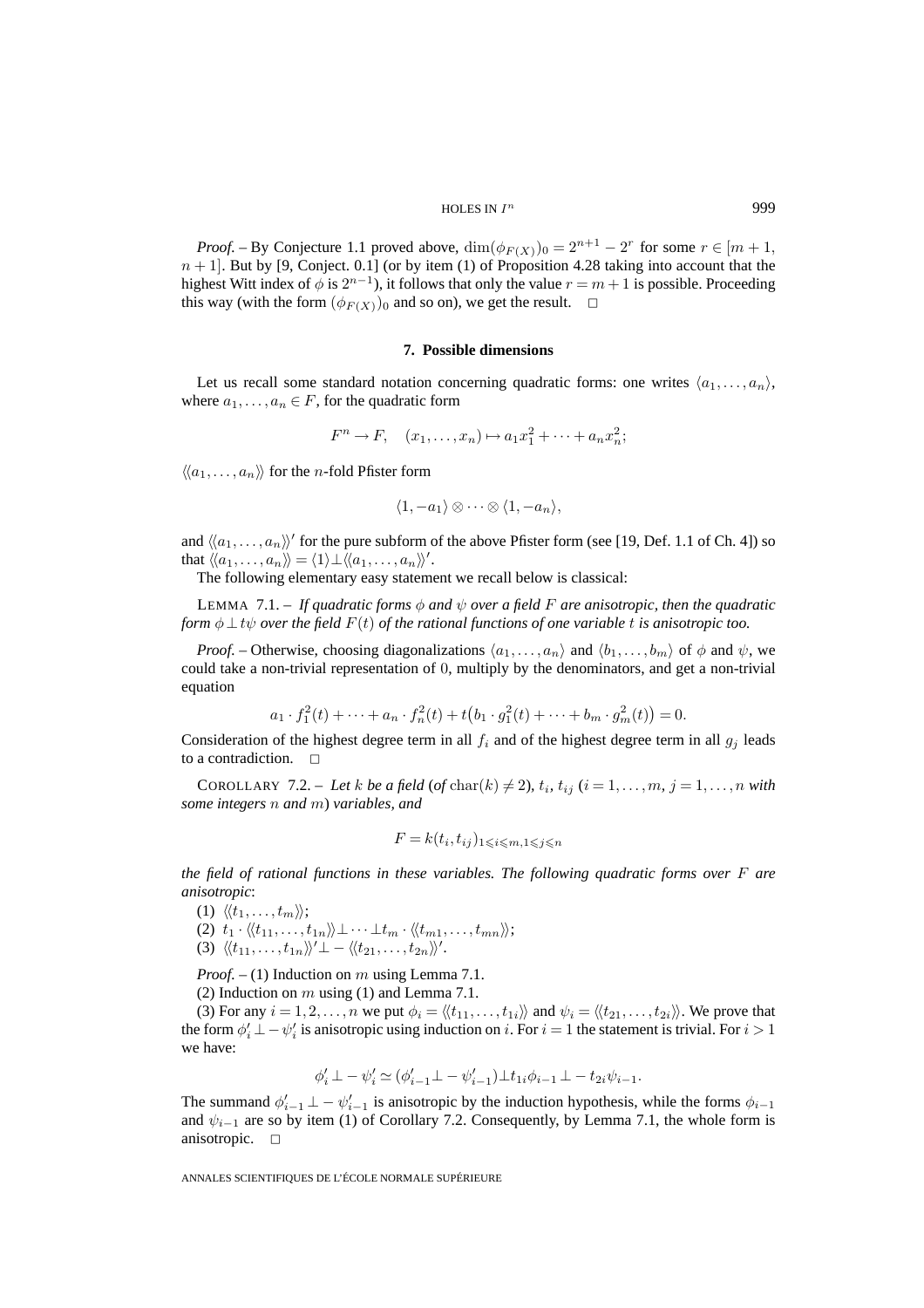*Proof.* – By Conjecture 1.1 proved above, $\dim(\phi_{F(X)})_0 = 2^{n+1} - 2^r$ for some $r \in [m+1, n+1]$. But by [9, Conject. 0.1] (or by item (1) of Proposition 4.28 taking into account that the highest Witt index of $\phi$ is $2^{n-1}$), it follows that only the value $r = m+1$ is possible. Proceeding this way (with the form $(\phi_{F(X)})_0$ and so on), we get the result. $\square$

## 7. Possible dimensions

Let us recall some standard notation concerning quadratic forms: one writes $\langle a_1, \ldots, a_n \rangle$, where $a_1, \ldots, a_n \in F$, for the quadratic form

$$F^n \to F, \quad (x_1, \ldots, x_n) \mapsto a_1 x_1^2 + \cdots + a_n x_n^2;$$

$\langle\langle a_1, \ldots, a_n \rangle\rangle$ for the $n$-fold Pfister form

$$\langle 1, -a_1 \rangle \otimes \cdots \otimes \langle 1, -a_n \rangle,$$

and $\langle\langle a_1, \ldots, a_n \rangle\rangle'$ for the pure subform of the above Pfister form (see [19, Def. 1.1 of Ch. 4]) so that $\langle\langle a_1, \ldots, a_n \rangle\rangle = \langle 1 \rangle \perp \langle\langle a_1, \ldots, a_n \rangle\rangle'$.

The following elementary easy statement we recall below is classical:

LEMMA 7.1. – *If quadratic forms $\phi$ and $\psi$ over a field $F$ are anisotropic, then the quadratic form $\phi \perp t\psi$ over the field $F(t)$ of the rational functions of one variable $t$ is anisotropic too.*

*Proof.* – Otherwise, choosing diagonalizations $\langle a_1, \ldots, a_n \rangle$ and $\langle b_1, \ldots, b_m \rangle$ of $\phi$ and $\psi$, we could take a non-trivial representation of $0$, multiply by the denominators, and get a non-trivial equation

$$a_1 \cdot f_1^2(t) + \cdots + a_n \cdot f_n^2(t) + t\bigl(b_1 \cdot g_1^2(t) + \cdots + b_m \cdot g_m^2(t)\bigr) = 0.$$

Consideration of the highest degree term in all $f_i$ and of the highest degree term in all $g_j$ leads to a contradiction. $\square$

COROLLARY 7.2. – *Let $k$ be a field (of $\mathrm{char}(k) \neq 2$), $t_i$, $t_{ij}$ ($i = 1, \ldots, m$, $j = 1, \ldots, n$ with some integers $n$ and $m$) variables, and*

$$F = k(t_i, t_{ij})_{1 \leqslant i \leqslant m, 1 \leqslant j \leqslant n}$$

*the field of rational functions in these variables. The following quadratic forms over $F$ are anisotropic*:

(1) $\langle\langle t_1, \ldots, t_m \rangle\rangle$;
(2) $t_1 \cdot \langle\langle t_{11}, \ldots, t_{1n} \rangle\rangle \perp \cdots \perp t_m \cdot \langle\langle t_{m1}, \ldots, t_{mn} \rangle\rangle$;
(3) $\langle\langle t_{11}, \ldots, t_{1n} \rangle\rangle' \perp -\langle\langle t_{21}, \ldots, t_{2n} \rangle\rangle'$.

*Proof.* – (1) Induction on $m$ using Lemma 7.1.

(2) Induction on $m$ using (1) and Lemma 7.1.

(3) For any $i = 1, 2, \ldots, n$ we put $\phi_i = \langle\langle t_{11}, \ldots, t_{1i} \rangle\rangle$ and $\psi_i = \langle\langle t_{21}, \ldots, t_{2i} \rangle\rangle$. We prove that the form $\phi_i' \perp -\psi_i'$ is anisotropic using induction on $i$. For $i = 1$ the statement is trivial. For $i > 1$ we have:

$$\phi_i' \perp -\psi_i' \simeq (\phi_{i-1}' \perp -\psi_{i-1}') \perp t_{1i}\phi_{i-1} \perp -t_{2i}\psi_{i-1}.$$

The summand $\phi_{i-1}' \perp -\psi_{i-1}'$ is anisotropic by the induction hypothesis, while the forms $\phi_{i-1}$ and $\psi_{i-1}$ are so by item (1) of Corollary 7.2. Consequently, by Lemma 7.1, the whole form is anisotropic. $\square$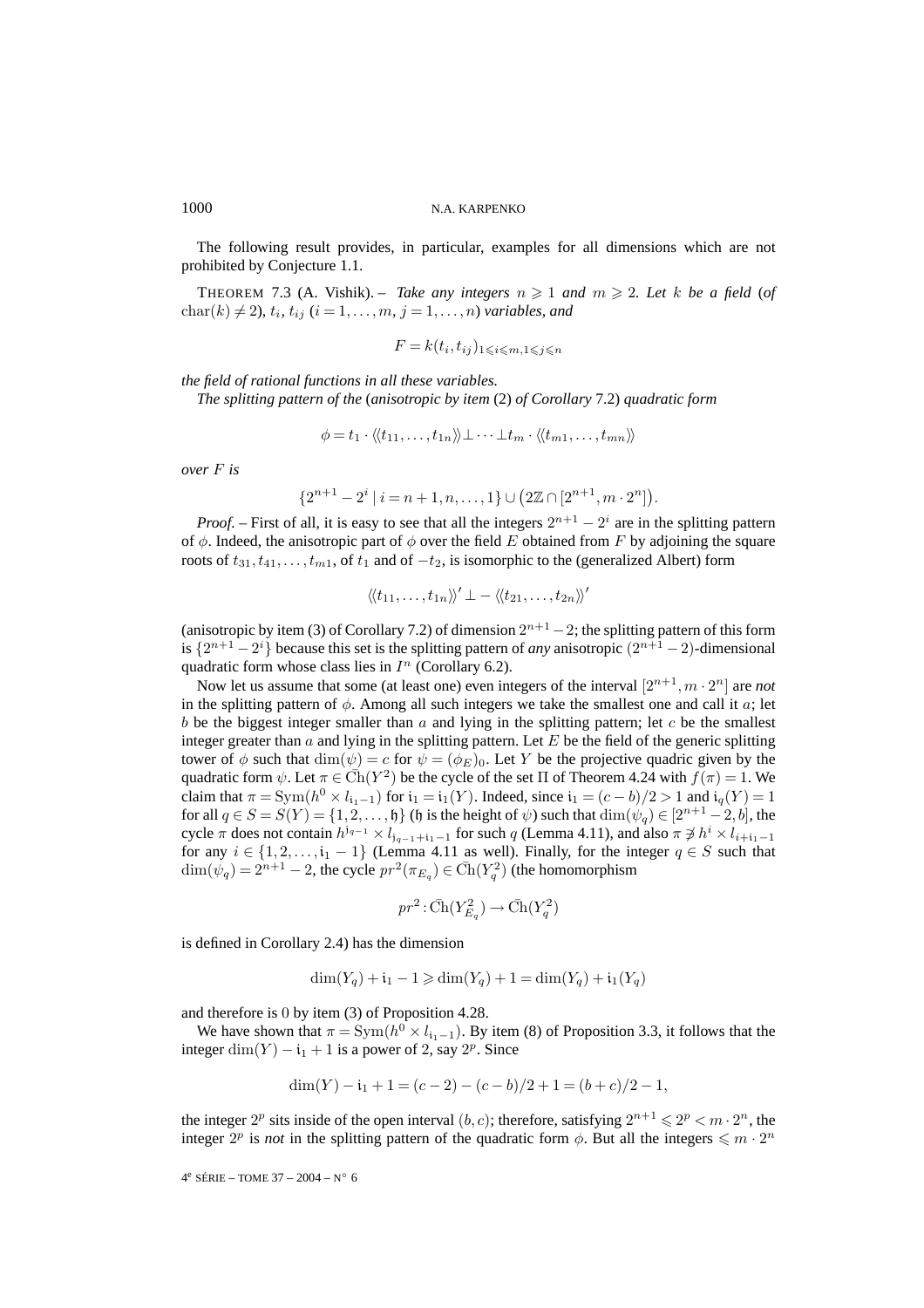The following result provides, in particular, examples for all dimensions which are not prohibited by Conjecture 1.1.

THEOREM 7.3 (A. Vishik). – *Take any integers $n \geqslant 1$ and $m \geqslant 2$. Let $k$ be a field* (*of* $\mathrm{char}(k) \neq 2$)*, $t_i$, $t_{ij}$ ($i = 1, \ldots, m$, $j = 1, \ldots, n$) variables, and*

$$F = k(t_i, t_{ij})_{1 \leqslant i \leqslant m, 1 \leqslant j \leqslant n}$$

*the field of rational functions in all these variables.*

*The splitting pattern of the* (*anisotropic by item* (2) *of Corollary* 7.2) *quadratic form*

$$\phi = t_1 \cdot \langle\langle t_{11}, \ldots, t_{1n} \rangle\rangle \perp \cdots \perp t_m \cdot \langle\langle t_{m1}, \ldots, t_{mn} \rangle\rangle$$

*over $F$ is*

$$\{2^{n+1} - 2^i \mid i = n+1, n, \ldots, 1\} \cup \big(2\mathbb{Z} \cap [2^{n+1}, m \cdot 2^n]\big).$$

*Proof.* – First of all, it is easy to see that all the integers $2^{n+1} - 2^i$ are in the splitting pattern of $\phi$. Indeed, the anisotropic part of $\phi$ over the field $E$ obtained from $F$ by adjoining the square roots of $t_{31}, t_{41}, \ldots, t_{m1}$, of $t_1$ and of $-t_2$, is isomorphic to the (generalized Albert) form

$$\langle\langle t_{11}, \ldots, t_{1n} \rangle\rangle' \perp -\langle\langle t_{21}, \ldots, t_{2n} \rangle\rangle'$$

(anisotropic by item (3) of Corollary 7.2) of dimension $2^{n+1} - 2$; the splitting pattern of this form is $\{2^{n+1} - 2^i\}$ because this set is the splitting pattern of *any* anisotropic $(2^{n+1} - 2)$-dimensional quadratic form whose class lies in $I^n$ (Corollary 6.2).

Now let us assume that some (at least one) even integers of the interval $[2^{n+1}, m \cdot 2^n]$ are *not* in the splitting pattern of $\phi$. Among all such integers we take the smallest one and call it $a$; let $b$ be the biggest integer smaller than $a$ and lying in the splitting pattern; let $c$ be the smallest integer greater than $a$ and lying in the splitting pattern. Let $E$ be the field of the generic splitting tower of $\phi$ such that $\dim(\psi) = c$ for $\psi = (\phi_E)_0$. Let $Y$ be the projective quadric given by the quadratic form $\psi$. Let $\pi \in \bar{\mathrm{Ch}}(Y^2)$ be the cycle of the set $\Pi$ of Theorem 4.24 with $f(\pi) = 1$. We claim that $\pi = \mathrm{Sym}(h^0 \times l_{\mathfrak{i}_1 - 1})$ for $\mathfrak{i}_1 = \mathfrak{i}_1(Y)$. Indeed, since $\mathfrak{i}_1 = (c - b)/2 > 1$ and $\mathfrak{i}_q(Y) = 1$ for all $q \in S = S(Y) = \{1, 2, \ldots, \mathfrak{h}\}$ ($\mathfrak{h}$ is the height of $\psi$) such that $\dim(\psi_q) \in [2^{n+1} - 2, b]$, the cycle $\pi$ does not contain $h^{\mathfrak{j}_{q-1}} \times l_{\mathfrak{j}_{q-1} + \mathfrak{i}_1 - 1}$ for such $q$ (Lemma 4.11), and also $\pi \not\ni h^i \times l_{i + \mathfrak{i}_1 - 1}$ for any $i \in \{1, 2, \ldots, \mathfrak{i}_1 - 1\}$ (Lemma 4.11 as well). Finally, for the integer $q \in S$ such that $\dim(\psi_q) = 2^{n+1} - 2$, the cycle $pr^2(\pi_{E_q}) \in \bar{\mathrm{Ch}}(Y_q^2)$ (the homomorphism

$$pr^2 : \bar{\mathrm{Ch}}(Y_{E_q}^2) \to \bar{\mathrm{Ch}}(Y_q^2)$$

is defined in Corollary 2.4) has the dimension

$$\dim(Y_q) + \mathfrak{i}_1 - 1 \geqslant \dim(Y_q) + 1 = \dim(Y_q) + \mathfrak{i}_1(Y_q)$$

and therefore is $0$ by item (3) of Proposition 4.28.

We have shown that $\pi = \mathrm{Sym}(h^0 \times l_{\mathfrak{i}_1 - 1})$. By item (8) of Proposition 3.3, it follows that the integer $\dim(Y) - \mathfrak{i}_1 + 1$ is a power of 2, say $2^p$. Since

$$\dim(Y) - \mathfrak{i}_1 + 1 = (c - 2) - (c - b)/2 + 1 = (b + c)/2 - 1,$$

the integer $2^p$ sits inside of the open interval $(b, c)$; therefore, satisfying $2^{n+1} \leqslant 2^p < m \cdot 2^n$, the integer $2^p$ is *not* in the splitting pattern of the quadratic form $\phi$. But all the integers $\leqslant m \cdot 2^n$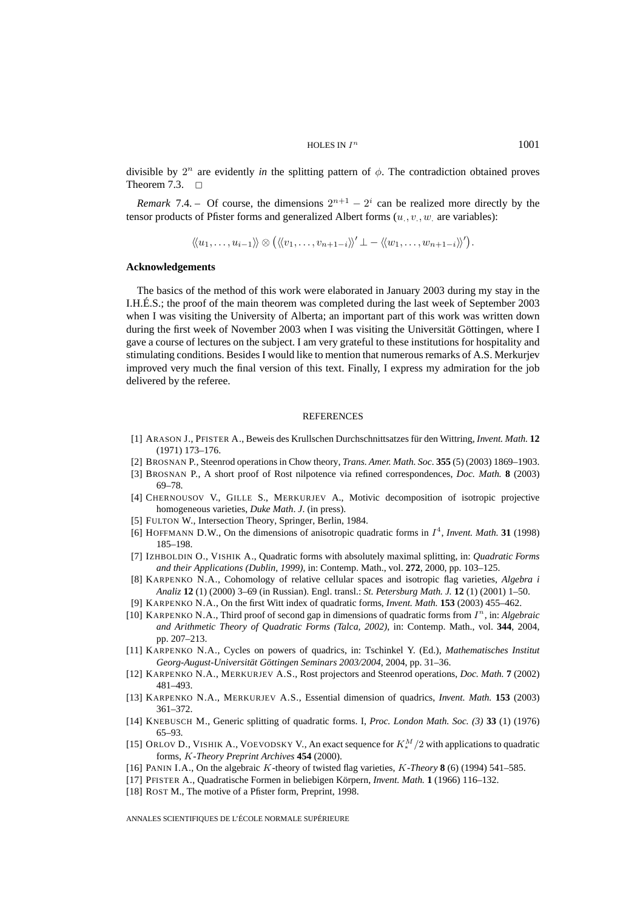divisible by $2^n$ are evidently *in* the splitting pattern of $\phi$. The contradiction obtained proves Theorem 7.3. $\square$

*Remark* 7.4. – Of course, the dimensions $2^{n+1} - 2^i$ can be realized more directly by the tensor products of Pfister forms and generalized Albert forms ($u_\cdot, v_\cdot, w_\cdot$ are variables):

$$\langle\langle u_1, \ldots, u_{i-1}\rangle\rangle \otimes \big(\langle\langle v_1, \ldots, v_{n+1-i}\rangle\rangle' \perp - \langle\langle w_1, \ldots, w_{n+1-i}\rangle\rangle'\big).$$

## Acknowledgements

The basics of the method of this work were elaborated in January 2003 during my stay in the I.H.É.S.; the proof of the main theorem was completed during the last week of September 2003 when I was visiting the University of Alberta; an important part of this work was written down during the first week of November 2003 when I was visiting the Universität Göttingen, where I gave a course of lectures on the subject. I am very grateful to these institutions for hospitality and stimulating conditions. Besides I would like to mention that numerous remarks of A.S. Merkurjev improved very much the final version of this text. Finally, I express my admiration for the job delivered by the referee.

## REFERENCES

[1] ARASON J., PFISTER A., Beweis des Krullschen Durchschnittsatzes für den Wittring, *Invent. Math.* **12** (1971) 173–176.

[2] BROSNAN P., Steenrod operations in Chow theory, *Trans. Amer. Math. Soc.* **355** (5) (2003) 1869–1903.

[3] BROSNAN P., A short proof of Rost nilpotence via refined correspondences, *Doc. Math.* **8** (2003) 69–78.

[4] CHERNOUSOV V., GILLE S., MERKURJEV A., Motivic decomposition of isotropic projective homogeneous varieties, *Duke Math. J.* (in press).

[5] FULTON W., Intersection Theory, Springer, Berlin, 1984.

[6] HOFFMANN D.W., On the dimensions of anisotropic quadratic forms in $I^4$, *Invent. Math.* **31** (1998) 185–198.

[7] IZHBOLDIN O., VISHIK A., Quadratic forms with absolutely maximal splitting, in: *Quadratic Forms and their Applications (Dublin, 1999)*, in: Contemp. Math., vol. **272**, 2000, pp. 103–125.

[8] KARPENKO N.A., Cohomology of relative cellular spaces and isotropic flag varieties, *Algebra i Analiz* **12** (1) (2000) 3–69 (in Russian). Engl. transl.: *St. Petersburg Math. J.* **12** (1) (2001) 1–50.

[9] KARPENKO N.A., On the first Witt index of quadratic forms, *Invent. Math.* **153** (2003) 455–462.

[10] KARPENKO N.A., Third proof of second gap in dimensions of quadratic forms from $I^n$, in: *Algebraic and Arithmetic Theory of Quadratic Forms (Talca, 2002)*, in: Contemp. Math., vol. **344**, 2004, pp. 207–213.

[11] KARPENKO N.A., Cycles on powers of quadrics, in: Tschinkel Y. (Ed.), *Mathematisches Institut Georg-August-Universität Göttingen Seminars 2003/2004*, 2004, pp. 31–36.

[12] KARPENKO N.A., MERKURJEV A.S., Rost projectors and Steenrod operations, *Doc. Math.* **7** (2002) 481–493.

[13] KARPENKO N.A., MERKURJEV A.S., Essential dimension of quadrics, *Invent. Math.* **153** (2003) 361–372.

[14] KNEBUSCH M., Generic splitting of quadratic forms. I, *Proc. London Math. Soc. (3)* **33** (1) (1976) 65–93.

[15] ORLOV D., VISHIK A., VOEVODSKY V., An exact sequence for $K_*^M/2$ with applications to quadratic forms, *K-Theory Preprint Archives* **454** (2000).

[16] PANIN I.A., On the algebraic $K$-theory of twisted flag varieties, *K-Theory* **8** (6) (1994) 541–585.

[17] PFISTER A., Quadratische Formen in beliebigen Körpern, *Invent. Math.* **1** (1966) 116–132.

[18] ROST M., The motive of a Pfister form, Preprint, 1998.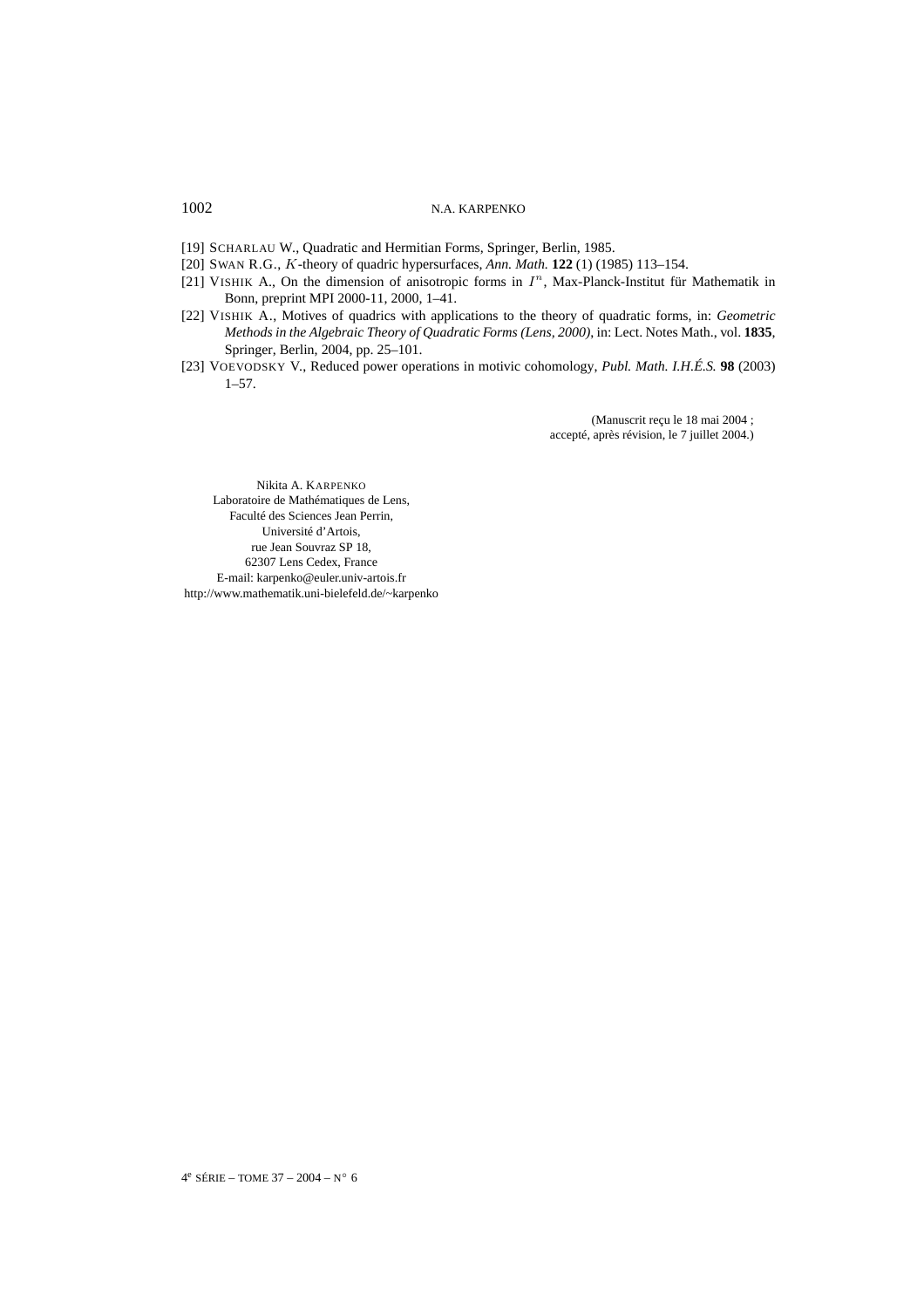[19] SCHARLAU W., Quadratic and Hermitian Forms, Springer, Berlin, 1985.

[20] SWAN R.G., $K$-theory of quadric hypersurfaces, *Ann. Math.* **122** (1) (1985) 113–154.

[21] VISHIK A., On the dimension of anisotropic forms in $I^n$, Max-Planck-Institut für Mathematik in Bonn, preprint MPI 2000-11, 2000, 1–41.

[22] VISHIK A., Motives of quadrics with applications to the theory of quadratic forms, in: *Geometric Methods in the Algebraic Theory of Quadratic Forms (Lens, 2000)*, in: Lect. Notes Math., vol. **1835**, Springer, Berlin, 2004, pp. 25–101.

[23] VOEVODSKY V., Reduced power operations in motivic cohomology, *Publ. Math. I.H.É.S.* **98** (2003) 1–57.

(Manuscrit reçu le 18 mai 2004 ;
accepté, après révision, le 7 juillet 2004.)

Nikita A. KARPENKO
Laboratoire de Mathématiques de Lens,
Faculté des Sciences Jean Perrin,
Université d'Artois,
rue Jean Souvraz SP 18,
62307 Lens Cedex, France
E-mail: karpenko@euler.univ-artois.fr
http://www.mathematik.uni-bielefeld.de/~karpenko